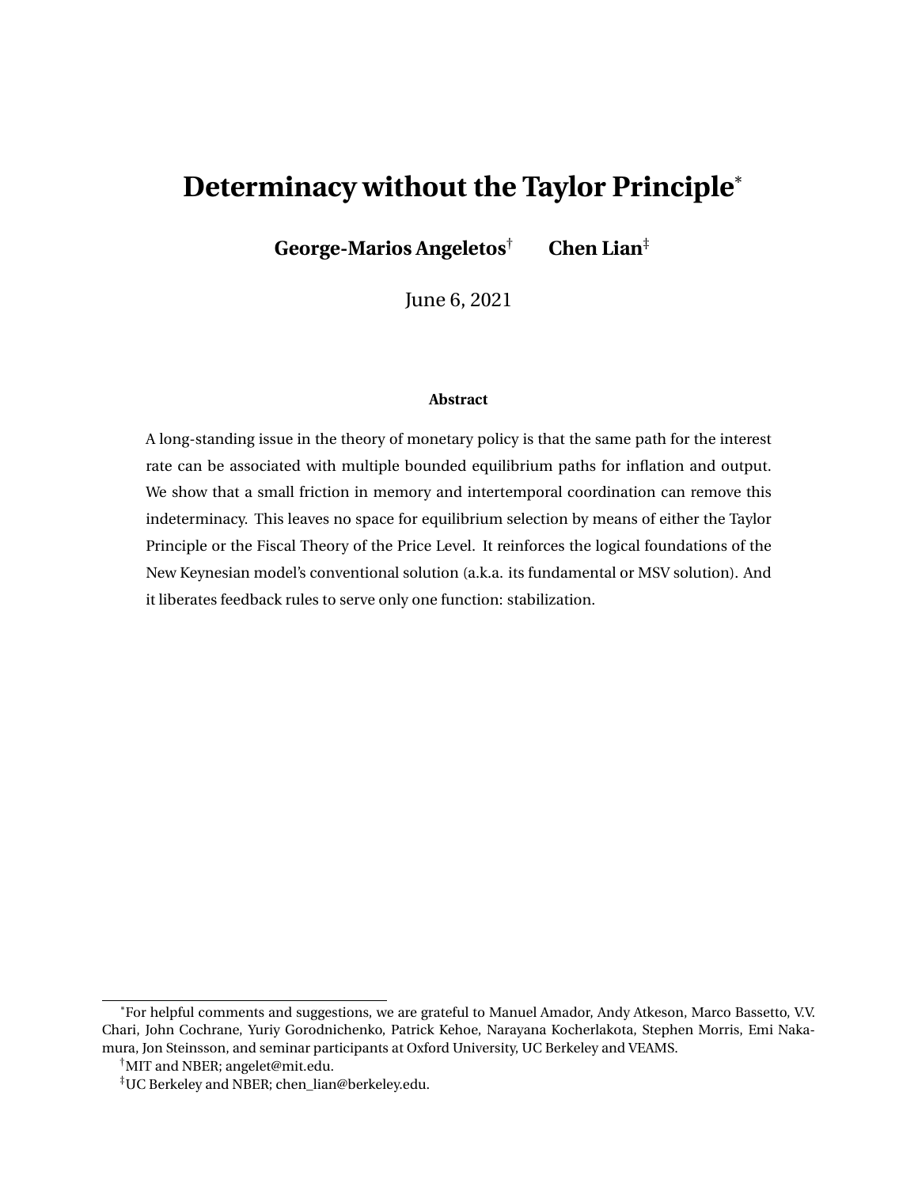# Determinacy without the Taylor Principle[*]

**George-Marios Angeletos**[†] **Chen Lian**[‡]

June 6, 2021

#### Abstract

A long-standing issue in the theory of monetary policy is that the same path for the interest rate can be associated with multiple bounded equilibrium paths for inflation and output. We show that a small friction in memory and intertemporal coordination can remove this indeterminacy. This leaves no space for equilibrium selection by means of either the Taylor Principle or the Fiscal Theory of the Price Level. It reinforces the logical foundations of the New Keynesian model's conventional solution (a.k.a. its fundamental or MSV solution). And it liberates feedback rules to serve only one function: stabilization.

---

[*] For helpful comments and suggestions, we are grateful to Manuel Amador, Andy Atkeson, Marco Bassetto, V.V. Chari, John Cochrane, Yuriy Gorodnichenko, Patrick Kehoe, Narayana Kocherlakota, Stephen Morris, Emi Nakamura, Jon Steinsson, and seminar participants at Oxford University, UC Berkeley and VEAMS.

[†] MIT and NBER; angelet@mit.edu.

[‡] UC Berkeley and NBER; chen_lian@berkeley.edu.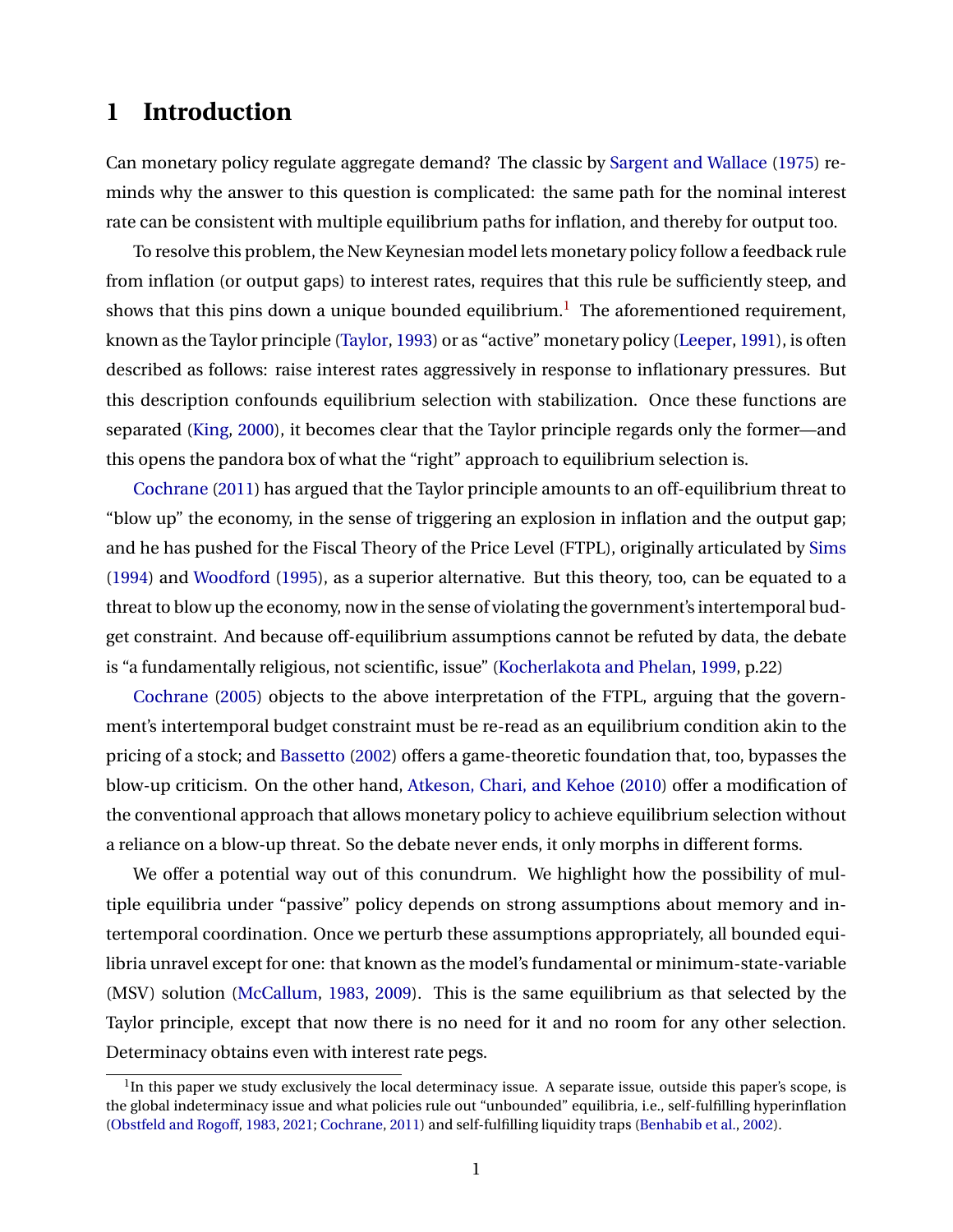# 1 Introduction

Can monetary policy regulate aggregate demand? The classic by Sargent and Wallace (1975) reminds why the answer to this question is complicated: the same path for the nominal interest rate can be consistent with multiple equilibrium paths for inflation, and thereby for output too.

To resolve this problem, the New Keynesian model lets monetary policy follow a feedback rule from inflation (or output gaps) to interest rates, requires that this rule be sufficiently steep, and shows that this pins down a unique bounded equilibrium.[1] The aforementioned requirement, known as the Taylor principle (Taylor, 1993) or as "active" monetary policy (Leeper, 1991), is often described as follows: raise interest rates aggressively in response to inflationary pressures. But this description confounds equilibrium selection with stabilization. Once these functions are separated (King, 2000), it becomes clear that the Taylor principle regards only the former—and this opens the pandora box of what the "right" approach to equilibrium selection is.

Cochrane (2011) has argued that the Taylor principle amounts to an off-equilibrium threat to "blow up" the economy, in the sense of triggering an explosion in inflation and the output gap; and he has pushed for the Fiscal Theory of the Price Level (FTPL), originally articulated by Sims (1994) and Woodford (1995), as a superior alternative. But this theory, too, can be equated to a threat to blow up the economy, now in the sense of violating the government's intertemporal budget constraint. And because off-equilibrium assumptions cannot be refuted by data, the debate is "a fundamentally religious, not scientific, issue" (Kocherlakota and Phelan, 1999, p.22)

Cochrane (2005) objects to the above interpretation of the FTPL, arguing that the government's intertemporal budget constraint must be re-read as an equilibrium condition akin to the pricing of a stock; and Bassetto (2002) offers a game-theoretic foundation that, too, bypasses the blow-up criticism. On the other hand, Atkeson, Chari, and Kehoe (2010) offer a modification of the conventional approach that allows monetary policy to achieve equilibrium selection without a reliance on a blow-up threat. So the debate never ends, it only morphs in different forms.

We offer a potential way out of this conundrum. We highlight how the possibility of multiple equilibria under "passive" policy depends on strong assumptions about memory and intertemporal coordination. Once we perturb these assumptions appropriately, all bounded equilibria unravel except for one: that known as the model's fundamental or minimum-state-variable (MSV) solution (McCallum, 1983, 2009). This is the same equilibrium as that selected by the Taylor principle, except that now there is no need for it and no room for any other selection. Determinacy obtains even with interest rate pegs.

[1] In this paper we study exclusively the local determinacy issue. A separate issue, outside this paper's scope, is the global indeterminacy issue and what policies rule out "unbounded" equilibria, i.e., self-fulfilling hyperinflation (Obstfeld and Rogoff, 1983, 2021; Cochrane, 2011) and self-fulfilling liquidity traps (Benhabib et al., 2002).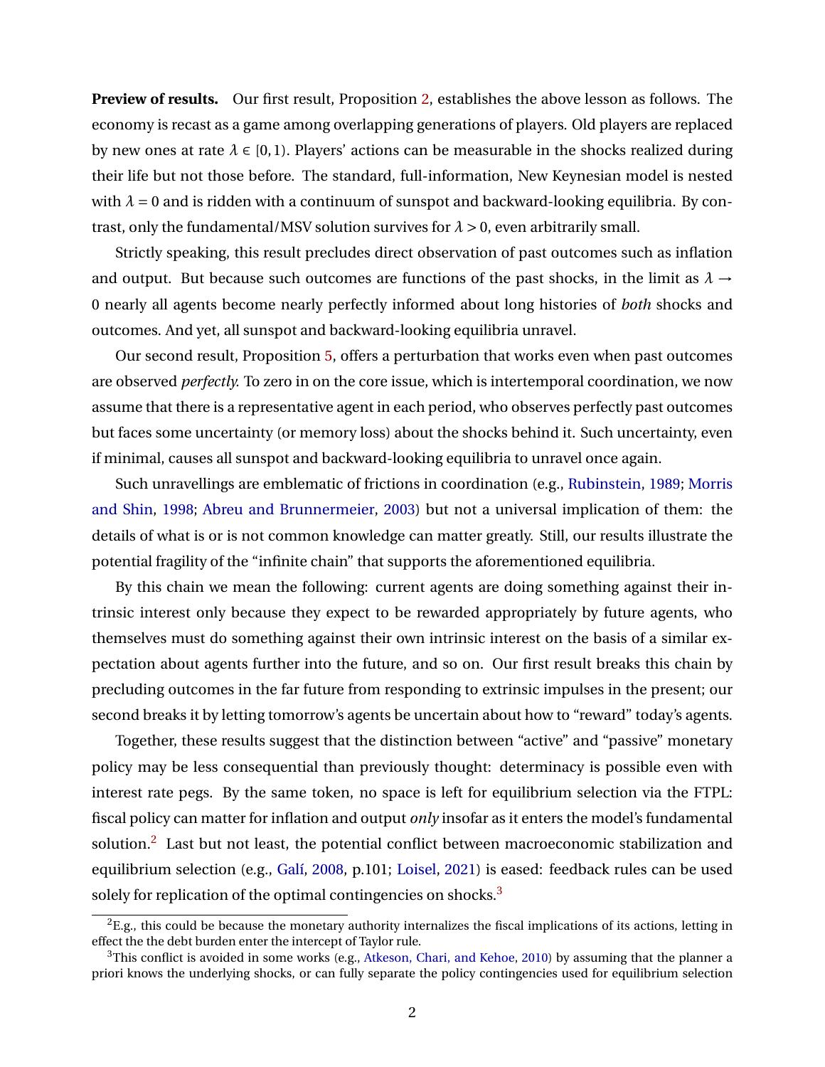**Preview of results.** Our first result, Proposition 2, establishes the above lesson as follows. The economy is recast as a game among overlapping generations of players. Old players are replaced by new ones at rate $\lambda \in [0,1)$. Players' actions can be measurable in the shocks realized during their life but not those before. The standard, full-information, New Keynesian model is nested with $\lambda = 0$ and is ridden with a continuum of sunspot and backward-looking equilibria. By contrast, only the fundamental/MSV solution survives for $\lambda > 0$, even arbitrarily small.

Strictly speaking, this result precludes direct observation of past outcomes such as inflation and output. But because such outcomes are functions of the past shocks, in the limit as $\lambda \to 0$ nearly all agents become nearly perfectly informed about long histories of *both* shocks and outcomes. And yet, all sunspot and backward-looking equilibria unravel.

Our second result, Proposition 5, offers a perturbation that works even when past outcomes are observed *perfectly.* To zero in on the core issue, which is intertemporal coordination, we now assume that there is a representative agent in each period, who observes perfectly past outcomes but faces some uncertainty (or memory loss) about the shocks behind it. Such uncertainty, even if minimal, causes all sunspot and backward-looking equilibria to unravel once again.

Such unravellings are emblematic of frictions in coordination (e.g., Rubinstein, 1989; Morris and Shin, 1998; Abreu and Brunnermeier, 2003) but not a universal implication of them: the details of what is or is not common knowledge can matter greatly. Still, our results illustrate the potential fragility of the "infinite chain" that supports the aforementioned equilibria.

By this chain we mean the following: current agents are doing something against their intrinsic interest only because they expect to be rewarded appropriately by future agents, who themselves must do something against their own intrinsic interest on the basis of a similar expectation about agents further into the future, and so on. Our first result breaks this chain by precluding outcomes in the far future from responding to extrinsic impulses in the present; our second breaks it by letting tomorrow's agents be uncertain about how to "reward" today's agents.

Together, these results suggest that the distinction between "active" and "passive" monetary policy may be less consequential than previously thought: determinacy is possible even with interest rate pegs. By the same token, no space is left for equilibrium selection via the FTPL: fiscal policy can matter for inflation and output *only* insofar as it enters the model's fundamental solution.[2] Last but not least, the potential conflict between macroeconomic stabilization and equilibrium selection (e.g., Galí, 2008, p.101; Loisel, 2021) is eased: feedback rules can be used solely for replication of the optimal contingencies on shocks.[3]

[2]E.g., this could be because the monetary authority internalizes the fiscal implications of its actions, letting in effect the the debt burden enter the intercept of Taylor rule.

[3]This conflict is avoided in some works (e.g., Atkeson, Chari, and Kehoe, 2010) by assuming that the planner a priori knows the underlying shocks, or can fully separate the policy contingencies used for equilibrium selection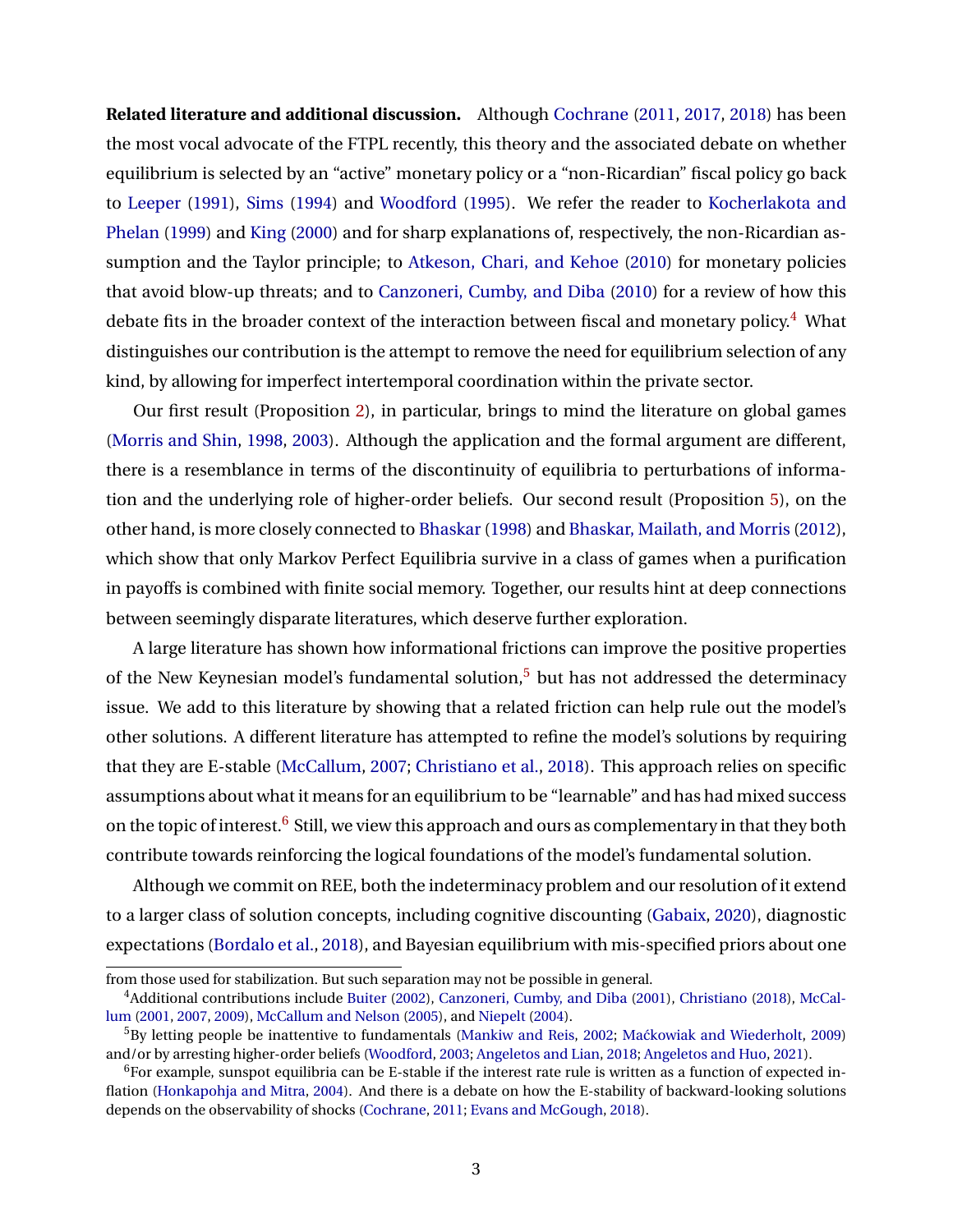**Related literature and additional discussion.** Although Cochrane (2011, 2017, 2018) has been the most vocal advocate of the FTPL recently, this theory and the associated debate on whether equilibrium is selected by an "active" monetary policy or a "non-Ricardian" fiscal policy go back to Leeper (1991), Sims (1994) and Woodford (1995). We refer the reader to Kocherlakota and Phelan (1999) and King (2000) and for sharp explanations of, respectively, the non-Ricardian assumption and the Taylor principle; to Atkeson, Chari, and Kehoe (2010) for monetary policies that avoid blow-up threats; and to Canzoneri, Cumby, and Diba (2010) for a review of how this debate fits in the broader context of the interaction between fiscal and monetary policy.[4] What distinguishes our contribution is the attempt to remove the need for equilibrium selection of any kind, by allowing for imperfect intertemporal coordination within the private sector.

Our first result (Proposition 2), in particular, brings to mind the literature on global games (Morris and Shin, 1998, 2003). Although the application and the formal argument are different, there is a resemblance in terms of the discontinuity of equilibria to perturbations of information and the underlying role of higher-order beliefs. Our second result (Proposition 5), on the other hand, is more closely connected to Bhaskar (1998) and Bhaskar, Mailath, and Morris (2012), which show that only Markov Perfect Equilibria survive in a class of games when a purification in payoffs is combined with finite social memory. Together, our results hint at deep connections between seemingly disparate literatures, which deserve further exploration.

A large literature has shown how informational frictions can improve the positive properties of the New Keynesian model's fundamental solution,[5] but has not addressed the determinacy issue. We add to this literature by showing that a related friction can help rule out the model's other solutions. A different literature has attempted to refine the model's solutions by requiring that they are E-stable (McCallum, 2007; Christiano et al., 2018). This approach relies on specific assumptions about what it means for an equilibrium to be "learnable" and has had mixed success on the topic of interest.[6] Still, we view this approach and ours as complementary in that they both contribute towards reinforcing the logical foundations of the model's fundamental solution.

Although we commit on REE, both the indeterminacy problem and our resolution of it extend to a larger class of solution concepts, including cognitive discounting (Gabaix, 2020), diagnostic expectations (Bordalo et al., 2018), and Bayesian equilibrium with mis-specified priors about one

from those used for stabilization. But such separation may not be possible in general.

[4] Additional contributions include Buiter (2002), Canzoneri, Cumby, and Diba (2001), Christiano (2018), McCallum (2001, 2007, 2009), McCallum and Nelson (2005), and Niepelt (2004).

[5] By letting people be inattentive to fundamentals (Mankiw and Reis, 2002; Maćkowiak and Wiederholt, 2009) and/or by arresting higher-order beliefs (Woodford, 2003; Angeletos and Lian, 2018; Angeletos and Huo, 2021).

[6] For example, sunspot equilibria can be E-stable if the interest rate rule is written as a function of expected inflation (Honkapohja and Mitra, 2004). And there is a debate on how the E-stability of backward-looking solutions depends on the observability of shocks (Cochrane, 2011; Evans and McGough, 2018).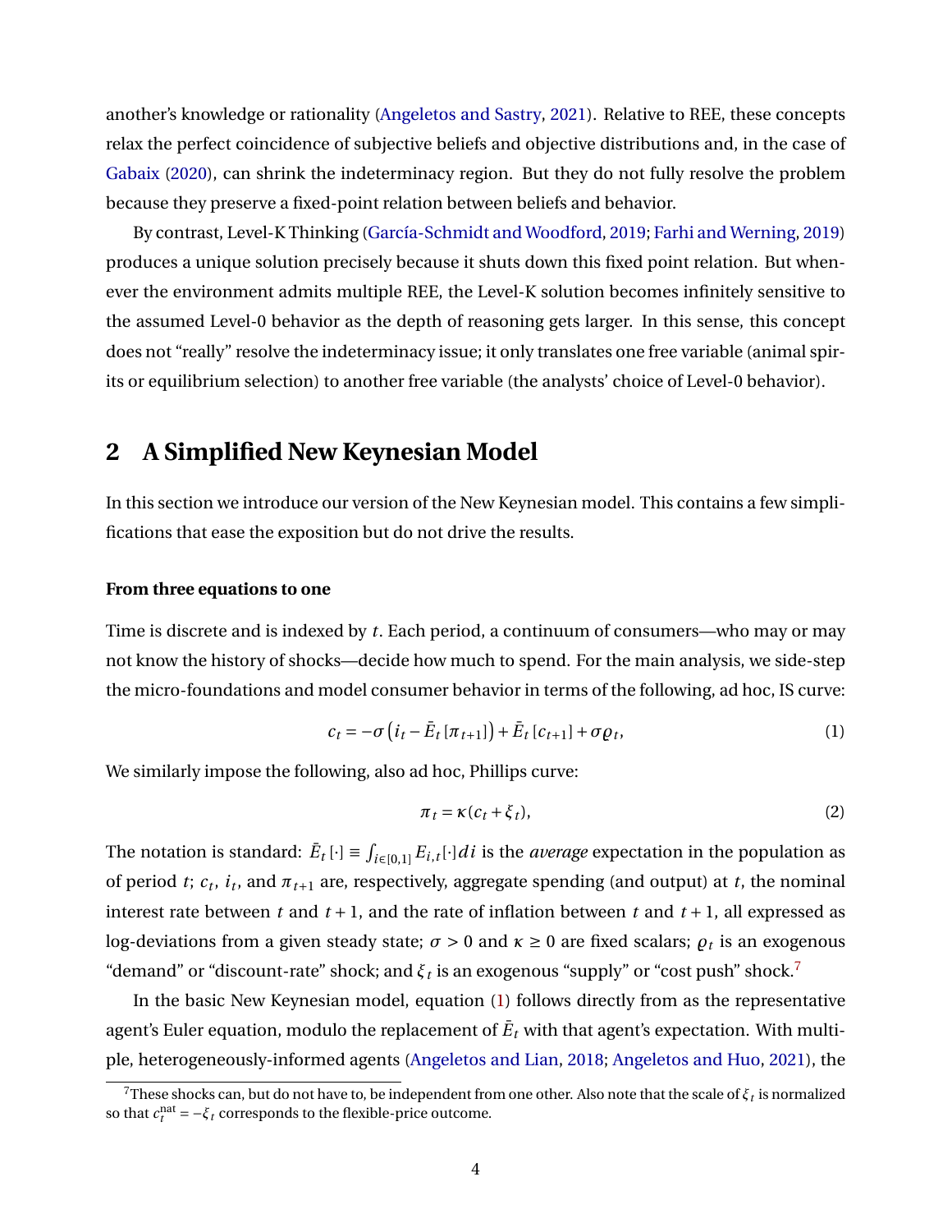another's knowledge or rationality (Angeletos and Sastry, 2021). Relative to REE, these concepts relax the perfect coincidence of subjective beliefs and objective distributions and, in the case of Gabaix (2020), can shrink the indeterminacy region. But they do not fully resolve the problem because they preserve a fixed-point relation between beliefs and behavior.

By contrast, Level-K Thinking (García-Schmidt and Woodford, 2019; Farhi and Werning, 2019) produces a unique solution precisely because it shuts down this fixed point relation. But whenever the environment admits multiple REE, the Level-K solution becomes infinitely sensitive to the assumed Level-0 behavior as the depth of reasoning gets larger. In this sense, this concept does not "really" resolve the indeterminacy issue; it only translates one free variable (animal spirits or equilibrium selection) to another free variable (the analysts' choice of Level-0 behavior).

## 2 A Simplified New Keynesian Model

In this section we introduce our version of the New Keynesian model. This contains a few simplifications that ease the exposition but do not drive the results.

#### From three equations to one

Time is discrete and is indexed by $t$. Each period, a continuum of consumers—who may or may not know the history of shocks—decide how much to spend. For the main analysis, we side-step the micro-foundations and model consumer behavior in terms of the following, ad hoc, IS curve:

$$c_t = -\sigma\left(i_t - \bar{E}_t[\pi_{t+1}]\right) + \bar{E}_t[c_{t+1}] + \sigma\varrho_t, \tag{1}$$

We similarly impose the following, also ad hoc, Phillips curve:

$$\pi_t = \kappa(c_t + \xi_t), \tag{2}$$

The notation is standard: $\bar{E}_t[\cdot] \equiv \int_{i\in[0,1]} E_{i,t}[\cdot]di$ is the *average* expectation in the population as of period $t$; $c_t$, $i_t$, and $\pi_{t+1}$ are, respectively, aggregate spending (and output) at $t$, the nominal interest rate between $t$ and $t+1$, and the rate of inflation between $t$ and $t+1$, all expressed as log-deviations from a given steady state; $\sigma > 0$ and $\kappa \geq 0$ are fixed scalars; $\varrho_t$ is an exogenous "demand" or "discount-rate" shock; and $\xi_t$ is an exogenous "supply" or "cost push" shock.[7]

In the basic New Keynesian model, equation (1) follows directly from as the representative agent's Euler equation, modulo the replacement of $\bar{E}_t$ with that agent's expectation. With multiple, heterogeneously-informed agents (Angeletos and Lian, 2018; Angeletos and Huo, 2021), the

[7] These shocks can, but do not have to, be independent from one other. Also note that the scale of $\xi_t$ is normalized so that $c_t^{\text{nat}} = -\xi_t$ corresponds to the flexible-price outcome.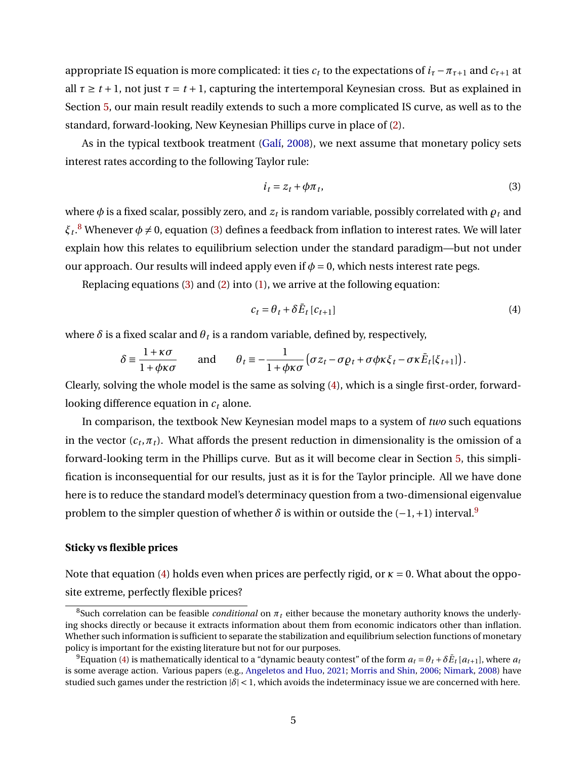appropriate IS equation is more complicated: it ties $c_t$ to the expectations of $i_\tau - \pi_{\tau+1}$ and $c_{\tau+1}$ at all $\tau \geq t+1$, not just $\tau = t+1$, capturing the intertemporal Keynesian cross. But as explained in Section 5, our main result readily extends to such a more complicated IS curve, as well as to the standard, forward-looking, New Keynesian Phillips curve in place of (2).

As in the typical textbook treatment (Galí, 2008), we next assume that monetary policy sets interest rates according to the following Taylor rule:

$$i_t = z_t + \phi \pi_t, \tag{3}$$

where $\phi$ is a fixed scalar, possibly zero, and $z_t$ is random variable, possibly correlated with $\varrho_t$ and $\xi_t$.[8] Whenever $\phi \neq 0$, equation (3) defines a feedback from inflation to interest rates. We will later explain how this relates to equilibrium selection under the standard paradigm—but not under our approach. Our results will indeed apply even if $\phi = 0$, which nests interest rate pegs.

Replacing equations (3) and (2) into (1), we arrive at the following equation:

$$c_t = \theta_t + \delta \bar{E}_t [c_{t+1}] \tag{4}$$

where $\delta$ is a fixed scalar and $\theta_t$ is a random variable, defined by, respectively,

$$\delta \equiv \frac{1+\kappa\sigma}{1+\phi\kappa\sigma} \qquad \text{and} \qquad \theta_t \equiv -\frac{1}{1+\phi\kappa\sigma}\left(\sigma z_t - \sigma \varrho_t + \sigma\phi\kappa\xi_t - \sigma\kappa \bar{E}_t[\xi_{t+1}]\right).$$

Clearly, solving the whole model is the same as solving (4), which is a single first-order, forward-looking difference equation in $c_t$ alone.

In comparison, the textbook New Keynesian model maps to a system of *two* such equations in the vector $(c_t, \pi_t)$. What affords the present reduction in dimensionality is the omission of a forward-looking term in the Phillips curve. But as it will become clear in Section 5, this simplification is inconsequential for our results, just as it is for the Taylor principle. All we have done here is to reduce the standard model's determinacy question from a two-dimensional eigenvalue problem to the simpler question of whether $\delta$ is within or outside the $(-1, +1)$ interval.[9]

#### Sticky vs flexible prices

Note that equation (4) holds even when prices are perfectly rigid, or $\kappa = 0$. What about the opposite extreme, perfectly flexible prices?

---

[8] Such correlation can be feasible *conditional* on $\pi_t$ either because the monetary authority knows the underlying shocks directly or because it extracts information about them from economic indicators other than inflation. Whether such information is sufficient to separate the stabilization and equilibrium selection functions of monetary policy is important for the existing literature but not for our purposes.

[9] Equation (4) is mathematically identical to a "dynamic beauty contest" of the form $a_t = \theta_t + \delta \bar{E}_t [a_{t+1}]$, where $a_t$ is some average action. Various papers (e.g., Angeletos and Huo, 2021; Morris and Shin, 2006; Nimark, 2008) have studied such games under the restriction $|\delta| < 1$, which avoids the indeterminacy issue we are concerned with here.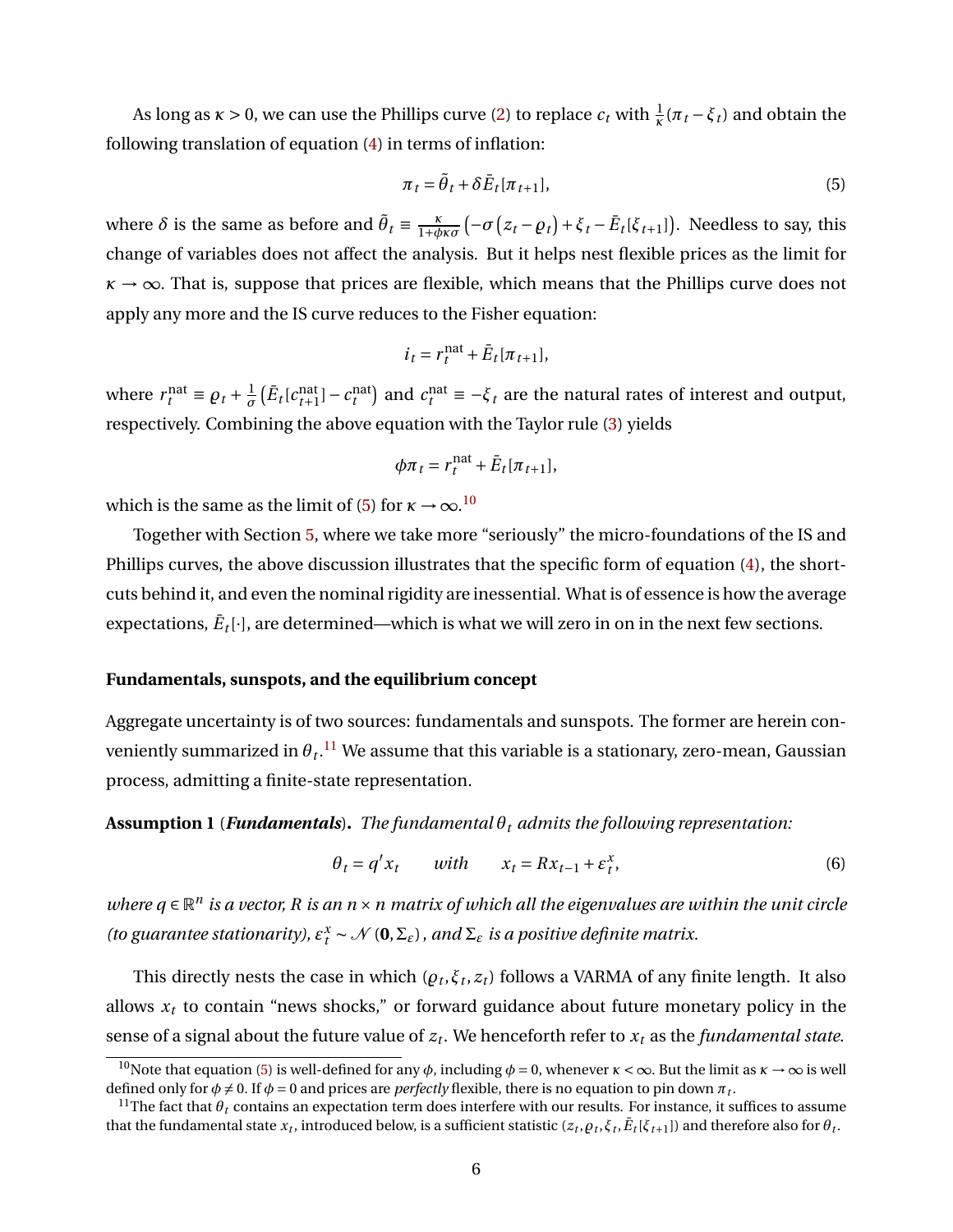As long as $\kappa > 0$, we can use the Phillips curve (2) to replace $c_t$ with $\frac{1}{\kappa}(\pi_t - \xi_t)$ and obtain the following translation of equation (4) in terms of inflation:

$$\pi_t = \tilde{\theta}_t + \delta \bar{E}_t[\pi_{t+1}], \tag{5}$$

where $\delta$ is the same as before and $\tilde{\theta}_t \equiv \frac{\kappa}{1+\phi\kappa\sigma}\left(-\sigma\left(z_t - \varrho_t\right) + \xi_t - \bar{E}_t[\xi_{t+1}]\right)$. Needless to say, this change of variables does not affect the analysis. But it helps nest flexible prices as the limit for $\kappa \to \infty$. That is, suppose that prices are flexible, which means that the Phillips curve does not apply any more and the IS curve reduces to the Fisher equation:

$$i_t = r_t^{\text{nat}} + \bar{E}_t[\pi_{t+1}],$$

where $r_t^{\text{nat}} \equiv \varrho_t + \frac{1}{\sigma}\left(\bar{E}_t[c_{t+1}^{\text{nat}}] - c_t^{\text{nat}}\right)$ and $c_t^{\text{nat}} \equiv -\xi_t$ are the natural rates of interest and output, respectively. Combining the above equation with the Taylor rule (3) yields

$$\phi\pi_t = r_t^{\text{nat}} + \bar{E}_t[\pi_{t+1}],$$

which is the same as the limit of (5) for $\kappa \to \infty$.[10]

Together with Section 5, where we take more "seriously" the micro-foundations of the IS and Phillips curves, the above discussion illustrates that the specific form of equation (4), the short-cuts behind it, and even the nominal rigidity are inessential. What is of essence is how the average expectations, $\bar{E}_t[\cdot]$, are determined—which is what we will zero in on in the next few sections.

### Fundamentals, sunspots, and the equilibrium concept

Aggregate uncertainty is of two sources: fundamentals and sunspots. The former are herein conveniently summarized in $\theta_t$.[11] We assume that this variable is a stationary, zero-mean, Gaussian process, admitting a finite-state representation.

**Assumption 1** (***Fundamentals***)**.** *The fundamental $\theta_t$ admits the following representation:*

$$\theta_t = q' x_t \qquad \text{with} \qquad x_t = R x_{t-1} + \varepsilon_t^x, \tag{6}$$

*where $q \in \mathbb{R}^n$ is a vector, $R$ is an $n \times n$ matrix of which all the eigenvalues are within the unit circle (to guarantee stationarity), $\varepsilon_t^x \sim \mathcal{N}(\mathbf{0}, \Sigma_\varepsilon)$, and $\Sigma_\varepsilon$ is a positive definite matrix.*

This directly nests the case in which $(\varrho_t, \xi_t, z_t)$ follows a VARMA of any finite length. It also allows $x_t$ to contain "news shocks," or forward guidance about future monetary policy in the sense of a signal about the future value of $z_t$. We henceforth refer to $x_t$ as the *fundamental state*.

[10] Note that equation (5) is well-defined for any $\phi$, including $\phi = 0$, whenever $\kappa < \infty$. But the limit as $\kappa \to \infty$ is well defined only for $\phi \neq 0$. If $\phi = 0$ and prices are *perfectly* flexible, there is no equation to pin down $\pi_t$.

[11] The fact that $\theta_t$ contains an expectation term does interfere with our results. For instance, it suffices to assume that the fundamental state $x_t$, introduced below, is a sufficient statistic $(z_t, \varrho_t, \xi_t, \bar{E}_t[\xi_{t+1}])$ and therefore also for $\theta_t$.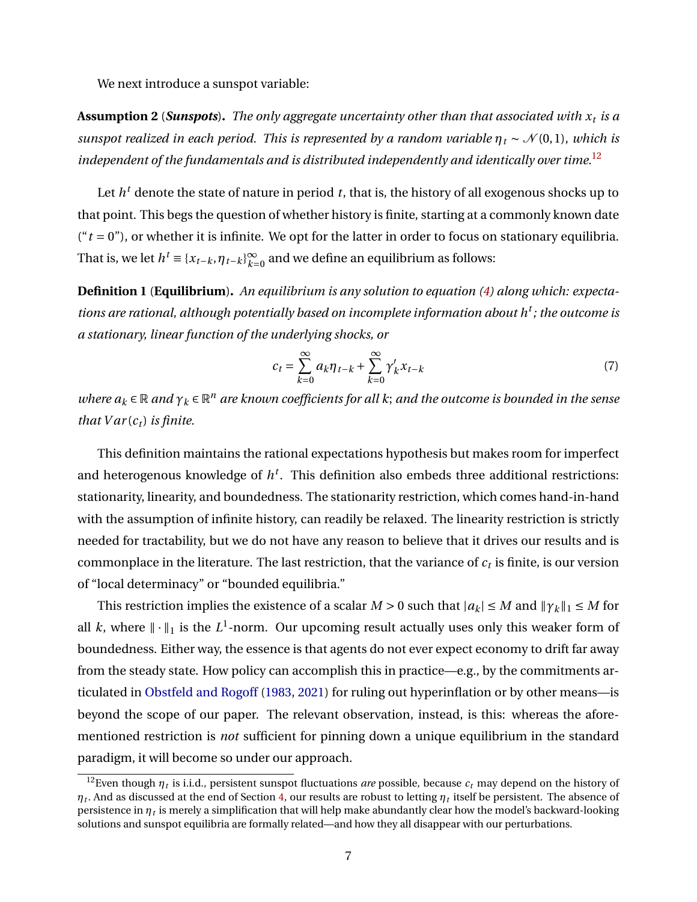We next introduce a sunspot variable:

**Assumption 2** (***Sunspots***)**.** *The only aggregate uncertainty other than that associated with $x_t$ is a sunspot realized in each period. This is represented by a random variable $\eta_t \sim \mathcal{N}(0,1)$, which is independent of the fundamentals and is distributed independently and identically over time.*[12]

Let $h^t$ denote the state of nature in period $t$, that is, the history of all exogenous shocks up to that point. This begs the question of whether history is finite, starting at a commonly known date ("$t=0$"), or whether it is infinite. We opt for the latter in order to focus on stationary equilibria. That is, we let $h^t \equiv \{x_{t-k}, \eta_{t-k}\}_{k=0}^{\infty}$ and we define an equilibrium as follows:

**Definition 1** (**Equilibrium**)**.** *An equilibrium is any solution to equation (4) along which: expectations are rational, although potentially based on incomplete information about $h^t$; the outcome is a stationary, linear function of the underlying shocks, or*

$$c_t = \sum_{k=0}^{\infty} a_k \eta_{t-k} + \sum_{k=0}^{\infty} \gamma_k' x_{t-k} \tag{7}$$

*where $a_k \in \mathbb{R}$ and $\gamma_k \in \mathbb{R}^n$ are known coefficients for all k; and the outcome is bounded in the sense that $Var(c_t)$ is finite.*

This definition maintains the rational expectations hypothesis but makes room for imperfect and heterogenous knowledge of $h^t$. This definition also embeds three additional restrictions: stationarity, linearity, and boundedness. The stationarity restriction, which comes hand-in-hand with the assumption of infinite history, can readily be relaxed. The linearity restriction is strictly needed for tractability, but we do not have any reason to believe that it drives our results and is commonplace in the literature. The last restriction, that the variance of $c_t$ is finite, is our version of "local determinacy" or "bounded equilibria."

This restriction implies the existence of a scalar $M > 0$ such that $|a_k| \leq M$ and $\|\gamma_k\|_1 \leq M$ for all $k$, where $\|\cdot\|_1$ is the $L^1$-norm. Our upcoming result actually uses only this weaker form of boundedness. Either way, the essence is that agents do not ever expect economy to drift far away from the steady state. How policy can accomplish this in practice—e.g., by the commitments articulated in Obstfeld and Rogoff (1983, 2021) for ruling out hyperinflation or by other means—is beyond the scope of our paper. The relevant observation, instead, is this: whereas the aforementioned restriction is *not* sufficient for pinning down a unique equilibrium in the standard paradigm, it will become so under our approach.

[12] Even though $\eta_t$ is i.i.d., persistent sunspot fluctuations *are* possible, because $c_t$ may depend on the history of $\eta_t$. And as discussed at the end of Section 4, our results are robust to letting $\eta_t$ itself be persistent. The absence of persistence in $\eta_t$ is merely a simplification that will help make abundantly clear how the model's backward-looking solutions and sunspot equilibria are formally related—and how they all disappear with our perturbations.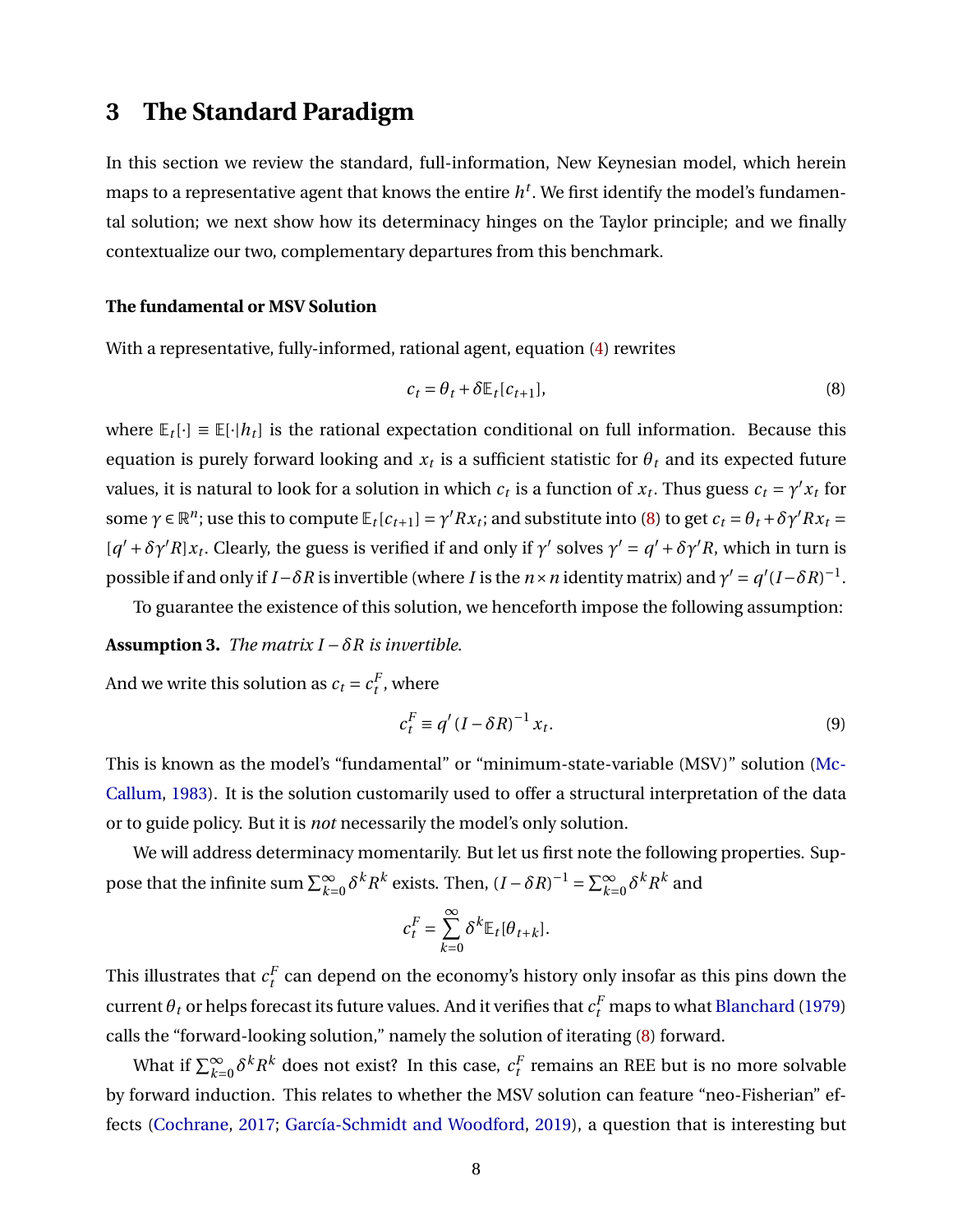# 3 The Standard Paradigm

In this section we review the standard, full-information, New Keynesian model, which herein maps to a representative agent that knows the entire $h^t$. We first identify the model's fundamental solution; we next show how its determinacy hinges on the Taylor principle; and we finally contextualize our two, complementary departures from this benchmark.

**The fundamental or MSV Solution**

With a representative, fully-informed, rational agent, equation (4) rewrites

$$c_t = \theta_t + \delta \mathbb{E}_t[c_{t+1}], \tag{8}$$

where $\mathbb{E}_t[\cdot] \equiv \mathbb{E}[\cdot|h_t]$ is the rational expectation conditional on full information. Because this equation is purely forward looking and $x_t$ is a sufficient statistic for $\theta_t$ and its expected future values, it is natural to look for a solution in which $c_t$ is a function of $x_t$. Thus guess $c_t = \gamma' x_t$ for some $\gamma \in \mathbb{R}^n$; use this to compute $\mathbb{E}_t[c_{t+1}] = \gamma' R x_t$; and substitute into (8) to get $c_t = \theta_t + \delta \gamma' R x_t = [q' + \delta \gamma' R] x_t$. Clearly, the guess is verified if and only if $\gamma'$ solves $\gamma' = q' + \delta \gamma' R$, which in turn is possible if and only if $I - \delta R$ is invertible (where $I$ is the $n \times n$ identity matrix) and $\gamma' = q'(I - \delta R)^{-1}$.

To guarantee the existence of this solution, we henceforth impose the following assumption:

**Assumption 3.** *The matrix $I - \delta R$ is invertible.*

And we write this solution as $c_t = c_t^F$, where

$$c_t^F \equiv q' (I - \delta R)^{-1} x_t. \tag{9}$$

This is known as the model's "fundamental" or "minimum-state-variable (MSV)" solution (McCallum, 1983). It is the solution customarily used to offer a structural interpretation of the data or to guide policy. But it is *not* necessarily the model's only solution.

We will address determinacy momentarily. But let us first note the following properties. Suppose that the infinite sum $\sum_{k=0}^{\infty} \delta^k R^k$ exists. Then, $(I - \delta R)^{-1} = \sum_{k=0}^{\infty} \delta^k R^k$ and

$$c_t^F = \sum_{k=0}^{\infty} \delta^k \mathbb{E}_t[\theta_{t+k}].$$

This illustrates that $c_t^F$ can depend on the economy's history only insofar as this pins down the current $\theta_t$ or helps forecast its future values. And it verifies that $c_t^F$ maps to what Blanchard (1979) calls the "forward-looking solution," namely the solution of iterating (8) forward.

What if $\sum_{k=0}^{\infty} \delta^k R^k$ does not exist? In this case, $c_t^F$ remains an REE but is no more solvable by forward induction. This relates to whether the MSV solution can feature "neo-Fisherian" effects (Cochrane, 2017; García-Schmidt and Woodford, 2019), a question that is interesting but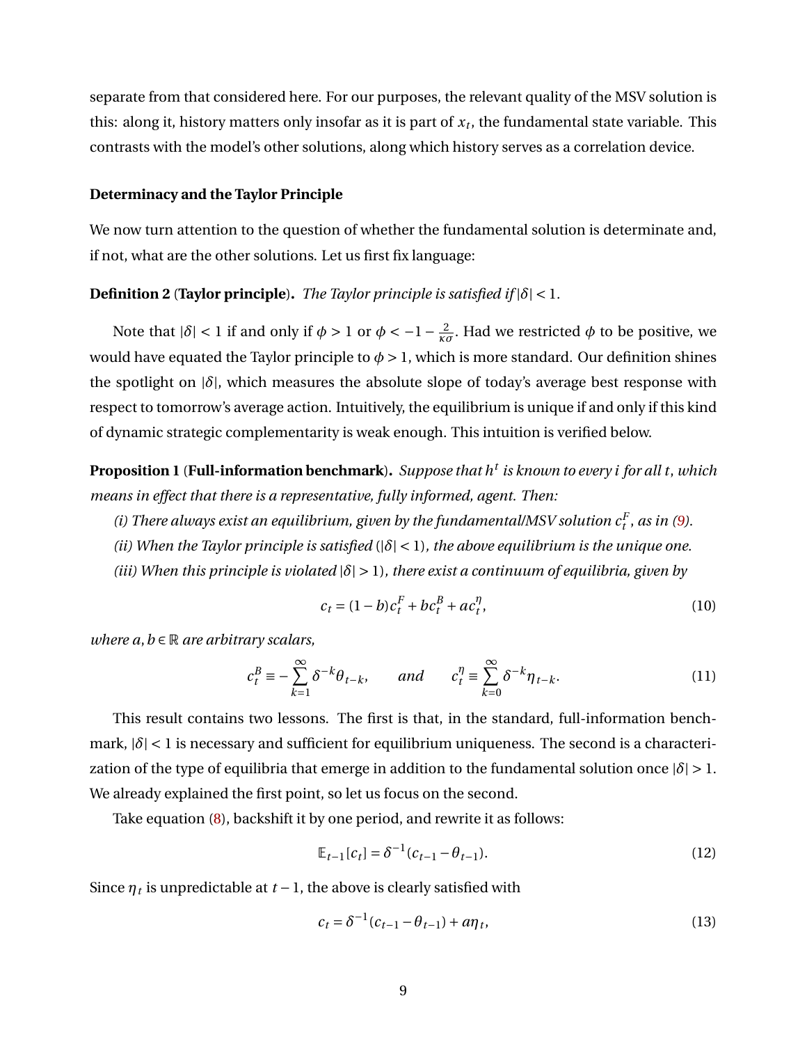separate from that considered here. For our purposes, the relevant quality of the MSV solution is this: along it, history matters only insofar as it is part of $x_t$, the fundamental state variable. This contrasts with the model's other solutions, along which history serves as a correlation device.

**Determinacy and the Taylor Principle**

We now turn attention to the question of whether the fundamental solution is determinate and, if not, what are the other solutions. Let us first fix language:

**Definition 2** (**Taylor principle**)**.** *The Taylor principle is satisfied if* $|\delta| < 1$.

Note that $|\delta| < 1$ if and only if $\phi > 1$ or $\phi < -1 - \frac{2}{\kappa\sigma}$. Had we restricted $\phi$ to be positive, we would have equated the Taylor principle to $\phi > 1$, which is more standard. Our definition shines the spotlight on $|\delta|$, which measures the absolute slope of today's average best response with respect to tomorrow's average action. Intuitively, the equilibrium is unique if and only if this kind of dynamic strategic complementarity is weak enough. This intuition is verified below.

**Proposition 1** (**Full-information benchmark**)**.** *Suppose that $h^t$ is known to every $i$ for all $t$, which means in effect that there is a representative, fully informed, agent. Then:*

*(i) There always exist an equilibrium, given by the fundamental/MSV solution $c_t^F$, as in (9).*

*(ii) When the Taylor principle is satisfied ($|\delta| < 1$), the above equilibrium is the unique one.*

*(iii) When this principle is violated $|\delta| > 1$), there exist a continuum of equilibria, given by*

$$c_t = (1-b)c_t^F + bc_t^B + ac_t^\eta, \tag{10}$$

*where $a, b \in \mathbb{R}$ are arbitrary scalars,*

$$c_t^B \equiv -\sum_{k=1}^{\infty} \delta^{-k}\theta_{t-k}, \qquad \text{and} \qquad c_t^\eta \equiv \sum_{k=0}^{\infty} \delta^{-k}\eta_{t-k}. \tag{11}$$

This result contains two lessons. The first is that, in the standard, full-information benchmark, $|\delta| < 1$ is necessary and sufficient for equilibrium uniqueness. The second is a characterization of the type of equilibria that emerge in addition to the fundamental solution once $|\delta| > 1$. We already explained the first point, so let us focus on the second.

Take equation (8), backshift it by one period, and rewrite it as follows:

$$\mathbb{E}_{t-1}[c_t] = \delta^{-1}(c_{t-1} - \theta_{t-1}). \tag{12}$$

Since $\eta_t$ is unpredictable at $t-1$, the above is clearly satisfied with

$$c_t = \delta^{-1}(c_{t-1} - \theta_{t-1}) + a\eta_t, \tag{13}$$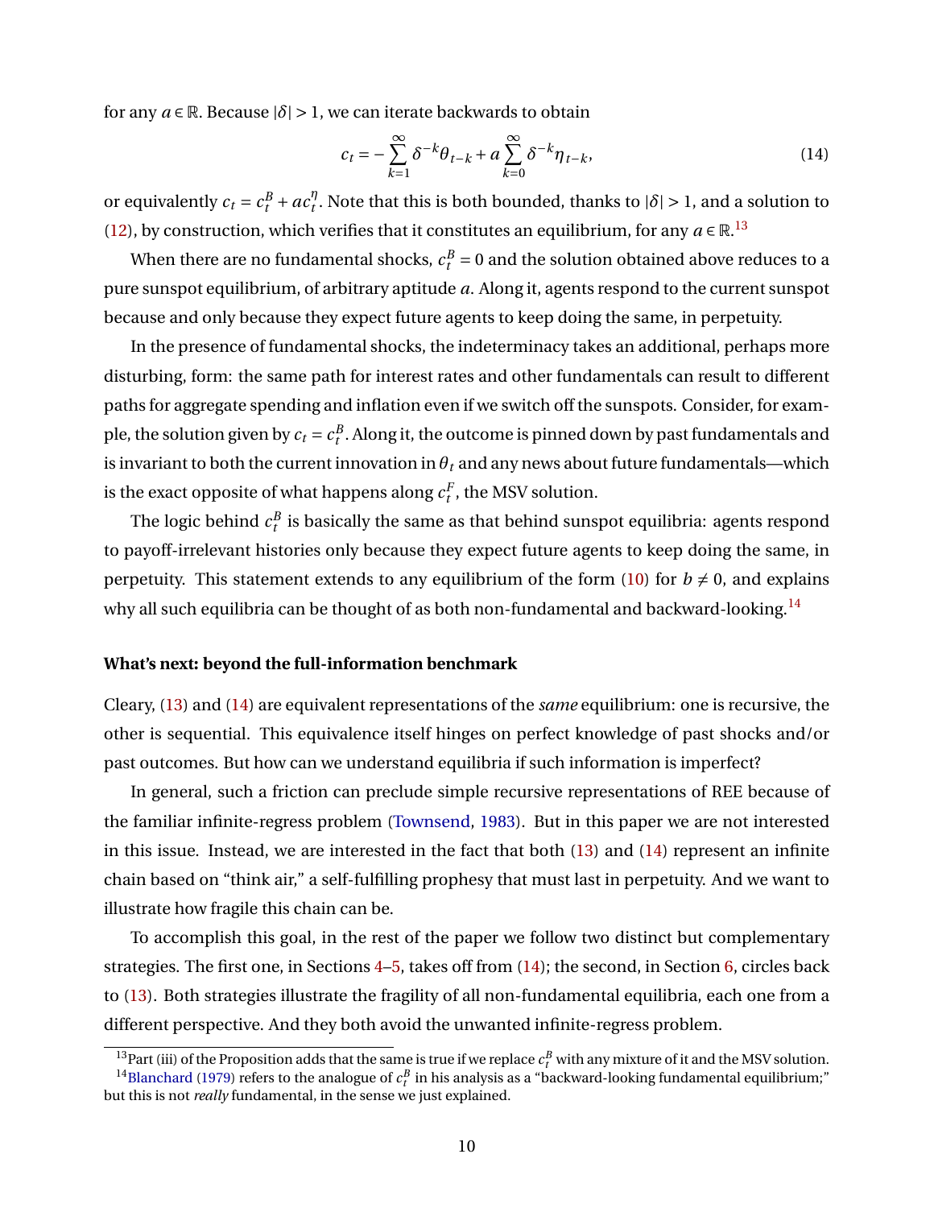for any $a \in \mathbb{R}$. Because $|\delta| > 1$, we can iterate backwards to obtain

$$c_t = -\sum_{k=1}^{\infty} \delta^{-k}\theta_{t-k} + a\sum_{k=0}^{\infty} \delta^{-k}\eta_{t-k}, \tag{14}$$

or equivalently $c_t = c_t^B + a c_t^\eta$. Note that this is both bounded, thanks to $|\delta| > 1$, and a solution to (12), by construction, which verifies that it constitutes an equilibrium, for any $a \in \mathbb{R}$.[13]

When there are no fundamental shocks, $c_t^B = 0$ and the solution obtained above reduces to a pure sunspot equilibrium, of arbitrary aptitude $a$. Along it, agents respond to the current sunspot because and only because they expect future agents to keep doing the same, in perpetuity.

In the presence of fundamental shocks, the indeterminacy takes an additional, perhaps more disturbing, form: the same path for interest rates and other fundamentals can result to different paths for aggregate spending and inflation even if we switch off the sunspots. Consider, for example, the solution given by $c_t = c_t^B$. Along it, the outcome is pinned down by past fundamentals and is invariant to both the current innovation in $\theta_t$ and any news about future fundamentals—which is the exact opposite of what happens along $c_t^F$, the MSV solution.

The logic behind $c_t^B$ is basically the same as that behind sunspot equilibria: agents respond to payoff-irrelevant histories only because they expect future agents to keep doing the same, in perpetuity. This statement extends to any equilibrium of the form (10) for $b \neq 0$, and explains why all such equilibria can be thought of as both non-fundamental and backward-looking.[14]

**What's next: beyond the full-information benchmark**

Cleary, (13) and (14) are equivalent representations of the *same* equilibrium: one is recursive, the other is sequential. This equivalence itself hinges on perfect knowledge of past shocks and/or past outcomes. But how can we understand equilibria if such information is imperfect?

In general, such a friction can preclude simple recursive representations of REE because of the familiar infinite-regress problem (Townsend, 1983). But in this paper we are not interested in this issue. Instead, we are interested in the fact that both (13) and (14) represent an infinite chain based on "think air," a self-fulfilling prophesy that must last in perpetuity. And we want to illustrate how fragile this chain can be.

To accomplish this goal, in the rest of the paper we follow two distinct but complementary strategies. The first one, in Sections 4–5, takes off from (14); the second, in Section 6, circles back to (13). Both strategies illustrate the fragility of all non-fundamental equilibria, each one from a different perspective. And they both avoid the unwanted infinite-regress problem.

[13] Part (iii) of the Proposition adds that the same is true if we replace $c_t^B$ with any mixture of it and the MSV solution.

[14] Blanchard (1979) refers to the analogue of $c_t^B$ in his analysis as a "backward-looking fundamental equilibrium;" but this is not *really* fundamental, in the sense we just explained.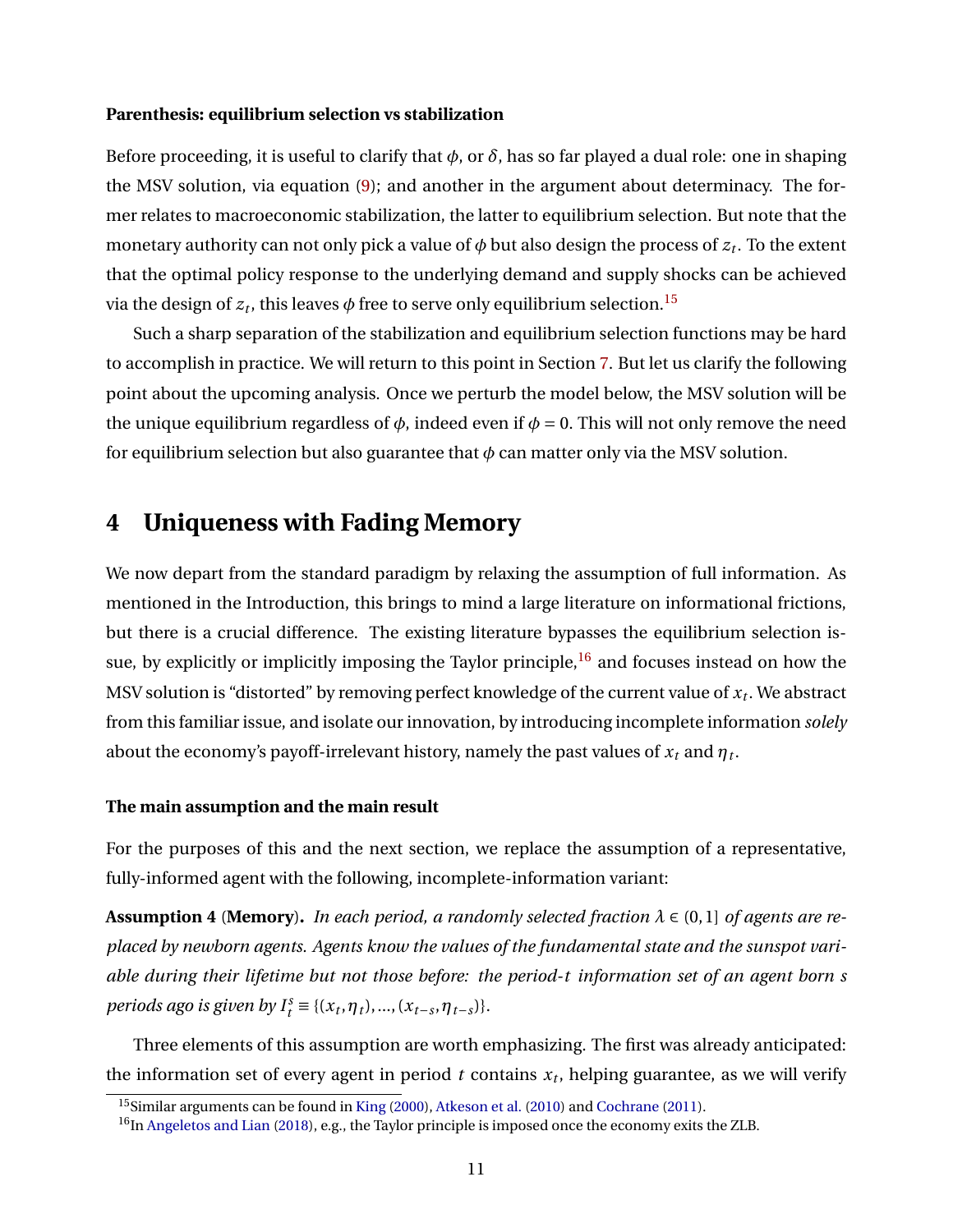**Parenthesis: equilibrium selection vs stabilization**

Before proceeding, it is useful to clarify that $\phi$, or $\delta$, has so far played a dual role: one in shaping the MSV solution, via equation (9); and another in the argument about determinacy. The former relates to macroeconomic stabilization, the latter to equilibrium selection. But note that the monetary authority can not only pick a value of $\phi$ but also design the process of $z_t$. To the extent that the optimal policy response to the underlying demand and supply shocks can be achieved via the design of $z_t$, this leaves $\phi$ free to serve only equilibrium selection.[15]

Such a sharp separation of the stabilization and equilibrium selection functions may be hard to accomplish in practice. We will return to this point in Section 7. But let us clarify the following point about the upcoming analysis. Once we perturb the model below, the MSV solution will be the unique equilibrium regardless of $\phi$, indeed even if $\phi = 0$. This will not only remove the need for equilibrium selection but also guarantee that $\phi$ can matter only via the MSV solution.

# 4 Uniqueness with Fading Memory

We now depart from the standard paradigm by relaxing the assumption of full information. As mentioned in the Introduction, this brings to mind a large literature on informational frictions, but there is a crucial difference. The existing literature bypasses the equilibrium selection issue, by explicitly or implicitly imposing the Taylor principle,[16] and focuses instead on how the MSV solution is "distorted" by removing perfect knowledge of the current value of $x_t$. We abstract from this familiar issue, and isolate our innovation, by introducing incomplete information *solely* about the economy's payoff-irrelevant history, namely the past values of $x_t$ and $\eta_t$.

**The main assumption and the main result**

For the purposes of this and the next section, we replace the assumption of a representative, fully-informed agent with the following, incomplete-information variant:

**Assumption 4** (**Memory**)**.** *In each period, a randomly selected fraction $\lambda \in (0,1]$ of agents are replaced by newborn agents. Agents know the values of the fundamental state and the sunspot variable during their lifetime but not those before: the period-$t$ information set of an agent born $s$ periods ago is given by $I_t^s \equiv \{(x_t, \eta_t), ..., (x_{t-s}, \eta_{t-s})\}$.*

Three elements of this assumption are worth emphasizing. The first was already anticipated: the information set of every agent in period $t$ contains $x_t$, helping guarantee, as we will verify

[15] Similar arguments can be found in King (2000), Atkeson et al. (2010) and Cochrane (2011).

[16] In Angeletos and Lian (2018), e.g., the Taylor principle is imposed once the economy exits the ZLB.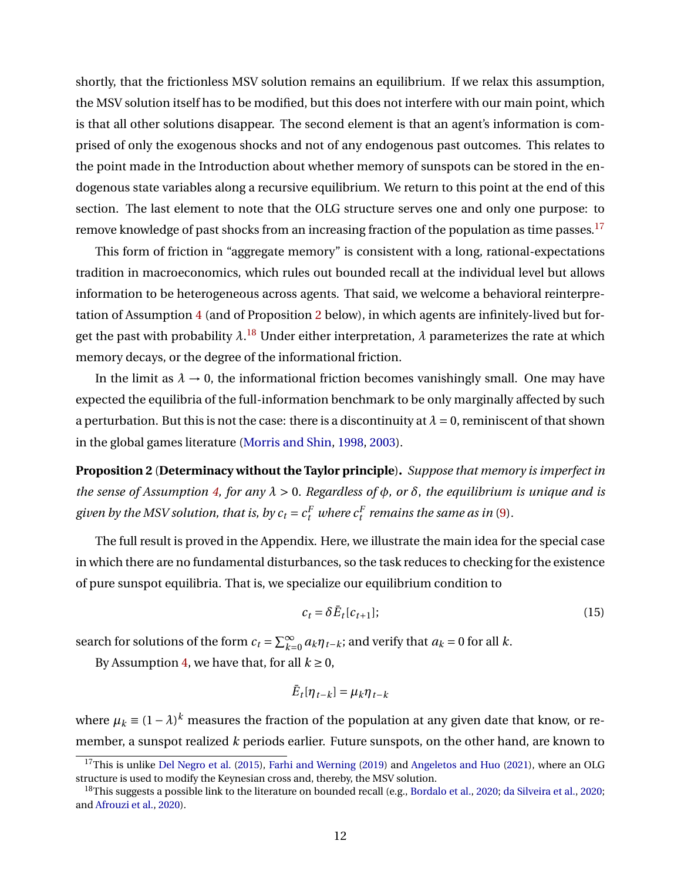shortly, that the frictionless MSV solution remains an equilibrium. If we relax this assumption, the MSV solution itself has to be modified, but this does not interfere with our main point, which is that all other solutions disappear. The second element is that an agent's information is comprised of only the exogenous shocks and not of any endogenous past outcomes. This relates to the point made in the Introduction about whether memory of sunspots can be stored in the endogenous state variables along a recursive equilibrium. We return to this point at the end of this section. The last element to note that the OLG structure serves one and only one purpose: to remove knowledge of past shocks from an increasing fraction of the population as time passes.[17]

This form of friction in "aggregate memory" is consistent with a long, rational-expectations tradition in macroeconomics, which rules out bounded recall at the individual level but allows information to be heterogeneous across agents. That said, we welcome a behavioral reinterpretation of Assumption 4 (and of Proposition 2 below), in which agents are infinitely-lived but forget the past with probability $\lambda$.[18] Under either interpretation, $\lambda$ parameterizes the rate at which memory decays, or the degree of the informational friction.

In the limit as $\lambda \to 0$, the informational friction becomes vanishingly small. One may have expected the equilibria of the full-information benchmark to be only marginally affected by such a perturbation. But this is not the case: there is a discontinuity at $\lambda = 0$, reminiscent of that shown in the global games literature (Morris and Shin, 1998, 2003).

**Proposition 2** (**Determinacy without the Taylor principle**)**.** *Suppose that memory is imperfect in the sense of Assumption 4, for any $\lambda > 0$. Regardless of $\phi$, or $\delta$, the equilibrium is unique and is given by the MSV solution, that is, by $c_t = c_t^F$ where $c_t^F$ remains the same as in (9).*

The full result is proved in the Appendix. Here, we illustrate the main idea for the special case in which there are no fundamental disturbances, so the task reduces to checking for the existence of pure sunspot equilibria. That is, we specialize our equilibrium condition to

$$c_t = \delta \bar{E}_t[c_{t+1}]; \tag{15}$$

search for solutions of the form $c_t = \sum_{k=0}^{\infty} a_k \eta_{t-k}$; and verify that $a_k = 0$ for all $k$.

By Assumption 4, we have that, for all $k \geq 0$,

$$\bar{E}_t[\eta_{t-k}] = \mu_k \eta_{t-k}$$

where $\mu_k \equiv (1-\lambda)^k$ measures the fraction of the population at any given date that know, or remember, a sunspot realized $k$ periods earlier. Future sunspots, on the other hand, are known to

[17] This is unlike Del Negro et al. (2015), Farhi and Werning (2019) and Angeletos and Huo (2021), where an OLG structure is used to modify the Keynesian cross and, thereby, the MSV solution.

[18] This suggests a possible link to the literature on bounded recall (e.g., Bordalo et al., 2020; da Silveira et al., 2020; and Afrouzi et al., 2020).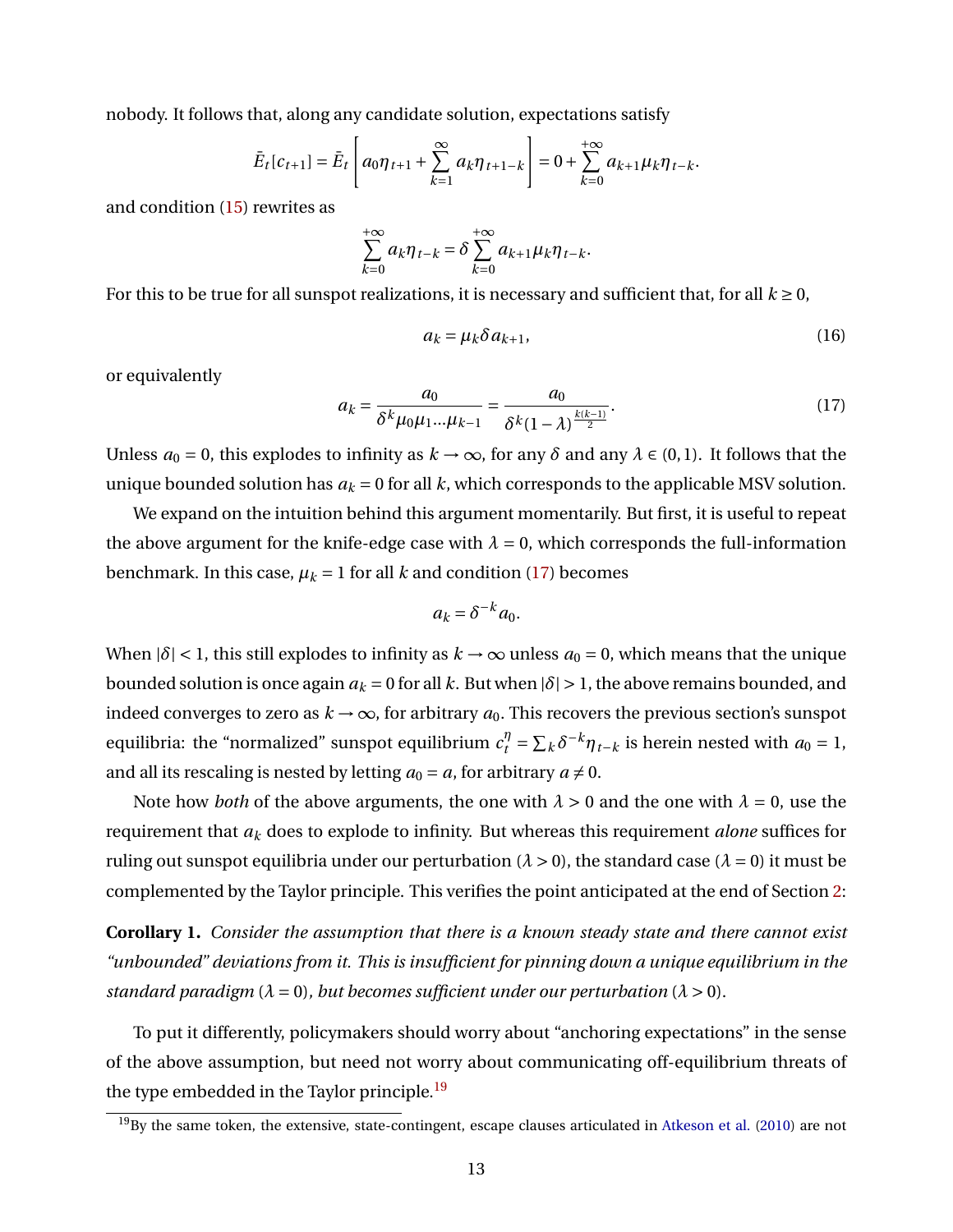nobody. It follows that, along any candidate solution, expectations satisfy

$$\bar{E}_t[c_{t+1}] = \bar{E}_t\left[a_0\eta_{t+1} + \sum_{k=1}^{\infty} a_k \eta_{t+1-k}\right] = 0 + \sum_{k=0}^{+\infty} a_{k+1}\mu_k \eta_{t-k}.$$

and condition (15) rewrites as

$$\sum_{k=0}^{+\infty} a_k \eta_{t-k} = \delta \sum_{k=0}^{+\infty} a_{k+1}\mu_k \eta_{t-k}.$$

For this to be true for all sunspot realizations, it is necessary and sufficient that, for all $k \geq 0$,

$$a_k = \mu_k \delta a_{k+1}, \tag{16}$$

or equivalently

$$a_k = \frac{a_0}{\delta^k \mu_0 \mu_1 ... \mu_{k-1}} = \frac{a_0}{\delta^k (1-\lambda)^{\frac{k(k-1)}{2}}}. \tag{17}$$

Unless $a_0 = 0$, this explodes to infinity as $k \to \infty$, for any $\delta$ and any $\lambda \in (0,1)$. It follows that the unique bounded solution has $a_k = 0$ for all $k$, which corresponds to the applicable MSV solution.

We expand on the intuition behind this argument momentarily. But first, it is useful to repeat the above argument for the knife-edge case with $\lambda = 0$, which corresponds the full-information benchmark. In this case, $\mu_k = 1$ for all $k$ and condition (17) becomes

$$a_k = \delta^{-k} a_0.$$

When $|\delta| < 1$, this still explodes to infinity as $k \to \infty$ unless $a_0 = 0$, which means that the unique bounded solution is once again $a_k = 0$ for all $k$. But when $|\delta| > 1$, the above remains bounded, and indeed converges to zero as $k \to \infty$, for arbitrary $a_0$. This recovers the previous section's sunspot equilibria: the "normalized" sunspot equilibrium $c_t^{\eta} = \sum_k \delta^{-k}\eta_{t-k}$ is herein nested with $a_0 = 1$, and all its rescaling is nested by letting $a_0 = a$, for arbitrary $a \neq 0$.

Note how *both* of the above arguments, the one with $\lambda > 0$ and the one with $\lambda = 0$, use the requirement that $a_k$ does to explode to infinity. But whereas this requirement *alone* suffices for ruling out sunspot equilibria under our perturbation ($\lambda > 0$), the standard case ($\lambda = 0$) it must be complemented by the Taylor principle. This verifies the point anticipated at the end of Section 2:

**Corollary 1.** *Consider the assumption that there is a known steady state and there cannot exist "unbounded" deviations from it. This is insufficient for pinning down a unique equilibrium in the standard paradigm* ($\lambda = 0$)*, but becomes sufficient under our perturbation* ($\lambda > 0$).

To put it differently, policymakers should worry about "anchoring expectations" in the sense of the above assumption, but need not worry about communicating off-equilibrium threats of the type embedded in the Taylor principle.[19]

[19]By the same token, the extensive, state-contingent, escape clauses articulated in Atkeson et al. (2010) are not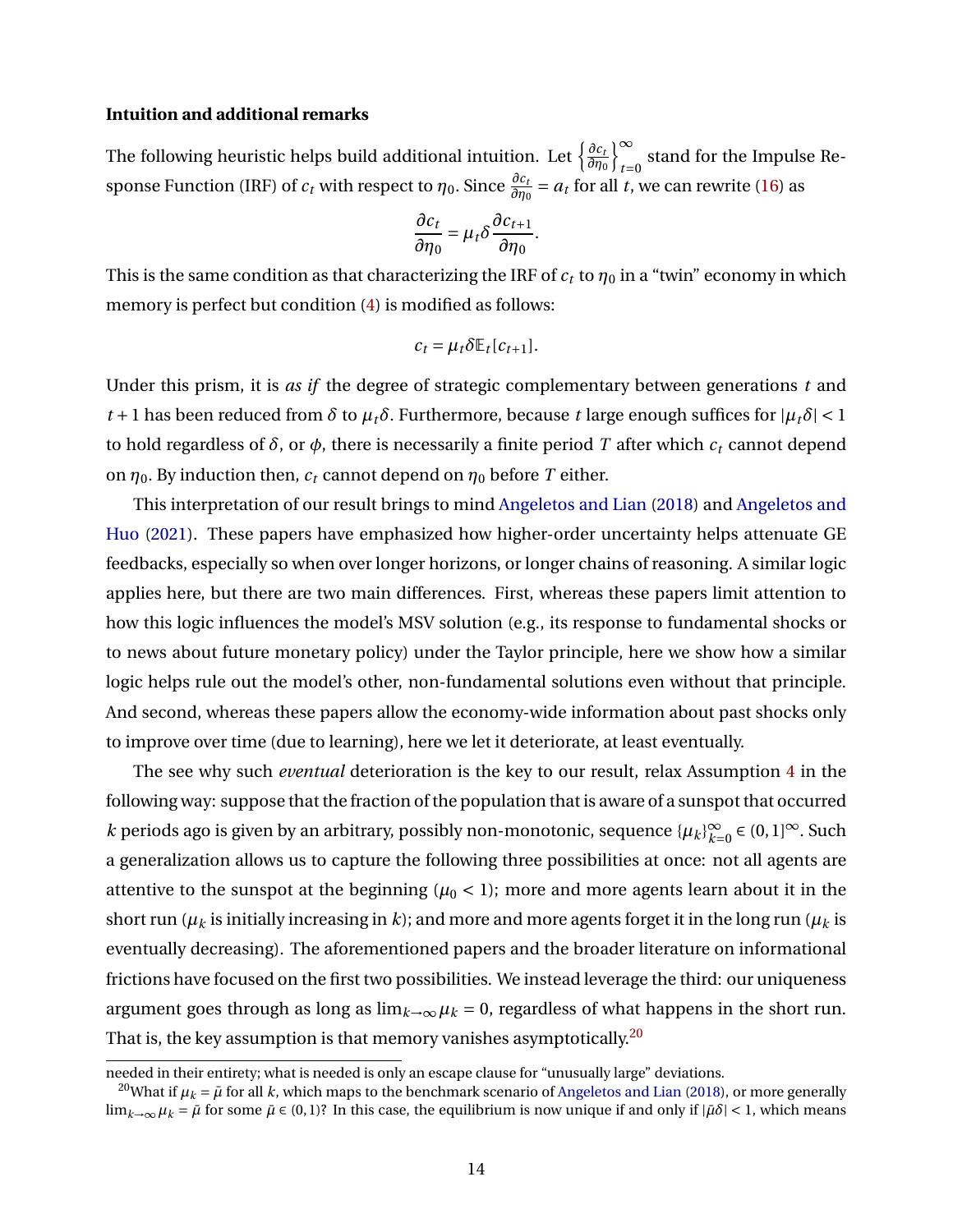**Intuition and additional remarks**

The following heuristic helps build additional intuition. Let $\left\{\frac{\partial c_t}{\partial \eta_0}\right\}_{t=0}^{\infty}$ stand for the Impulse Response Function (IRF) of $c_t$ with respect to $\eta_0$. Since $\frac{\partial c_t}{\partial \eta_0} = a_t$ for all $t$, we can rewrite (16) as

$$\frac{\partial c_t}{\partial \eta_0} = \mu_t \delta \frac{\partial c_{t+1}}{\partial \eta_0}.$$

This is the same condition as that characterizing the IRF of $c_t$ to $\eta_0$ in a "twin" economy in which memory is perfect but condition (4) is modified as follows:

$$c_t = \mu_t \delta \mathbb{E}_t[c_{t+1}].$$

Under this prism, it is *as if* the degree of strategic complementary between generations $t$ and $t+1$ has been reduced from $\delta$ to $\mu_t \delta$. Furthermore, because $t$ large enough suffices for $|\mu_t \delta| < 1$ to hold regardless of $\delta$, or $\phi$, there is necessarily a finite period $T$ after which $c_t$ cannot depend on $\eta_0$. By induction then, $c_t$ cannot depend on $\eta_0$ before $T$ either.

This interpretation of our result brings to mind Angeletos and Lian (2018) and Angeletos and Huo (2021). These papers have emphasized how higher-order uncertainty helps attenuate GE feedbacks, especially so when over longer horizons, or longer chains of reasoning. A similar logic applies here, but there are two main differences. First, whereas these papers limit attention to how this logic influences the model's MSV solution (e.g., its response to fundamental shocks or to news about future monetary policy) under the Taylor principle, here we show how a similar logic helps rule out the model's other, non-fundamental solutions even without that principle. And second, whereas these papers allow the economy-wide information about past shocks only to improve over time (due to learning), here we let it deteriorate, at least eventually.

The see why such *eventual* deterioration is the key to our result, relax Assumption 4 in the following way: suppose that the fraction of the population that is aware of a sunspot that occurred $k$ periods ago is given by an arbitrary, possibly non-monotonic, sequence $\{\mu_k\}_{k=0}^{\infty} \in (0,1]^{\infty}$. Such a generalization allows us to capture the following three possibilities at once: not all agents are attentive to the sunspot at the beginning ($\mu_0 < 1$); more and more agents learn about it in the short run ($\mu_k$ is initially increasing in $k$); and more and more agents forget it in the long run ($\mu_k$ is eventually decreasing). The aforementioned papers and the broader literature on informational frictions have focused on the first two possibilities. We instead leverage the third: our uniqueness argument goes through as long as $\lim_{k\to\infty} \mu_k = 0$, regardless of what happens in the short run. That is, the key assumption is that memory vanishes asymptotically.[20]

---

needed in their entirety; what is needed is only an escape clause for "unusually large" deviations.

[20]What if $\mu_k = \bar{\mu}$ for all $k$, which maps to the benchmark scenario of Angeletos and Lian (2018), or more generally $\lim_{k\to\infty} \mu_k = \bar{\mu}$ for some $\bar{\mu} \in (0,1)$? In this case, the equilibrium is now unique if and only if $|\bar{\mu}\delta| < 1$, which means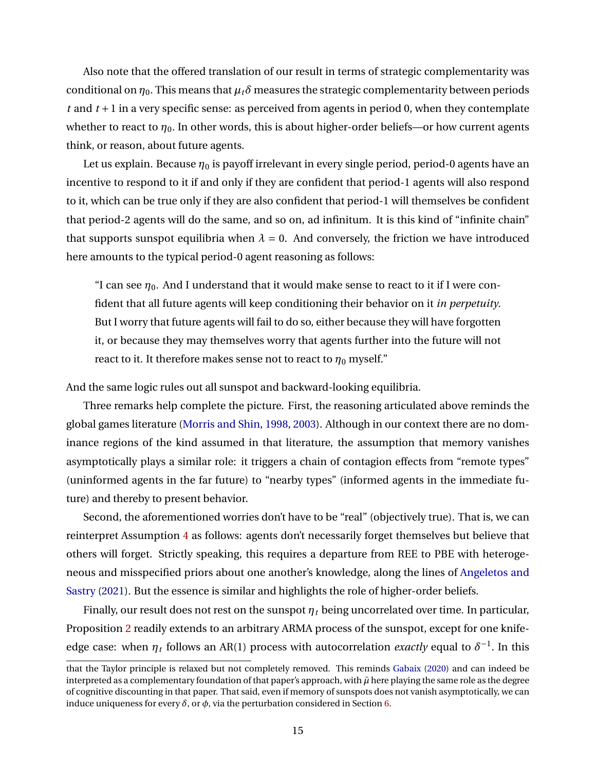Also note that the offered translation of our result in terms of strategic complementarity was conditional on $\eta_0$. This means that $\mu_t \delta$ measures the strategic complementarity between periods $t$ and $t+1$ in a very specific sense: as perceived from agents in period 0, when they contemplate whether to react to $\eta_0$. In other words, this is about higher-order beliefs—or how current agents think, or reason, about future agents.

Let us explain. Because $\eta_0$ is payoff irrelevant in every single period, period-0 agents have an incentive to respond to it if and only if they are confident that period-1 agents will also respond to it, which can be true only if they are also confident that period-1 will themselves be confident that period-2 agents will do the same, and so on, ad infinitum. It is this kind of "infinite chain" that supports sunspot equilibria when $\lambda = 0$. And conversely, the friction we have introduced here amounts to the typical period-0 agent reasoning as follows:

> "I can see $\eta_0$. And I understand that it would make sense to react to it if I were confident that all future agents will keep conditioning their behavior on it *in perpetuity*. But I worry that future agents will fail to do so, either because they will have forgotten it, or because they may themselves worry that agents further into the future will not react to it. It therefore makes sense not to react to $\eta_0$ myself."

And the same logic rules out all sunspot and backward-looking equilibria.

Three remarks help complete the picture. First, the reasoning articulated above reminds the global games literature (Morris and Shin, 1998, 2003). Although in our context there are no dominance regions of the kind assumed in that literature, the assumption that memory vanishes asymptotically plays a similar role: it triggers a chain of contagion effects from "remote types" (uninformed agents in the far future) to "nearby types" (informed agents in the immediate future) and thereby to present behavior.

Second, the aforementioned worries don't have to be "real" (objectively true). That is, we can reinterpret Assumption 4 as follows: agents don't necessarily forget themselves but believe that others will forget. Strictly speaking, this requires a departure from REE to PBE with heterogeneous and misspecified priors about one another's knowledge, along the lines of Angeletos and Sastry (2021). But the essence is similar and highlights the role of higher-order beliefs.

Finally, our result does not rest on the sunspot $\eta_t$ being uncorrelated over time. In particular, Proposition 2 readily extends to an arbitrary ARMA process of the sunspot, except for one knife-edge case: when $\eta_t$ follows an AR(1) process with autocorrelation *exactly* equal to $\delta^{-1}$. In this

---

that the Taylor principle is relaxed but not completely removed. This reminds Gabaix (2020) and can indeed be interpreted as a complementary foundation of that paper's approach, with $\bar{\mu}$ here playing the same role as the degree of cognitive discounting in that paper. That said, even if memory of sunspots does not vanish asymptotically, we can induce uniqueness for every $\delta$, or $\phi$, via the perturbation considered in Section 6.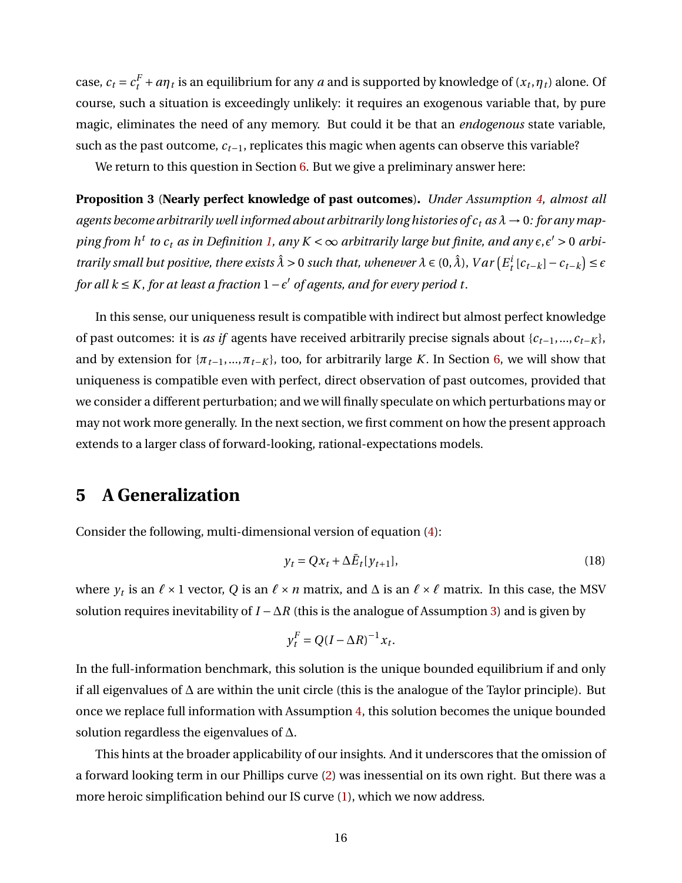case, $c_t = c_t^F + a\eta_t$ is an equilibrium for any $a$ and is supported by knowledge of $(x_t, \eta_t)$ alone. Of course, such a situation is exceedingly unlikely: it requires an exogenous variable that, by pure magic, eliminates the need of any memory. But could it be that an *endogenous* state variable, such as the past outcome, $c_{t-1}$, replicates this magic when agents can observe this variable?

We return to this question in Section 6. But we give a preliminary answer here:

**Proposition 3** (**Nearly perfect knowledge of past outcomes**). *Under Assumption 4, almost all agents become arbitrarily well informed about arbitrarily long histories of $c_t$ as $\lambda \to 0$: for any mapping from $h^t$ to $c_t$ as in Definition 1, any $K < \infty$ arbitrarily large but finite, and any $\epsilon, \epsilon' > 0$ arbitrarily small but positive, there exists $\hat{\lambda} > 0$ such that, whenever $\lambda \in (0, \hat{\lambda})$, $Var\left(E_t^i[c_{t-k}] - c_{t-k}\right) \leq \epsilon$ for all $k \leq K$, for at least a fraction $1 - \epsilon'$ of agents, and for every period $t$.*

In this sense, our uniqueness result is compatible with indirect but almost perfect knowledge of past outcomes: it is *as if* agents have received arbitrarily precise signals about $\{c_{t-1}, ..., c_{t-K}\}$, and by extension for $\{\pi_{t-1}, ..., \pi_{t-K}\}$, too, for arbitrarily large $K$. In Section 6, we will show that uniqueness is compatible even with perfect, direct observation of past outcomes, provided that we consider a different perturbation; and we will finally speculate on which perturbations may or may not work more generally. In the next section, we first comment on how the present approach extends to a larger class of forward-looking, rational-expectations models.

## 5 A Generalization

Consider the following, multi-dimensional version of equation (4):

$$y_t = Qx_t + \Delta \bar{E}_t[y_{t+1}], \tag{18}$$

where $y_t$ is an $\ell \times 1$ vector, $Q$ is an $\ell \times n$ matrix, and $\Delta$ is an $\ell \times \ell$ matrix. In this case, the MSV solution requires inevitability of $I - \Delta R$ (this is the analogue of Assumption 3) and is given by

$$y_t^F = Q(I - \Delta R)^{-1} x_t.$$

In the full-information benchmark, this solution is the unique bounded equilibrium if and only if all eigenvalues of $\Delta$ are within the unit circle (this is the analogue of the Taylor principle). But once we replace full information with Assumption 4, this solution becomes the unique bounded solution regardless the eigenvalues of $\Delta$.

This hints at the broader applicability of our insights. And it underscores that the omission of a forward looking term in our Phillips curve (2) was inessential on its own right. But there was a more heroic simplification behind our IS curve (1), which we now address.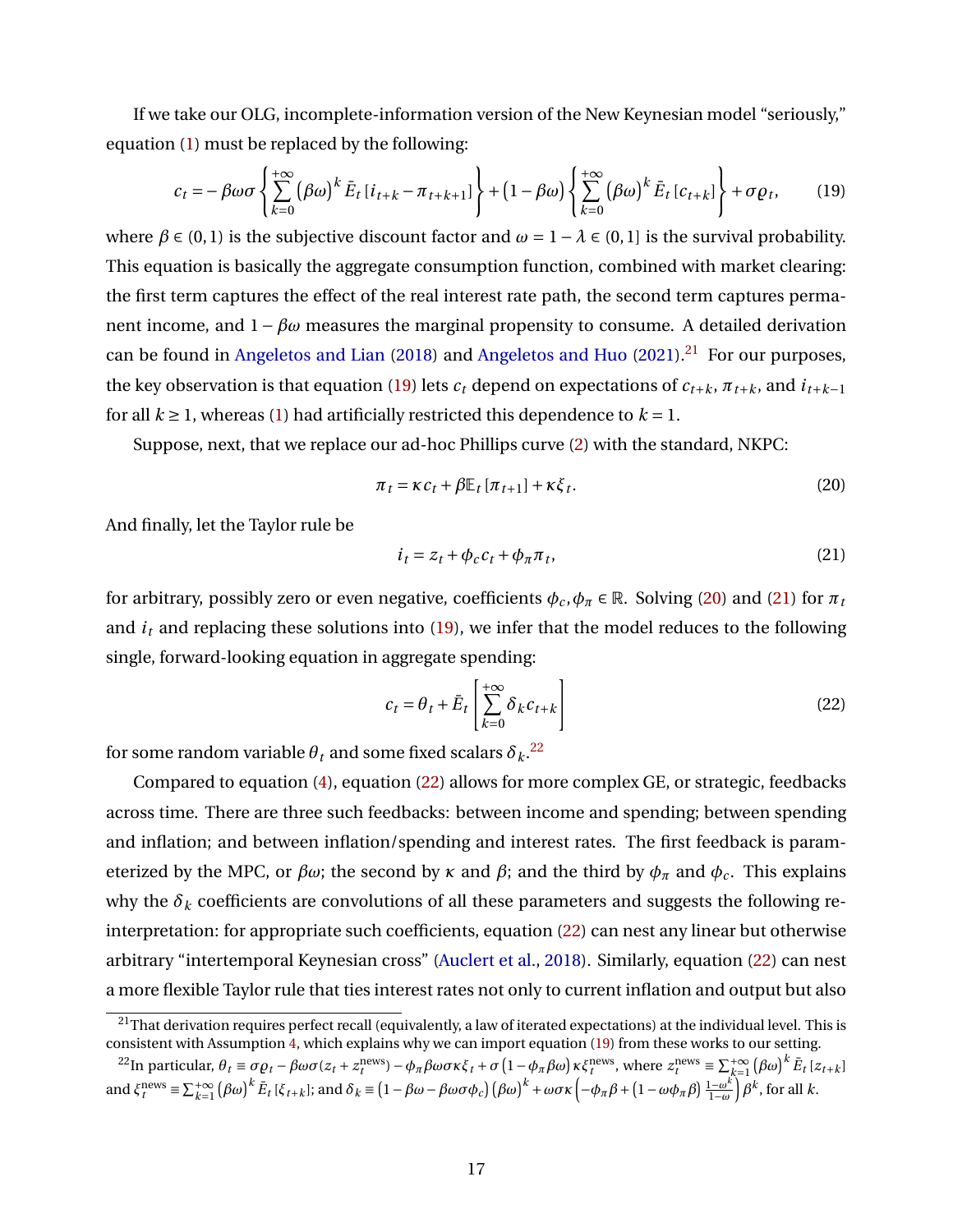If we take our OLG, incomplete-information version of the New Keynesian model "seriously," equation (1) must be replaced by the following:

$$c_t = -\beta\omega\sigma\left\{\sum_{k=0}^{+\infty}(\beta\omega)^k\bar{E}_t\left[i_{t+k}-\pi_{t+k+1}\right]\right\}+(1-\beta\omega)\left\{\sum_{k=0}^{+\infty}(\beta\omega)^k\bar{E}_t\left[c_{t+k}\right]\right\}+\sigma\varrho_t, \tag{19}$$

where $\beta \in (0,1)$ is the subjective discount factor and $\omega = 1-\lambda \in (0,1]$ is the survival probability. This equation is basically the aggregate consumption function, combined with market clearing: the first term captures the effect of the real interest rate path, the second term captures permanent income, and $1-\beta\omega$ measures the marginal propensity to consume. A detailed derivation can be found in Angeletos and Lian (2018) and Angeletos and Huo (2021).[21] For our purposes, the key observation is that equation (19) lets $c_t$ depend on expectations of $c_{t+k}$, $\pi_{t+k}$, and $i_{t+k-1}$ for all $k \geq 1$, whereas (1) had artificially restricted this dependence to $k=1$.

Suppose, next, that we replace our ad-hoc Phillips curve (2) with the standard, NKPC:

$$\pi_t = \kappa c_t + \beta\mathbb{E}_t\left[\pi_{t+1}\right]+\kappa\xi_t. \tag{20}$$

And finally, let the Taylor rule be

$$i_t = z_t + \phi_c c_t + \phi_\pi \pi_t, \tag{21}$$

for arbitrary, possibly zero or even negative, coefficients $\phi_c, \phi_\pi \in \mathbb{R}$. Solving (20) and (21) for $\pi_t$ and $i_t$ and replacing these solutions into (19), we infer that the model reduces to the following single, forward-looking equation in aggregate spending:

$$c_t = \theta_t + \bar{E}_t\left[\sum_{k=0}^{+\infty}\delta_k c_{t+k}\right] \tag{22}$$

for some random variable $\theta_t$ and some fixed scalars $\delta_k$.[22]

Compared to equation (4), equation (22) allows for more complex GE, or strategic, feedbacks across time. There are three such feedbacks: between income and spending; between spending and inflation; and between inflation/spending and interest rates. The first feedback is parameterized by the MPC, or $\beta\omega$; the second by $\kappa$ and $\beta$; and the third by $\phi_\pi$ and $\phi_c$. This explains why the $\delta_k$ coefficients are convolutions of all these parameters and suggests the following reinterpretation: for appropriate such coefficients, equation (22) can nest any linear but otherwise arbitrary "intertemporal Keynesian cross" (Auclert et al., 2018). Similarly, equation (22) can nest a more flexible Taylor rule that ties interest rates not only to current inflation and output but also

[21] That derivation requires perfect recall (equivalently, a law of iterated expectations) at the individual level. This is consistent with Assumption 4, which explains why we can import equation (19) from these works to our setting.

[22] In particular, $\theta_t \equiv \sigma\varrho_t - \beta\omega\sigma(z_t + z_t^{\text{news}}) - \phi_\pi\beta\omega\sigma\kappa\xi_t + \sigma(1-\phi_\pi\beta\omega)\kappa\xi_t^{\text{news}}$, where $z_t^{\text{news}} \equiv \sum_{k=1}^{+\infty}(\beta\omega)^k\bar{E}_t[z_{t+k}]$ and $\xi_t^{\text{news}} \equiv \sum_{k=1}^{+\infty}(\beta\omega)^k\bar{E}_t[\xi_{t+k}]$; and $\delta_k \equiv (1-\beta\omega-\beta\omega\sigma\phi_c)(\beta\omega)^k + \omega\sigma\kappa\left(-\phi_\pi\beta + (1-\omega\phi_\pi\beta)\frac{1-\omega^k}{1-\omega}\right)\beta^k$, for all $k$.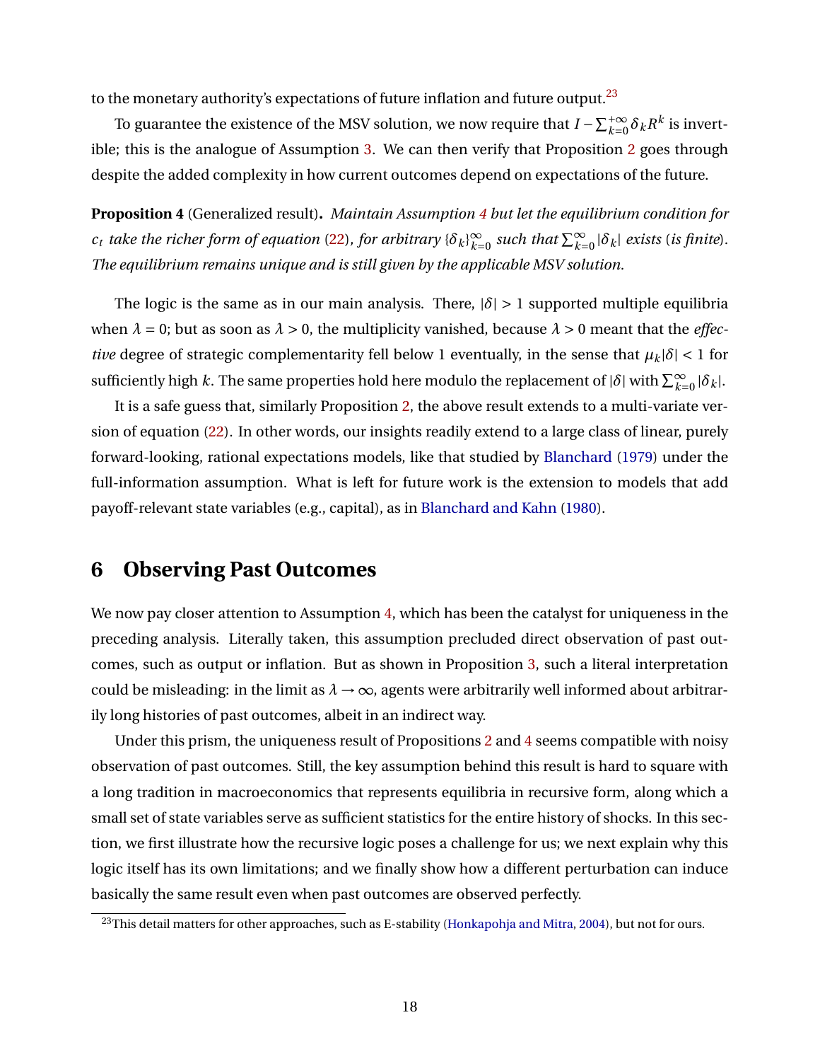to the monetary authority's expectations of future inflation and future output.[23]

To guarantee the existence of the MSV solution, we now require that $I - \sum_{k=0}^{+\infty} \delta_k R^k$ is invertible; this is the analogue of Assumption 3. We can then verify that Proposition 2 goes through despite the added complexity in how current outcomes depend on expectations of the future.

**Proposition 4** (Generalized result)**.** *Maintain Assumption 4 but let the equilibrium condition for $c_t$ take the richer form of equation (22), for arbitrary $\{\delta_k\}_{k=0}^{\infty}$ such that $\sum_{k=0}^{\infty} |\delta_k|$ exists (is finite). The equilibrium remains unique and is still given by the applicable MSV solution.*

The logic is the same as in our main analysis. There, $|\delta| > 1$ supported multiple equilibria when $\lambda = 0$; but as soon as $\lambda > 0$, the multiplicity vanished, because $\lambda > 0$ meant that the *effective* degree of strategic complementarity fell below 1 eventually, in the sense that $\mu_k |\delta| < 1$ for sufficiently high $k$. The same properties hold here modulo the replacement of $|\delta|$ with $\sum_{k=0}^{\infty} |\delta_k|$.

It is a safe guess that, similarly Proposition 2, the above result extends to a multi-variate version of equation (22). In other words, our insights readily extend to a large class of linear, purely forward-looking, rational expectations models, like that studied by Blanchard (1979) under the full-information assumption. What is left for future work is the extension to models that add payoff-relevant state variables (e.g., capital), as in Blanchard and Kahn (1980).

# 6 Observing Past Outcomes

We now pay closer attention to Assumption 4, which has been the catalyst for uniqueness in the preceding analysis. Literally taken, this assumption precluded direct observation of past outcomes, such as output or inflation. But as shown in Proposition 3, such a literal interpretation could be misleading: in the limit as $\lambda \to \infty$, agents were arbitrarily well informed about arbitrarily long histories of past outcomes, albeit in an indirect way.

Under this prism, the uniqueness result of Propositions 2 and 4 seems compatible with noisy observation of past outcomes. Still, the key assumption behind this result is hard to square with a long tradition in macroeconomics that represents equilibria in recursive form, along which a small set of state variables serve as sufficient statistics for the entire history of shocks. In this section, we first illustrate how the recursive logic poses a challenge for us; we next explain why this logic itself has its own limitations; and we finally show how a different perturbation can induce basically the same result even when past outcomes are observed perfectly.

[23] This detail matters for other approaches, such as E-stability (Honkapohja and Mitra, 2004), but not for ours.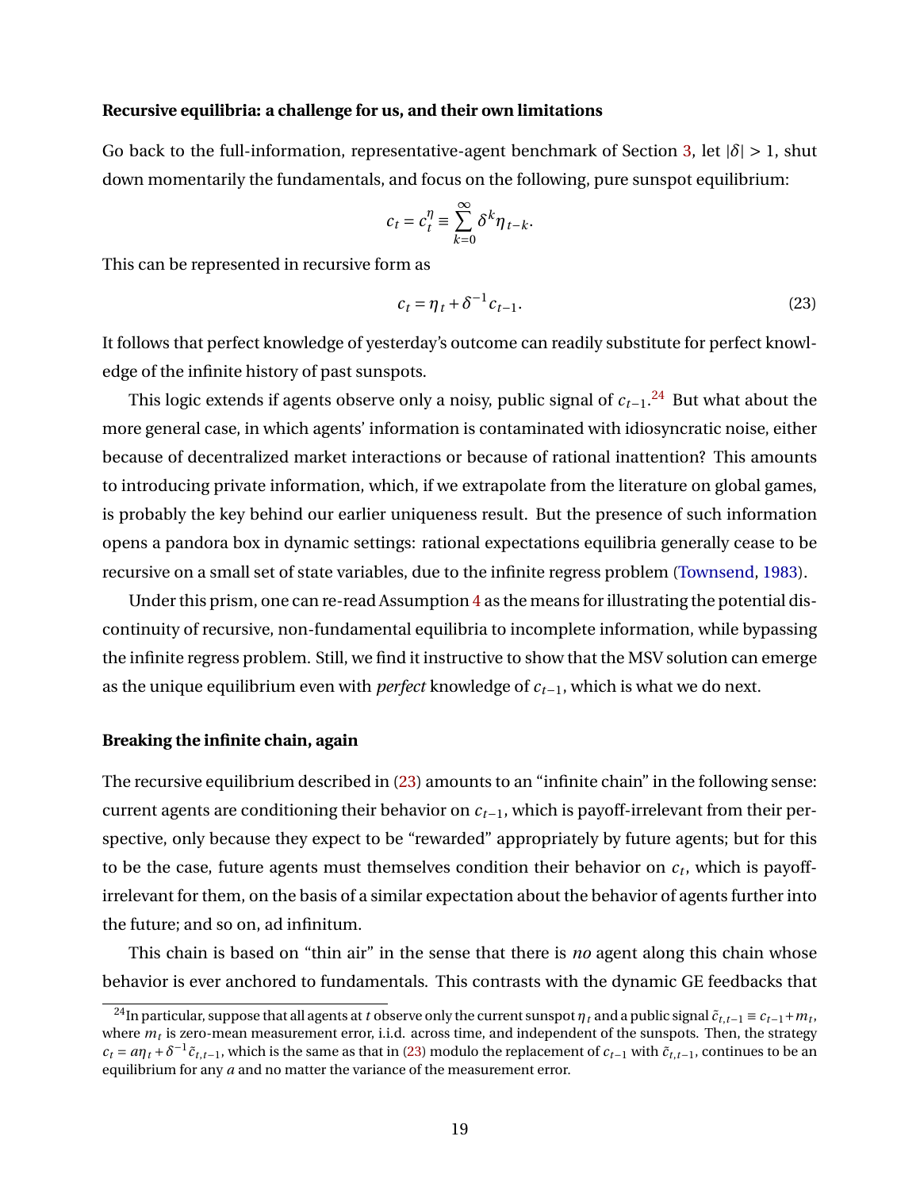**Recursive equilibria: a challenge for us, and their own limitations**

Go back to the full-information, representative-agent benchmark of Section 3, let $|\delta| > 1$, shut down momentarily the fundamentals, and focus on the following, pure sunspot equilibrium:

$$c_t = c_t^\eta \equiv \sum_{k=0}^{\infty} \delta^k \eta_{t-k}.$$

This can be represented in recursive form as

$$c_t = \eta_t + \delta^{-1} c_{t-1}. \tag{23}$$

It follows that perfect knowledge of yesterday's outcome can readily substitute for perfect knowledge of the infinite history of past sunspots.

This logic extends if agents observe only a noisy, public signal of $c_{t-1}$.[24] But what about the more general case, in which agents' information is contaminated with idiosyncratic noise, either because of decentralized market interactions or because of rational inattention? This amounts to introducing private information, which, if we extrapolate from the literature on global games, is probably the key behind our earlier uniqueness result. But the presence of such information opens a pandora box in dynamic settings: rational expectations equilibria generally cease to be recursive on a small set of state variables, due to the infinite regress problem (Townsend, 1983).

Under this prism, one can re-read Assumption 4 as the means for illustrating the potential discontinuity of recursive, non-fundamental equilibria to incomplete information, while bypassing the infinite regress problem. Still, we find it instructive to show that the MSV solution can emerge as the unique equilibrium even with *perfect* knowledge of $c_{t-1}$, which is what we do next.

**Breaking the infinite chain, again**

The recursive equilibrium described in (23) amounts to an "infinite chain" in the following sense: current agents are conditioning their behavior on $c_{t-1}$, which is payoff-irrelevant from their perspective, only because they expect to be "rewarded" appropriately by future agents; but for this to be the case, future agents must themselves condition their behavior on $c_t$, which is payoff-irrelevant for them, on the basis of a similar expectation about the behavior of agents further into the future; and so on, ad infinitum.

This chain is based on "thin air" in the sense that there is *no* agent along this chain whose behavior is ever anchored to fundamentals. This contrasts with the dynamic GE feedbacks that

[24] In particular, suppose that all agents at $t$ observe only the current sunspot $\eta_t$ and a public signal $\tilde{c}_{t,t-1} \equiv c_{t-1} + m_t$, where $m_t$ is zero-mean measurement error, i.i.d. across time, and independent of the sunspots. Then, the strategy $c_t = a\eta_t + \delta^{-1}\tilde{c}_{t,t-1}$, which is the same as that in (23) modulo the replacement of $c_{t-1}$ with $\tilde{c}_{t,t-1}$, continues to be an equilibrium for any $a$ and no matter the variance of the measurement error.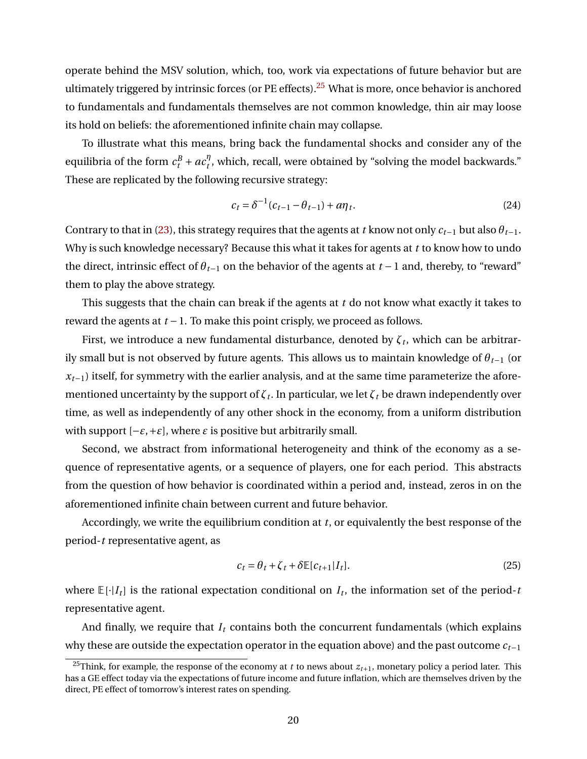operate behind the MSV solution, which, too, work via expectations of future behavior but are ultimately triggered by intrinsic forces (or PE effects).[25] What is more, once behavior is anchored to fundamentals and fundamentals themselves are not common knowledge, thin air may loose its hold on beliefs: the aforementioned infinite chain may collapse.

To illustrate what this means, bring back the fundamental shocks and consider any of the equilibria of the form $c_t^B + ac_t^\eta$, which, recall, were obtained by "solving the model backwards." These are replicated by the following recursive strategy:

$$c_t = \delta^{-1}(c_{t-1} - \theta_{t-1}) + a\eta_t. \tag{24}$$

Contrary to that in (23), this strategy requires that the agents at $t$ know not only $c_{t-1}$ but also $\theta_{t-1}$. Why is such knowledge necessary? Because this what it takes for agents at $t$ to know how to undo the direct, intrinsic effect of $\theta_{t-1}$ on the behavior of the agents at $t-1$ and, thereby, to "reward" them to play the above strategy.

This suggests that the chain can break if the agents at $t$ do not know what exactly it takes to reward the agents at $t-1$. To make this point crisply, we proceed as follows.

First, we introduce a new fundamental disturbance, denoted by $\zeta_t$, which can be arbitrarily small but is not observed by future agents. This allows us to maintain knowledge of $\theta_{t-1}$ (or $x_{t-1}$) itself, for symmetry with the earlier analysis, and at the same time parameterize the aforementioned uncertainty by the support of $\zeta_t$. In particular, we let $\zeta_t$ be drawn independently over time, as well as independently of any other shock in the economy, from a uniform distribution with support $[-\varepsilon, +\varepsilon]$, where $\varepsilon$ is positive but arbitrarily small.

Second, we abstract from informational heterogeneity and think of the economy as a sequence of representative agents, or a sequence of players, one for each period. This abstracts from the question of how behavior is coordinated within a period and, instead, zeros in on the aforementioned infinite chain between current and future behavior.

Accordingly, we write the equilibrium condition at $t$, or equivalently the best response of the period-$t$ representative agent, as

$$c_t = \theta_t + \zeta_t + \delta\mathbb{E}[c_{t+1}|I_t]. \tag{25}$$

where $\mathbb{E}[\cdot|I_t]$ is the rational expectation conditional on $I_t$, the information set of the period-$t$ representative agent.

And finally, we require that $I_t$ contains both the concurrent fundamentals (which explains why these are outside the expectation operator in the equation above) and the past outcome $c_{t-1}$

[25] Think, for example, the response of the economy at $t$ to news about $z_{t+1}$, monetary policy a period later. This has a GE effect today via the expectations of future income and future inflation, which are themselves driven by the direct, PE effect of tomorrow's interest rates on spending.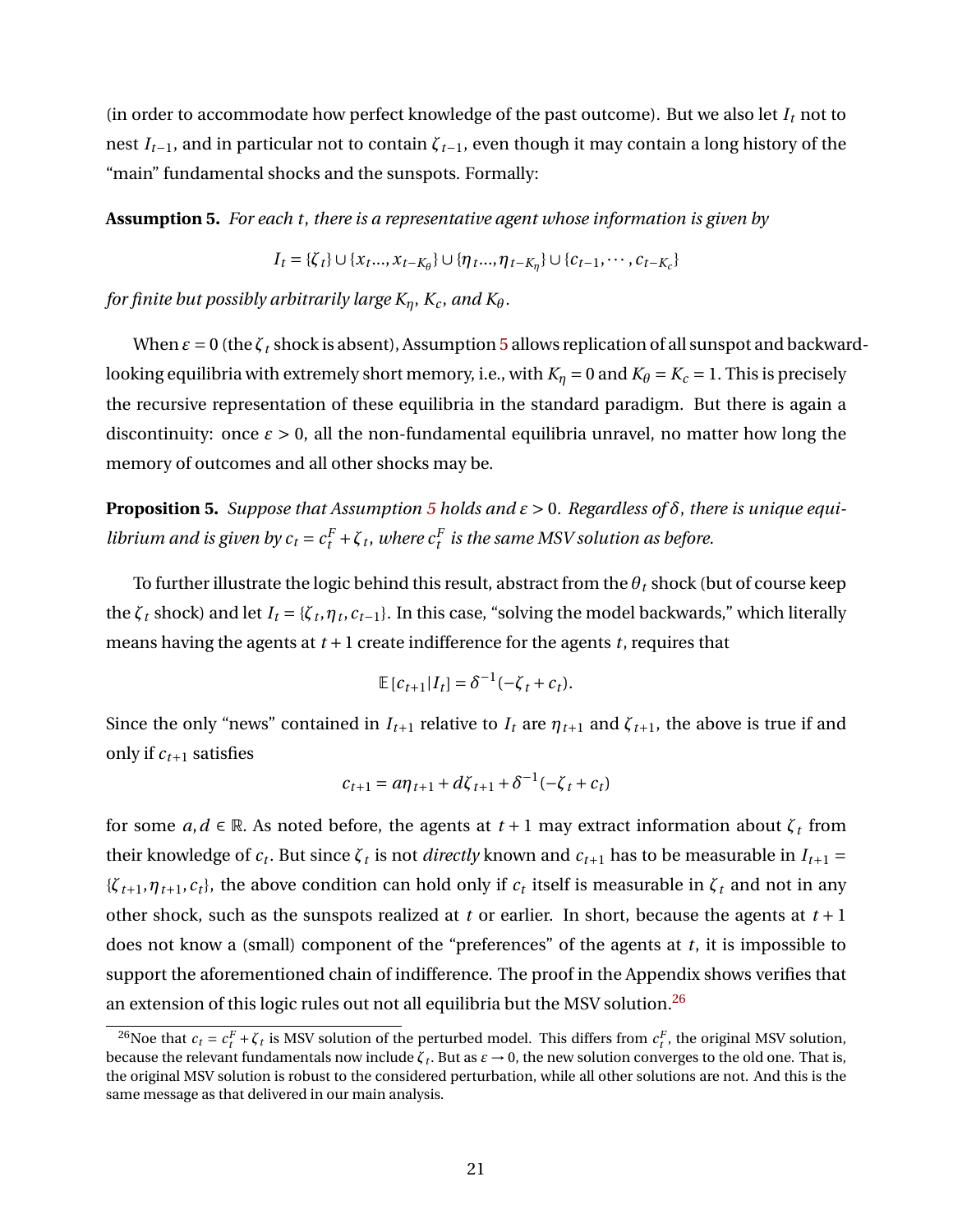(in order to accommodate how perfect knowledge of the past outcome). But we also let $I_t$ not to nest $I_{t-1}$, and in particular not to contain $\zeta_{t-1}$, even though it may contain a long history of the "main" fundamental shocks and the sunspots. Formally:

**Assumption 5.** *For each $t$, there is a representative agent whose information is given by*

$$I_t = \{\zeta_t\} \cup \{x_t ..., x_{t-K_\theta}\} \cup \{\eta_t ..., \eta_{t-K_\eta}\} \cup \{c_{t-1}, \cdots, c_{t-K_c}\}$$

*for finite but possibly arbitrarily large $K_\eta$, $K_c$, and $K_\theta$.*

When $\varepsilon = 0$ (the $\zeta_t$ shock is absent), Assumption 5 allows replication of all sunspot and backward-looking equilibria with extremely short memory, i.e., with $K_\eta = 0$ and $K_\theta = K_c = 1$. This is precisely the recursive representation of these equilibria in the standard paradigm. But there is again a discontinuity: once $\varepsilon > 0$, all the non-fundamental equilibria unravel, no matter how long the memory of outcomes and all other shocks may be.

**Proposition 5.** *Suppose that Assumption 5 holds and $\varepsilon > 0$. Regardless of $\delta$, there is unique equilibrium and is given by $c_t = c_t^F + \zeta_t$, where $c_t^F$ is the same MSV solution as before.*

To further illustrate the logic behind this result, abstract from the $\theta_t$ shock (but of course keep the $\zeta_t$ shock) and let $I_t = \{\zeta_t, \eta_t, c_{t-1}\}$. In this case, "solving the model backwards," which literally means having the agents at $t+1$ create indifference for the agents $t$, requires that

$$\mathbb{E}[c_{t+1}|I_t] = \delta^{-1}(-\zeta_t + c_t).$$

Since the only "news" contained in $I_{t+1}$ relative to $I_t$ are $\eta_{t+1}$ and $\zeta_{t+1}$, the above is true if and only if $c_{t+1}$ satisfies

$$c_{t+1} = a\eta_{t+1} + d\zeta_{t+1} + \delta^{-1}(-\zeta_t + c_t)$$

for some $a, d \in \mathbb{R}$. As noted before, the agents at $t+1$ may extract information about $\zeta_t$ from their knowledge of $c_t$. But since $\zeta_t$ is not *directly* known and $c_{t+1}$ has to be measurable in $I_{t+1} = \{\zeta_{t+1}, \eta_{t+1}, c_t\}$, the above condition can hold only if $c_t$ itself is measurable in $\zeta_t$ and not in any other shock, such as the sunspots realized at $t$ or earlier. In short, because the agents at $t+1$ does not know a (small) component of the "preferences" of the agents at $t$, it is impossible to support the aforementioned chain of indifference. The proof in the Appendix shows verifies that an extension of this logic rules out not all equilibria but the MSV solution.[26]

[26]Noe that $c_t = c_t^F + \zeta_t$ is MSV solution of the perturbed model. This differs from $c_t^F$, the original MSV solution, because the relevant fundamentals now include $\zeta_t$. But as $\varepsilon \to 0$, the new solution converges to the old one. That is, the original MSV solution is robust to the considered perturbation, while all other solutions are not. And this is the same message as that delivered in our main analysis.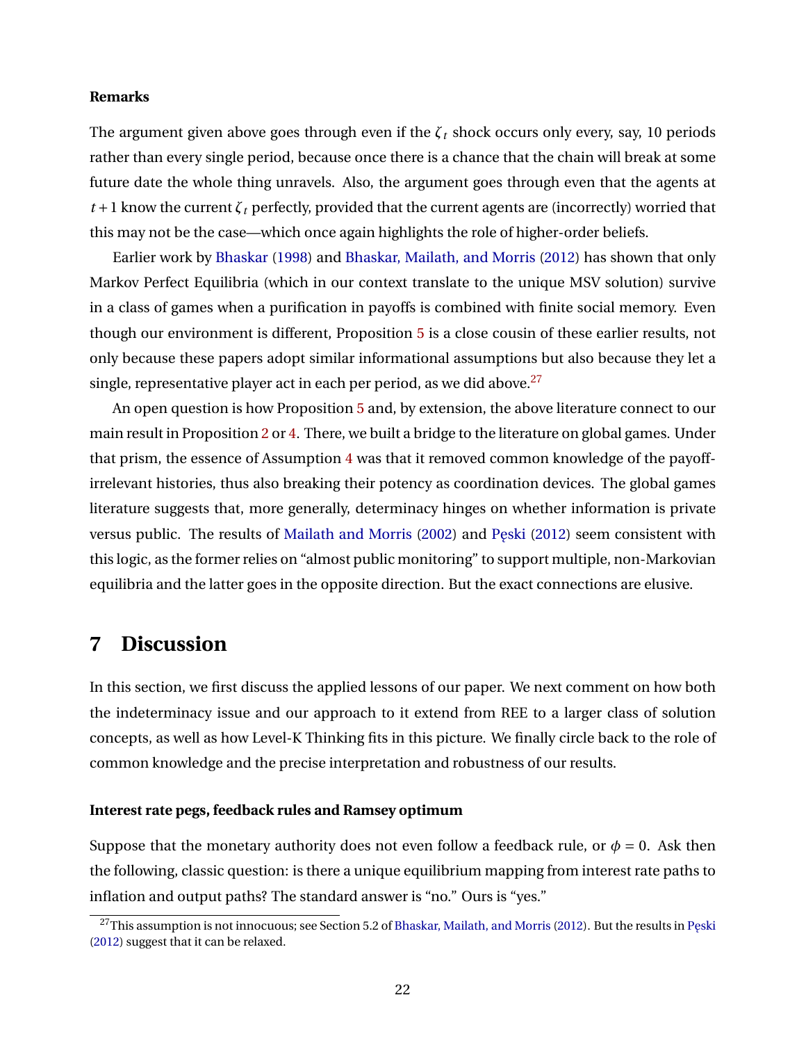**Remarks**

The argument given above goes through even if the $\zeta_t$ shock occurs only every, say, 10 periods rather than every single period, because once there is a chance that the chain will break at some future date the whole thing unravels. Also, the argument goes through even that the agents at $t+1$ know the current $\zeta_t$ perfectly, provided that the current agents are (incorrectly) worried that this may not be the case—which once again highlights the role of higher-order beliefs.

Earlier work by Bhaskar (1998) and Bhaskar, Mailath, and Morris (2012) has shown that only Markov Perfect Equilibria (which in our context translate to the unique MSV solution) survive in a class of games when a purification in payoffs is combined with finite social memory. Even though our environment is different, Proposition 5 is a close cousin of these earlier results, not only because these papers adopt similar informational assumptions but also because they let a single, representative player act in each per period, as we did above.[27]

An open question is how Proposition 5 and, by extension, the above literature connect to our main result in Proposition 2 or 4. There, we built a bridge to the literature on global games. Under that prism, the essence of Assumption 4 was that it removed common knowledge of the payoff-irrelevant histories, thus also breaking their potency as coordination devices. The global games literature suggests that, more generally, determinacy hinges on whether information is private versus public. The results of Mailath and Morris (2002) and Pęski (2012) seem consistent with this logic, as the former relies on "almost public monitoring" to support multiple, non-Markovian equilibria and the latter goes in the opposite direction. But the exact connections are elusive.

# 7 Discussion

In this section, we first discuss the applied lessons of our paper. We next comment on how both the indeterminacy issue and our approach to it extend from REE to a larger class of solution concepts, as well as how Level-K Thinking fits in this picture. We finally circle back to the role of common knowledge and the precise interpretation and robustness of our results.

**Interest rate pegs, feedback rules and Ramsey optimum**

Suppose that the monetary authority does not even follow a feedback rule, or $\phi = 0$. Ask then the following, classic question: is there a unique equilibrium mapping from interest rate paths to inflation and output paths? The standard answer is "no." Ours is "yes."

[27] This assumption is not innocuous; see Section 5.2 of Bhaskar, Mailath, and Morris (2012). But the results in Pęski (2012) suggest that it can be relaxed.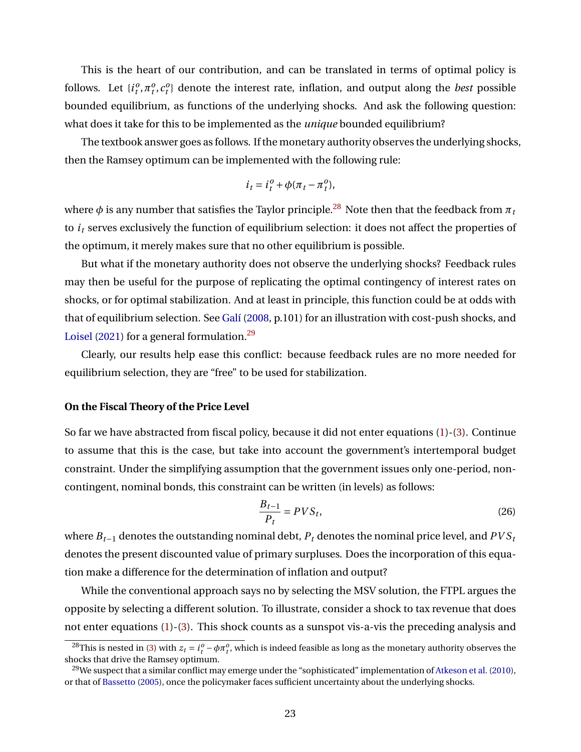This is the heart of our contribution, and can be translated in terms of optimal policy is follows. Let $\{i_t^o, \pi_t^o, c_t^o\}$ denote the interest rate, inflation, and output along the *best* possible bounded equilibrium, as functions of the underlying shocks. And ask the following question: what does it take for this to be implemented as the *unique* bounded equilibrium?

The textbook answer goes as follows. If the monetary authority observes the underlying shocks, then the Ramsey optimum can be implemented with the following rule:

$$i_t = i_t^o + \phi(\pi_t - \pi_t^o),$$

where $\phi$ is any number that satisfies the Taylor principle.[28] Note then that the feedback from $\pi_t$ to $i_t$ serves exclusively the function of equilibrium selection: it does not affect the properties of the optimum, it merely makes sure that no other equilibrium is possible.

But what if the monetary authority does not observe the underlying shocks? Feedback rules may then be useful for the purpose of replicating the optimal contingency of interest rates on shocks, or for optimal stabilization. And at least in principle, this function could be at odds with that of equilibrium selection. See Galí (2008, p.101) for an illustration with cost-push shocks, and Loisel (2021) for a general formulation.[29]

Clearly, our results help ease this conflict: because feedback rules are no more needed for equilibrium selection, they are "free" to be used for stabilization.

**On the Fiscal Theory of the Price Level**

So far we have abstracted from fiscal policy, because it did not enter equations (1)-(3). Continue to assume that this is the case, but take into account the government's intertemporal budget constraint. Under the simplifying assumption that the government issues only one-period, non-contingent, nominal bonds, this constraint can be written (in levels) as follows:

$$\frac{B_{t-1}}{P_t} = PVS_t, \tag{26}$$

where $B_{t-1}$ denotes the outstanding nominal debt, $P_t$ denotes the nominal price level, and $PVS_t$ denotes the present discounted value of primary surpluses. Does the incorporation of this equation make a difference for the determination of inflation and output?

While the conventional approach says no by selecting the MSV solution, the FTPL argues the opposite by selecting a different solution. To illustrate, consider a shock to tax revenue that does not enter equations (1)-(3). This shock counts as a sunspot vis-a-vis the preceding analysis and

[28] This is nested in (3) with $z_t = i_t^o - \phi\pi_t^o$, which is indeed feasible as long as the monetary authority observes the shocks that drive the Ramsey optimum.

[29] We suspect that a similar conflict may emerge under the "sophisticated" implementation of Atkeson et al. (2010), or that of Bassetto (2005), once the policymaker faces sufficient uncertainty about the underlying shocks.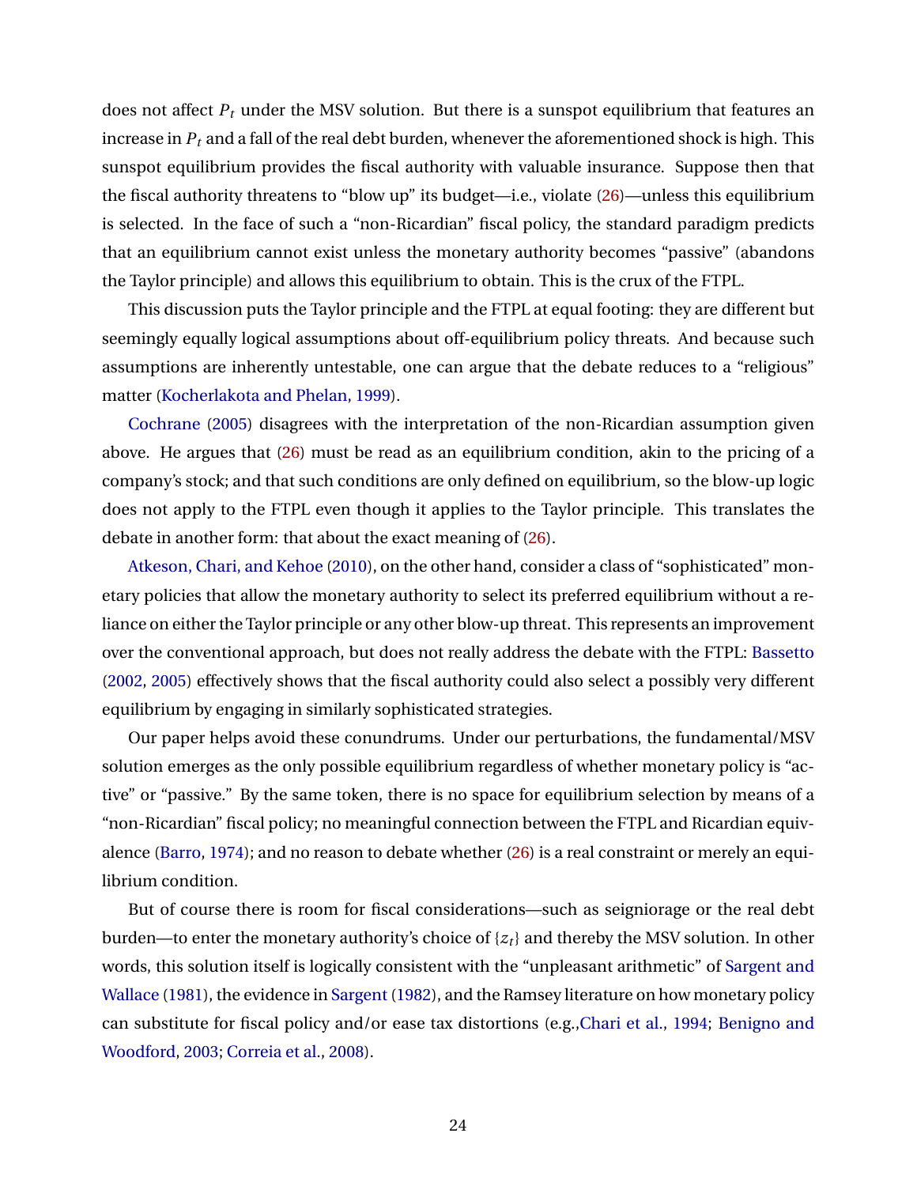does not affect $P_t$ under the MSV solution. But there is a sunspot equilibrium that features an increase in $P_t$ and a fall of the real debt burden, whenever the aforementioned shock is high. This sunspot equilibrium provides the fiscal authority with valuable insurance. Suppose then that the fiscal authority threatens to "blow up" its budget—i.e., violate (26)—unless this equilibrium is selected. In the face of such a "non-Ricardian" fiscal policy, the standard paradigm predicts that an equilibrium cannot exist unless the monetary authority becomes "passive" (abandons the Taylor principle) and allows this equilibrium to obtain. This is the crux of the FTPL.

This discussion puts the Taylor principle and the FTPL at equal footing: they are different but seemingly equally logical assumptions about off-equilibrium policy threats. And because such assumptions are inherently untestable, one can argue that the debate reduces to a "religious" matter (Kocherlakota and Phelan, 1999).

Cochrane (2005) disagrees with the interpretation of the non-Ricardian assumption given above. He argues that (26) must be read as an equilibrium condition, akin to the pricing of a company's stock; and that such conditions are only defined on equilibrium, so the blow-up logic does not apply to the FTPL even though it applies to the Taylor principle. This translates the debate in another form: that about the exact meaning of (26).

Atkeson, Chari, and Kehoe (2010), on the other hand, consider a class of "sophisticated" monetary policies that allow the monetary authority to select its preferred equilibrium without a reliance on either the Taylor principle or any other blow-up threat. This represents an improvement over the conventional approach, but does not really address the debate with the FTPL: Bassetto (2002, 2005) effectively shows that the fiscal authority could also select a possibly very different equilibrium by engaging in similarly sophisticated strategies.

Our paper helps avoid these conundrums. Under our perturbations, the fundamental/MSV solution emerges as the only possible equilibrium regardless of whether monetary policy is "active" or "passive." By the same token, there is no space for equilibrium selection by means of a "non-Ricardian" fiscal policy; no meaningful connection between the FTPL and Ricardian equivalence (Barro, 1974); and no reason to debate whether (26) is a real constraint or merely an equilibrium condition.

But of course there is room for fiscal considerations—such as seigniorage or the real debt burden—to enter the monetary authority's choice of $\{z_t\}$ and thereby the MSV solution. In other words, this solution itself is logically consistent with the "unpleasant arithmetic" of Sargent and Wallace (1981), the evidence in Sargent (1982), and the Ramsey literature on how monetary policy can substitute for fiscal policy and/or ease tax distortions (e.g.,Chari et al., 1994; Benigno and Woodford, 2003; Correia et al., 2008).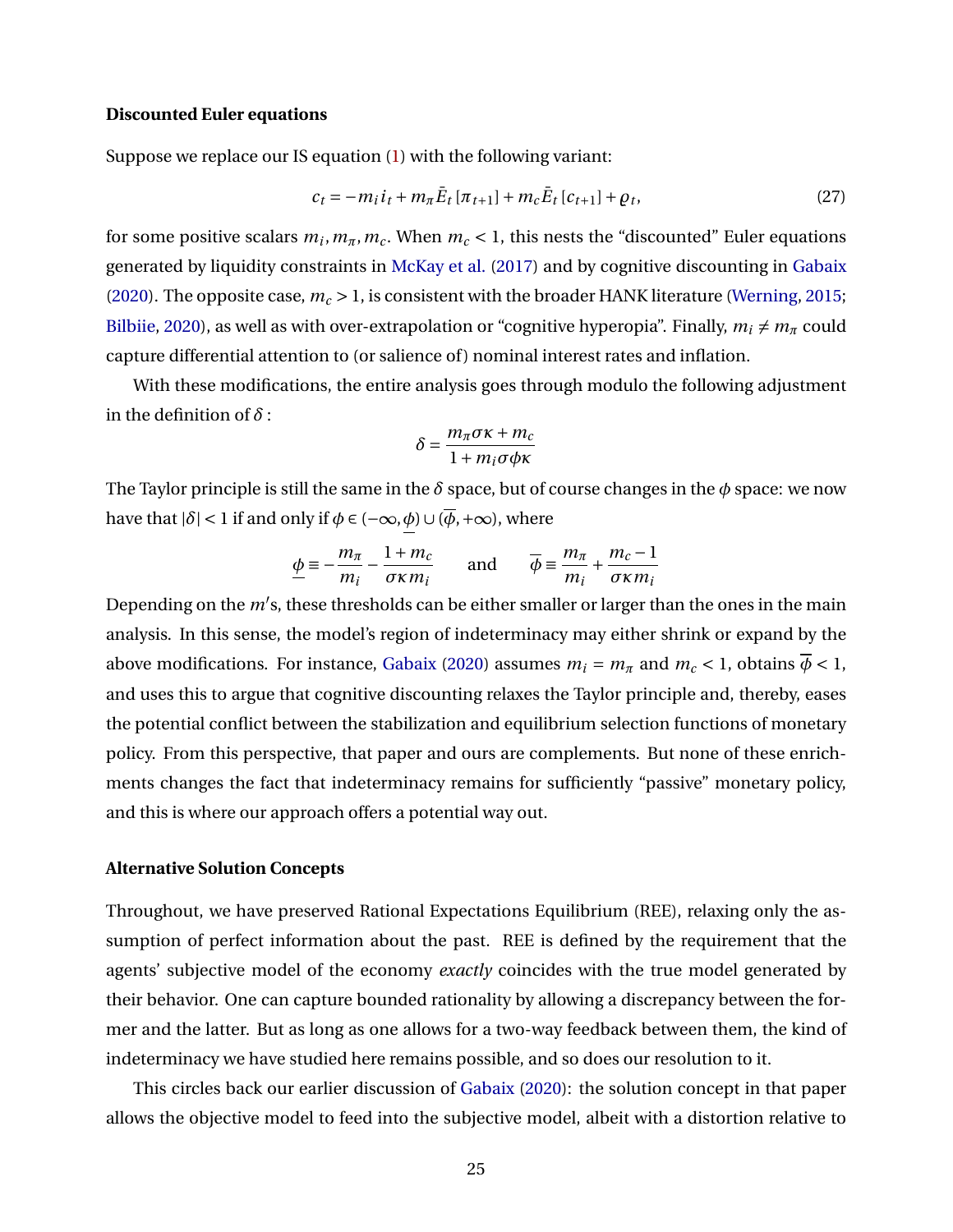**Discounted Euler equations**

Suppose we replace our IS equation (1) with the following variant:

$$c_t = -m_i i_t + m_\pi \bar{E}_t [\pi_{t+1}] + m_c \bar{E}_t [c_{t+1}] + \varrho_t, \tag{27}$$

for some positive scalars $m_i, m_\pi, m_c$. When $m_c < 1$, this nests the "discounted" Euler equations generated by liquidity constraints in McKay et al. (2017) and by cognitive discounting in Gabaix (2020). The opposite case, $m_c > 1$, is consistent with the broader HANK literature (Werning, 2015; Bilbiie, 2020), as well as with over-extrapolation or "cognitive hyperopia". Finally, $m_i \neq m_\pi$ could capture differential attention to (or salience of) nominal interest rates and inflation.

With these modifications, the entire analysis goes through modulo the following adjustment in the definition of $\delta$ :

$$\delta = \frac{m_\pi \sigma \kappa + m_c}{1 + m_i \sigma \phi \kappa}$$

The Taylor principle is still the same in the $\delta$ space, but of course changes in the $\phi$ space: we now have that $|\delta| < 1$ if and only if $\phi \in (-\infty, \underline{\phi}) \cup (\overline{\phi}, +\infty)$, where

$$\underline{\phi} \equiv -\frac{m_\pi}{m_i} - \frac{1 + m_c}{\sigma \kappa m_i} \qquad \text{and} \qquad \overline{\phi} \equiv \frac{m_\pi}{m_i} + \frac{m_c - 1}{\sigma \kappa m_i}$$

Depending on the $m'$s, these thresholds can be either smaller or larger than the ones in the main analysis. In this sense, the model's region of indeterminacy may either shrink or expand by the above modifications. For instance, Gabaix (2020) assumes $m_i = m_\pi$ and $m_c < 1$, obtains $\overline{\phi} < 1$, and uses this to argue that cognitive discounting relaxes the Taylor principle and, thereby, eases the potential conflict between the stabilization and equilibrium selection functions of monetary policy. From this perspective, that paper and ours are complements. But none of these enrichments changes the fact that indeterminacy remains for sufficiently "passive" monetary policy, and this is where our approach offers a potential way out.

**Alternative Solution Concepts**

Throughout, we have preserved Rational Expectations Equilibrium (REE), relaxing only the assumption of perfect information about the past. REE is defined by the requirement that the agents' subjective model of the economy *exactly* coincides with the true model generated by their behavior. One can capture bounded rationality by allowing a discrepancy between the former and the latter. But as long as one allows for a two-way feedback between them, the kind of indeterminacy we have studied here remains possible, and so does our resolution to it.

This circles back our earlier discussion of Gabaix (2020): the solution concept in that paper allows the objective model to feed into the subjective model, albeit with a distortion relative to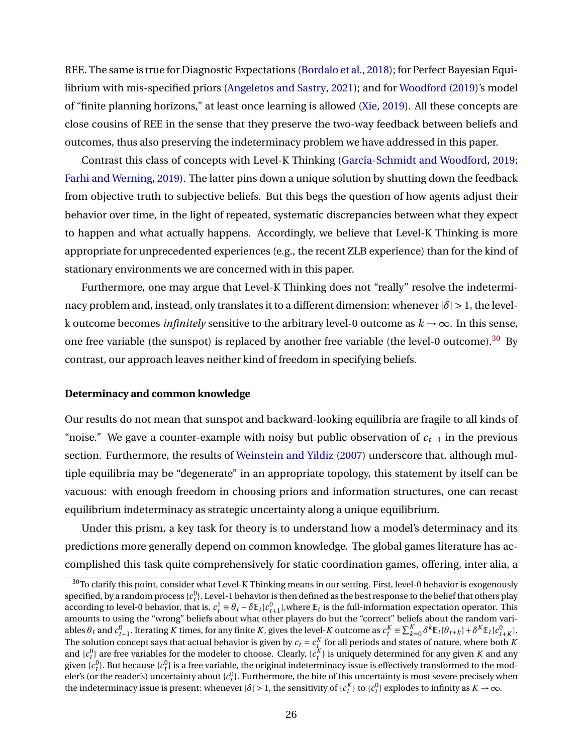REE. The same is true for Diagnostic Expectations (Bordalo et al., 2018); for Perfect Bayesian Equilibrium with mis-specified priors (Angeletos and Sastry, 2021); and for Woodford (2019)'s model of "finite planning horizons," at least once learning is allowed (Xie, 2019). All these concepts are close cousins of REE in the sense that they preserve the two-way feedback between beliefs and outcomes, thus also preserving the indeterminacy problem we have addressed in this paper.

Contrast this class of concepts with Level-K Thinking (García-Schmidt and Woodford, 2019; Farhi and Werning, 2019). The latter pins down a unique solution by shutting down the feedback from objective truth to subjective beliefs. But this begs the question of how agents adjust their behavior over time, in the light of repeated, systematic discrepancies between what they expect to happen and what actually happens. Accordingly, we believe that Level-K Thinking is more appropriate for unprecedented experiences (e.g., the recent ZLB experience) than for the kind of stationary environments we are concerned with in this paper.

Furthermore, one may argue that Level-K Thinking does not "really" resolve the indeterminacy problem and, instead, only translates it to a different dimension: whenever $|\delta| > 1$, the level-k outcome becomes *infinitely* sensitive to the arbitrary level-0 outcome as $k \to \infty$. In this sense, one free variable (the sunspot) is replaced by another free variable (the level-0 outcome).[30] By contrast, our approach leaves neither kind of freedom in specifying beliefs.

**Determinacy and common knowledge**

Our results do not mean that sunspot and backward-looking equilibria are fragile to all kinds of "noise." We gave a counter-example with noisy but public observation of $c_{t-1}$ in the previous section. Furthermore, the results of Weinstein and Yildiz (2007) underscore that, although multiple equilibria may be "degenerate" in an appropriate topology, this statement by itself can be vacuous: with enough freedom in choosing priors and information structures, one can recast equilibrium indeterminacy as strategic uncertainty along a unique equilibrium.

Under this prism, a key task for theory is to understand how a model's determinacy and its predictions more generally depend on common knowledge. The global games literature has accomplished this task quite comprehensively for static coordination games, offering, inter alia, a

[30] To clarify this point, consider what Level-K Thinking means in our setting. First, level-0 behavior is exogenously specified, by a random process $\{c_t^0\}$. Level-1 behavior is then defined as the best response to the belief that others play according to level-0 behavior, that is, $c_t^1 \equiv \theta_t + \delta \mathbb{E}_t[c_{t+1}^0]$, where $\mathbb{E}_t$ is the full-information expectation operator. This amounts to using the "wrong" beliefs about what other players do but the "correct" beliefs about the random variables $\theta_t$ and $c_{t+1}^0$. Iterating $K$ times, for any finite $K$, gives the level-$K$ outcome as $c_t^K \equiv \sum_{k=0}^{K} \delta^k \mathbb{E}_t[\theta_{t+k}] + \delta^K \mathbb{E}_t[c_{t+K}^0]$. The solution concept says that actual behavior is given by $c_t = c_t^K$ for all periods and states of nature, where both $K$ and $\{c_t^0\}$ are free variables for the modeler to choose. Clearly, $\{c_t^K\}$ is uniquely determined for any given $K$ and any given $\{c_t^0\}$. But because $\{c_t^0\}$ is a free variable, the original indeterminacy issue is effectively transformed to the modeler's (or the reader's) uncertainty about $\{c_t^0\}$. Furthermore, the bite of this uncertainty is most severe precisely when the indeterminacy issue is present: whenever $|\delta| > 1$, the sensitivity of $\{c_t^K\}$ to $\{c_t^0\}$ explodes to infinity as $K \to \infty$.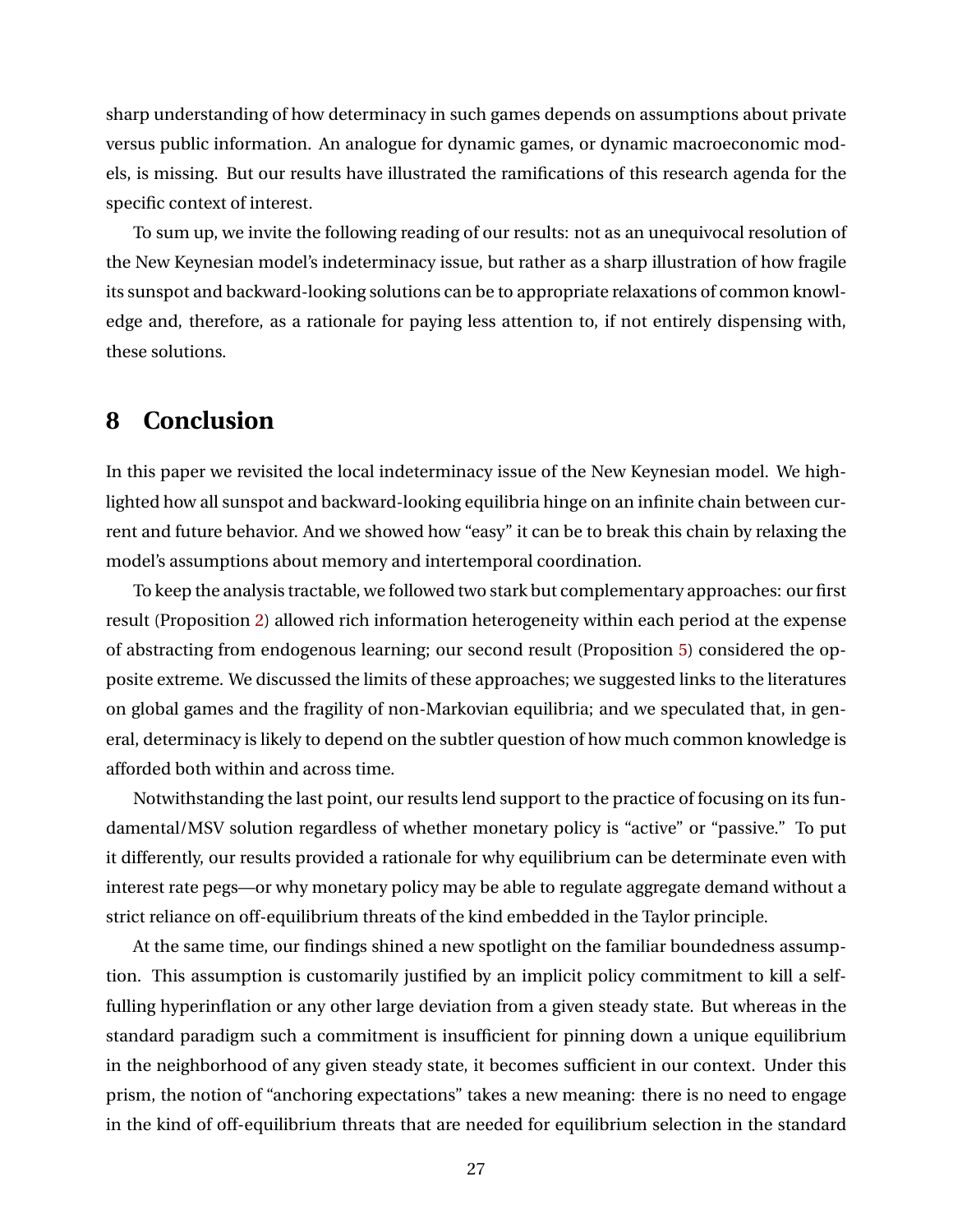sharp understanding of how determinacy in such games depends on assumptions about private versus public information. An analogue for dynamic games, or dynamic macroeconomic models, is missing. But our results have illustrated the ramifications of this research agenda for the specific context of interest.

To sum up, we invite the following reading of our results: not as an unequivocal resolution of the New Keynesian model's indeterminacy issue, but rather as a sharp illustration of how fragile its sunspot and backward-looking solutions can be to appropriate relaxations of common knowledge and, therefore, as a rationale for paying less attention to, if not entirely dispensing with, these solutions.

## 8 Conclusion

In this paper we revisited the local indeterminacy issue of the New Keynesian model. We highlighted how all sunspot and backward-looking equilibria hinge on an infinite chain between current and future behavior. And we showed how "easy" it can be to break this chain by relaxing the model's assumptions about memory and intertemporal coordination.

To keep the analysis tractable, we followed two stark but complementary approaches: our first result (Proposition 2) allowed rich information heterogeneity within each period at the expense of abstracting from endogenous learning; our second result (Proposition 5) considered the opposite extreme. We discussed the limits of these approaches; we suggested links to the literatures on global games and the fragility of non-Markovian equilibria; and we speculated that, in general, determinacy is likely to depend on the subtler question of how much common knowledge is afforded both within and across time.

Notwithstanding the last point, our results lend support to the practice of focusing on its fundamental/MSV solution regardless of whether monetary policy is "active" or "passive." To put it differently, our results provided a rationale for why equilibrium can be determinate even with interest rate pegs—or why monetary policy may be able to regulate aggregate demand without a strict reliance on off-equilibrium threats of the kind embedded in the Taylor principle.

At the same time, our findings shined a new spotlight on the familiar boundedness assumption. This assumption is customarily justified by an implicit policy commitment to kill a self-fulling hyperinflation or any other large deviation from a given steady state. But whereas in the standard paradigm such a commitment is insufficient for pinning down a unique equilibrium in the neighborhood of any given steady state, it becomes sufficient in our context. Under this prism, the notion of "anchoring expectations" takes a new meaning: there is no need to engage in the kind of off-equilibrium threats that are needed for equilibrium selection in the standard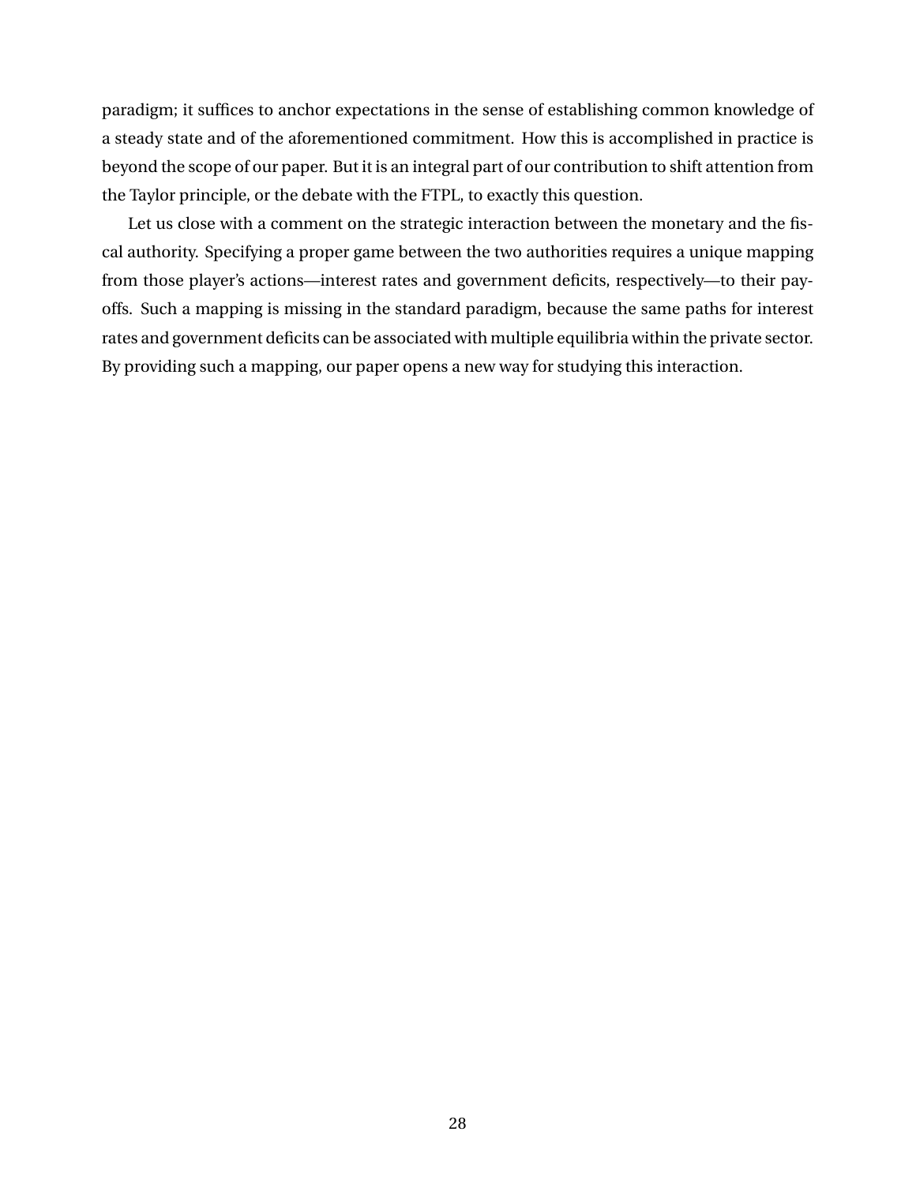paradigm; it suffices to anchor expectations in the sense of establishing common knowledge of a steady state and of the aforementioned commitment. How this is accomplished in practice is beyond the scope of our paper. But it is an integral part of our contribution to shift attention from the Taylor principle, or the debate with the FTPL, to exactly this question.

Let us close with a comment on the strategic interaction between the monetary and the fiscal authority. Specifying a proper game between the two authorities requires a unique mapping from those player's actions—interest rates and government deficits, respectively—to their payoffs. Such a mapping is missing in the standard paradigm, because the same paths for interest rates and government deficits can be associated with multiple equilibria within the private sector. By providing such a mapping, our paper opens a new way for studying this interaction.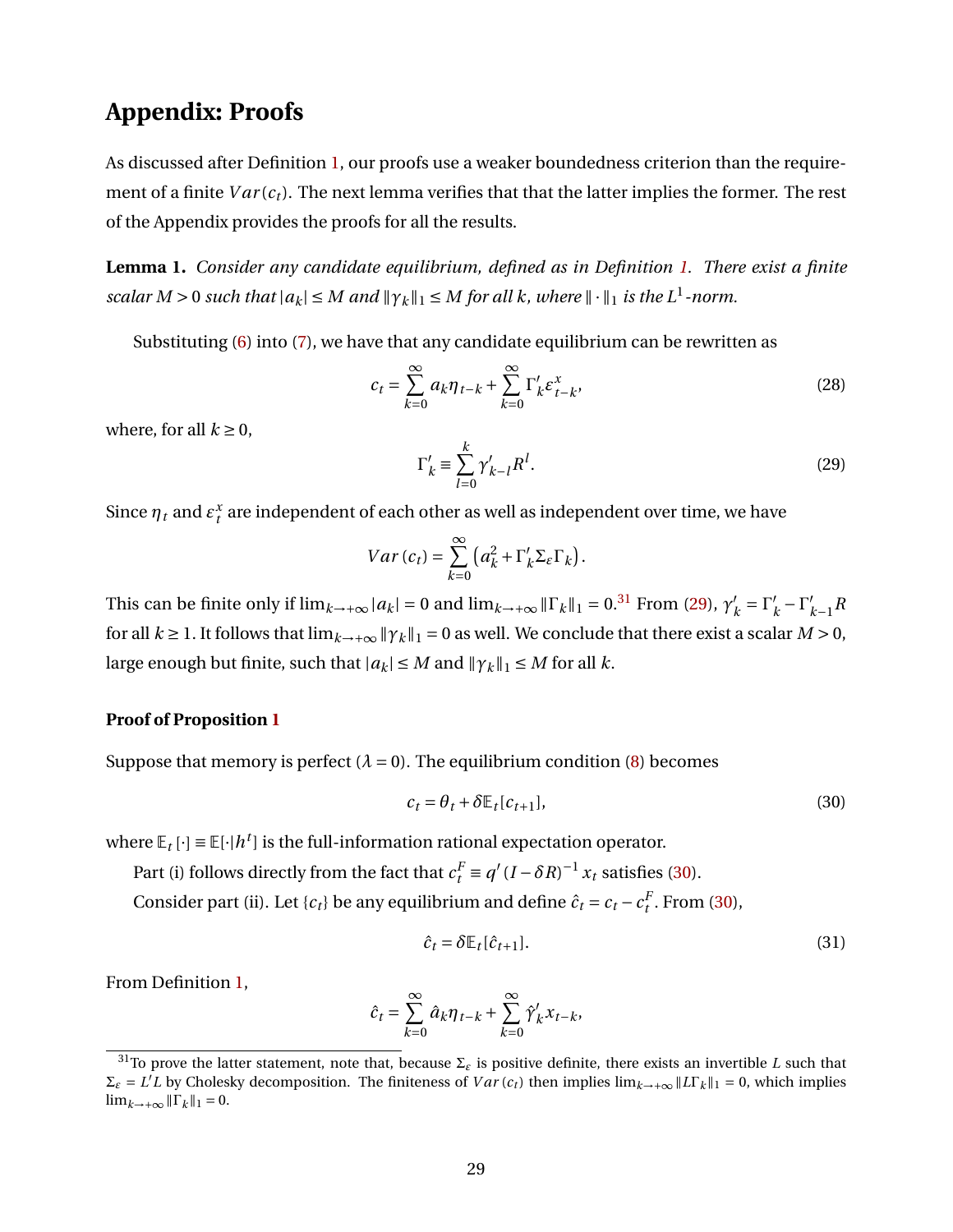# Appendix: Proofs

As discussed after Definition 1, our proofs use a weaker boundedness criterion than the requirement of a finite $Var(c_t)$. The next lemma verifies that that the latter implies the former. The rest of the Appendix provides the proofs for all the results.

**Lemma 1.** *Consider any candidate equilibrium, defined as in Definition 1. There exist a finite scalar $M > 0$ such that $|a_k| \leq M$ and $\|\gamma_k\|_1 \leq M$ for all $k$, where $\|\cdot\|_1$ is the $L^1$-norm.*

Substituting (6) into (7), we have that any candidate equilibrium can be rewritten as

$$c_t = \sum_{k=0}^{\infty} a_k \eta_{t-k} + \sum_{k=0}^{\infty} \Gamma'_k \varepsilon^x_{t-k}, \tag{28}$$

where, for all $k \geq 0$,

$$\Gamma'_k \equiv \sum_{l=0}^{k} \gamma'_{k-l} R^l. \tag{29}$$

Since $\eta_t$ and $\varepsilon^x_t$ are independent of each other as well as independent over time, we have

$$Var(c_t) = \sum_{k=0}^{\infty} \left( a_k^2 + \Gamma'_k \Sigma_\varepsilon \Gamma_k \right).$$

This can be finite only if $\lim_{k\to+\infty} |a_k| = 0$ and $\lim_{k\to+\infty} \|\Gamma_k\|_1 = 0$.[31] From (29), $\gamma'_k = \Gamma'_k - \Gamma'_{k-1} R$ for all $k \geq 1$. It follows that $\lim_{k\to+\infty} \|\gamma_k\|_1 = 0$ as well. We conclude that there exist a scalar $M > 0$, large enough but finite, such that $|a_k| \leq M$ and $\|\gamma_k\|_1 \leq M$ for all $k$.

**Proof of Proposition 1**

Suppose that memory is perfect ($\lambda = 0$). The equilibrium condition (8) becomes

$$c_t = \theta_t + \delta \mathbb{E}_t[c_{t+1}], \tag{30}$$

where $\mathbb{E}_t[\cdot] \equiv \mathbb{E}[\cdot | h^t]$ is the full-information rational expectation operator.

Part (i) follows directly from the fact that $c^F_t \equiv q'(I - \delta R)^{-1} x_t$ satisfies (30).

Consider part (ii). Let $\{c_t\}$ be any equilibrium and define $\hat{c}_t = c_t - c^F_t$. From (30),

$$\hat{c}_t = \delta \mathbb{E}_t[\hat{c}_{t+1}]. \tag{31}$$

From Definition 1,

$$\hat{c}_t = \sum_{k=0}^{\infty} \hat{a}_k \eta_{t-k} + \sum_{k=0}^{\infty} \hat{\gamma}'_k x_{t-k},$$

[31] To prove the latter statement, note that, because $\Sigma_\varepsilon$ is positive definite, there exists an invertible $L$ such that $\Sigma_\varepsilon = L'L$ by Cholesky decomposition. The finiteness of $Var(c_t)$ then implies $\lim_{k\to+\infty} \|L\Gamma_k\|_1 = 0$, which implies $\lim_{k\to+\infty} \|\Gamma_k\|_1 = 0$.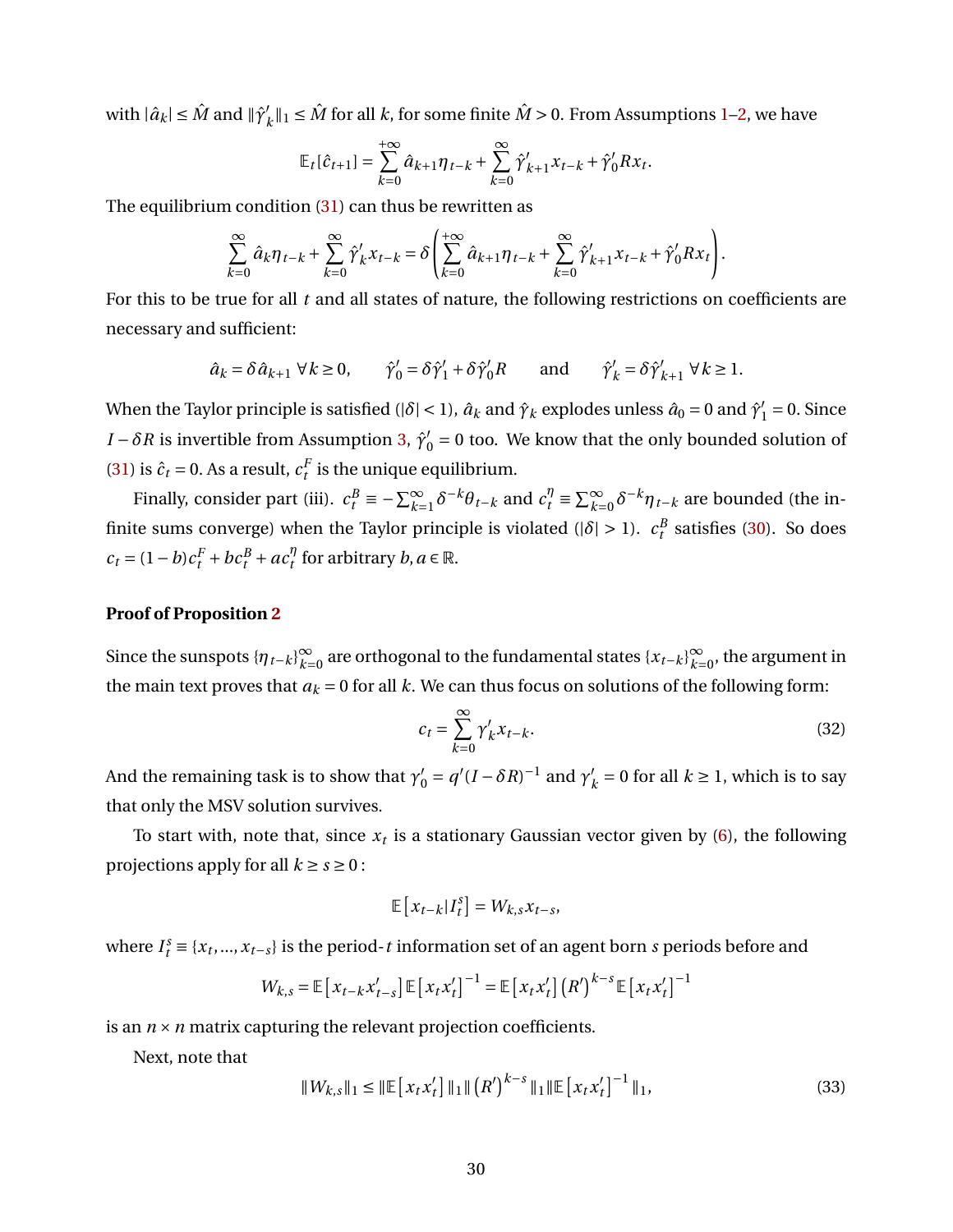with $|\hat{a}_k| \leq \hat{M}$ and $\|\hat{\gamma}'_k\|_1 \leq \hat{M}$ for all $k$, for some finite $\hat{M} > 0$. From Assumptions 1–2, we have

$$\mathbb{E}_t[\hat{c}_{t+1}] = \sum_{k=0}^{+\infty} \hat{a}_{k+1}\eta_{t-k} + \sum_{k=0}^{\infty} \hat{\gamma}'_{k+1} x_{t-k} + \hat{\gamma}'_0 R x_t.$$

The equilibrium condition (31) can thus be rewritten as

$$\sum_{k=0}^{\infty} \hat{a}_k \eta_{t-k} + \sum_{k=0}^{\infty} \hat{\gamma}'_k x_{t-k} = \delta \left( \sum_{k=0}^{+\infty} \hat{a}_{k+1}\eta_{t-k} + \sum_{k=0}^{\infty} \hat{\gamma}'_{k+1} x_{t-k} + \hat{\gamma}'_0 R x_t \right).$$

For this to be true for all $t$ and all states of nature, the following restrictions on coefficients are necessary and sufficient:

$$\hat{a}_k = \delta \hat{a}_{k+1} \; \forall k \geq 0, \qquad \hat{\gamma}'_0 = \delta \hat{\gamma}'_1 + \delta \hat{\gamma}'_0 R \qquad \text{and} \qquad \hat{\gamma}'_k = \delta \hat{\gamma}'_{k+1} \; \forall k \geq 1.$$

When the Taylor principle is satisfied ($|\delta| < 1$), $\hat{a}_k$ and $\hat{\gamma}_k$ explodes unless $\hat{a}_0 = 0$ and $\hat{\gamma}'_1 = 0$. Since $I - \delta R$ is invertible from Assumption 3, $\hat{\gamma}'_0 = 0$ too. We know that the only bounded solution of (31) is $\hat{c}_t = 0$. As a result, $c^F_t$ is the unique equilibrium.

Finally, consider part (iii). $c^B_t \equiv -\sum_{k=1}^{\infty} \delta^{-k}\theta_{t-k}$ and $c^\eta_t \equiv \sum_{k=0}^{\infty} \delta^{-k}\eta_{t-k}$ are bounded (the infinite sums converge) when the Taylor principle is violated ($|\delta| > 1$). $c^B_t$ satisfies (30). So does $c_t = (1-b)c^F_t + bc^B_t + ac^\eta_t$ for arbitrary $b, a \in \mathbb{R}$.

**Proof of Proposition 2**

Since the sunspots $\{\eta_{t-k}\}_{k=0}^{\infty}$ are orthogonal to the fundamental states $\{x_{t-k}\}_{k=0}^{\infty}$, the argument in the main text proves that $a_k = 0$ for all $k$. We can thus focus on solutions of the following form:

$$c_t = \sum_{k=0}^{\infty} \gamma'_k x_{t-k}. \tag{32}$$

And the remaining task is to show that $\gamma'_0 = q'(I - \delta R)^{-1}$ and $\gamma'_k = 0$ for all $k \geq 1$, which is to say that only the MSV solution survives.

To start with, note that, since $x_t$ is a stationary Gaussian vector given by (6), the following projections apply for all $k \geq s \geq 0$ :

$$\mathbb{E}\left[x_{t-k} | I^s_t\right] = W_{k,s} x_{t-s},$$

where $I^s_t \equiv \{x_t, ..., x_{t-s}\}$ is the period-$t$ information set of an agent born $s$ periods before and

$$W_{k,s} = \mathbb{E}\left[x_{t-k} x'_{t-s}\right] \mathbb{E}\left[x_t x'_t\right]^{-1} = \mathbb{E}\left[x_t x'_t\right] \left(R'\right)^{k-s} \mathbb{E}\left[x_t x'_t\right]^{-1}$$

is an $n \times n$ matrix capturing the relevant projection coefficients.

Next, note that

$$\|W_{k,s}\|_1 \leq \|\mathbb{E}\left[x_t x'_t\right]\|_1 \| \left(R'\right)^{k-s} \|_1 \|\mathbb{E}\left[x_t x'_t\right]^{-1}\|_1, \tag{33}$$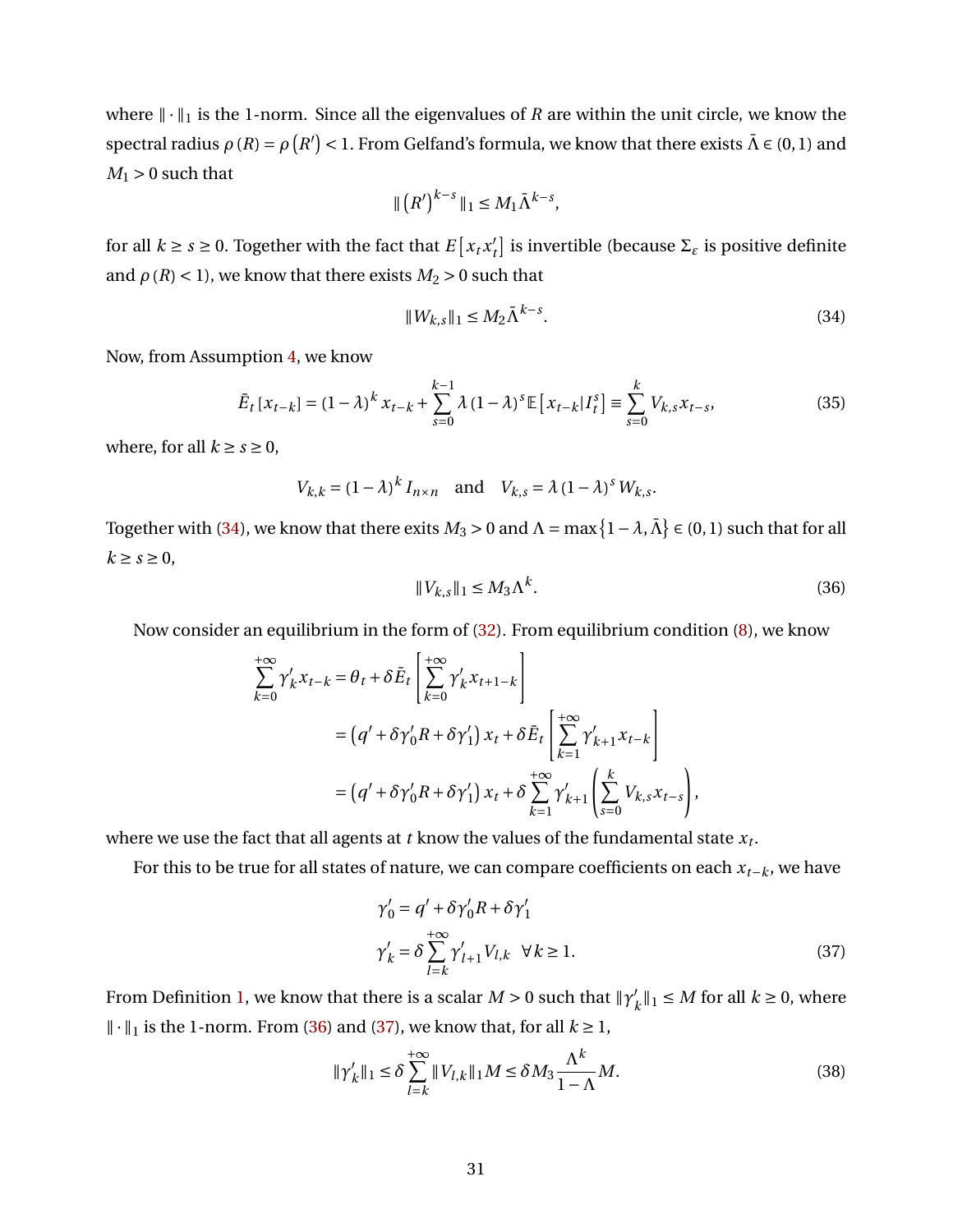where $\|\cdot\|_1$ is the 1-norm. Since all the eigenvalues of $R$ are within the unit circle, we know the spectral radius $\rho(R) = \rho(R') < 1$. From Gelfand's formula, we know that there exists $\bar{\Lambda} \in (0,1)$ and $M_1 > 0$ such that

$$\|(R')^{k-s}\|_1 \leq M_1 \bar{\Lambda}^{k-s},$$

for all $k \geq s \geq 0$. Together with the fact that $E[x_t x_t']$ is invertible (because $\Sigma_\varepsilon$ is positive definite and $\rho(R) < 1$), we know that there exists $M_2 > 0$ such that

$$\|W_{k,s}\|_1 \leq M_2 \bar{\Lambda}^{k-s}. \tag{34}$$

Now, from Assumption 4, we know

$$\bar{E}_t[x_{t-k}] = (1-\lambda)^k x_{t-k} + \sum_{s=0}^{k-1} \lambda (1-\lambda)^s \mathbb{E}\left[x_{t-k}|I_t^s\right] \equiv \sum_{s=0}^{k} V_{k,s} x_{t-s}, \tag{35}$$

where, for all $k \geq s \geq 0$,

$$V_{k,k} = (1-\lambda)^k I_{n\times n} \quad \text{and} \quad V_{k,s} = \lambda(1-\lambda)^s W_{k,s}.$$

Together with (34), we know that there exits $M_3 > 0$ and $\Lambda = \max\{1-\lambda, \bar{\Lambda}\} \in (0,1)$ such that for all $k \geq s \geq 0$,

$$\|V_{k,s}\|_1 \leq M_3 \Lambda^k. \tag{36}$$

Now consider an equilibrium in the form of (32). From equilibrium condition (8), we know

$$\begin{aligned}
\sum_{k=0}^{+\infty} \gamma_k' x_{t-k} &= \theta_t + \delta \bar{E}_t\left[\sum_{k=0}^{+\infty} \gamma_k' x_{t+1-k}\right] \\
&= \left(q' + \delta\gamma_0' R + \delta\gamma_1'\right) x_t + \delta \bar{E}_t\left[\sum_{k=1}^{+\infty} \gamma_{k+1}' x_{t-k}\right] \\
&= \left(q' + \delta\gamma_0' R + \delta\gamma_1'\right) x_t + \delta \sum_{k=1}^{+\infty} \gamma_{k+1}' \left(\sum_{s=0}^{k} V_{k,s} x_{t-s}\right),
\end{aligned}$$

where we use the fact that all agents at $t$ know the values of the fundamental state $x_t$.

For this to be true for all states of nature, we can compare coefficients on each $x_{t-k}$, we have

$$\begin{aligned}
\gamma_0' &= q' + \delta\gamma_0' R + \delta\gamma_1' \\
\gamma_k' &= \delta \sum_{l=k}^{+\infty} \gamma_{l+1}' V_{l,k} \quad \forall\, k \geq 1.
\end{aligned} \tag{37}$$

From Definition 1, we know that there is a scalar $M > 0$ such that $\|\gamma_k'\|_1 \leq M$ for all $k \geq 0$, where $\|\cdot\|_1$ is the 1-norm. From (36) and (37), we know that, for all $k \geq 1$,

$$\|\gamma_k'\|_1 \leq \delta \sum_{l=k}^{+\infty} \|V_{l,k}\|_1 M \leq \delta M_3 \frac{\Lambda^k}{1-\Lambda} M. \tag{38}$$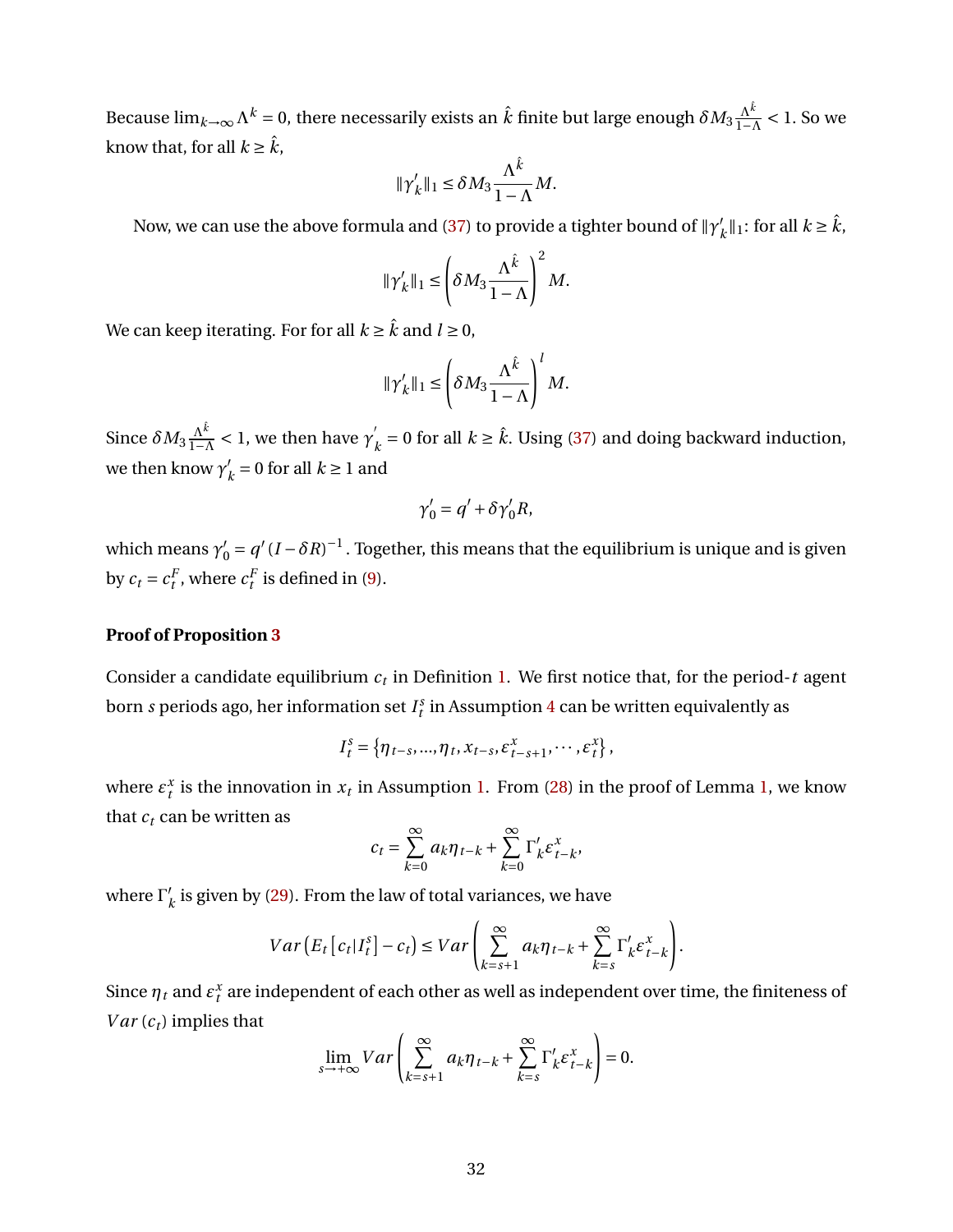Because $\lim_{k\to\infty}\Lambda^k = 0$, there necessarily exists an $\hat{k}$ finite but large enough $\delta M_3 \frac{\Lambda^{\hat{k}}}{1-\Lambda} < 1$. So we know that, for all $k \geq \hat{k}$,

$$\|\gamma_k'\|_1 \leq \delta M_3 \frac{\Lambda^{\hat{k}}}{1-\Lambda} M.$$

Now, we can use the above formula and (37) to provide a tighter bound of $\|\gamma_k'\|_1$: for all $k \geq \hat{k}$,

$$\|\gamma_k'\|_1 \leq \left(\delta M_3 \frac{\Lambda^{\hat{k}}}{1-\Lambda}\right)^2 M.$$

We can keep iterating. For for all $k \geq \hat{k}$ and $l \geq 0$,

$$\|\gamma_k'\|_1 \leq \left(\delta M_3 \frac{\Lambda^{\hat{k}}}{1-\Lambda}\right)^l M.$$

Since $\delta M_3 \frac{\Lambda^{\hat{k}}}{1-\Lambda} < 1$, we then have $\gamma_k^{'} = 0$ for all $k \geq \hat{k}$. Using (37) and doing backward induction, we then know $\gamma_k' = 0$ for all $k \geq 1$ and

$$\gamma_0' = q' + \delta\gamma_0' R,$$

which means $\gamma_0' = q'(I-\delta R)^{-1}$. Together, this means that the equilibrium is unique and is given by $c_t = c_t^F$, where $c_t^F$ is defined in (9).

**Proof of Proposition 3**

Consider a candidate equilibrium $c_t$ in Definition 1. We first notice that, for the period-$t$ agent born $s$ periods ago, her information set $I_t^s$ in Assumption 4 can be written equivalently as

$$I_t^s = \left\{\eta_{t-s}, ..., \eta_t, x_{t-s}, \varepsilon^x_{t-s+1}, \cdots, \varepsilon^x_t\right\},$$

where $\varepsilon^x_t$ is the innovation in $x_t$ in Assumption 1. From (28) in the proof of Lemma 1, we know that $c_t$ can be written as

$$c_t = \sum_{k=0}^{\infty} a_k \eta_{t-k} + \sum_{k=0}^{\infty} \Gamma_k' \varepsilon^x_{t-k},$$

where $\Gamma_k'$ is given by (29). From the law of total variances, we have

$$Var\left(E_t\left[c_t|I_t^s\right] - c_t\right) \leq Var\left(\sum_{k=s+1}^{\infty} a_k \eta_{t-k} + \sum_{k=s}^{\infty} \Gamma_k' \varepsilon^x_{t-k}\right).$$

Since $\eta_t$ and $\varepsilon^x_t$ are independent of each other as well as independent over time, the finiteness of $Var(c_t)$ implies that

$$\lim_{s\to+\infty} Var\left(\sum_{k=s+1}^{\infty} a_k \eta_{t-k} + \sum_{k=s}^{\infty} \Gamma_k' \varepsilon^x_{t-k}\right) = 0.$$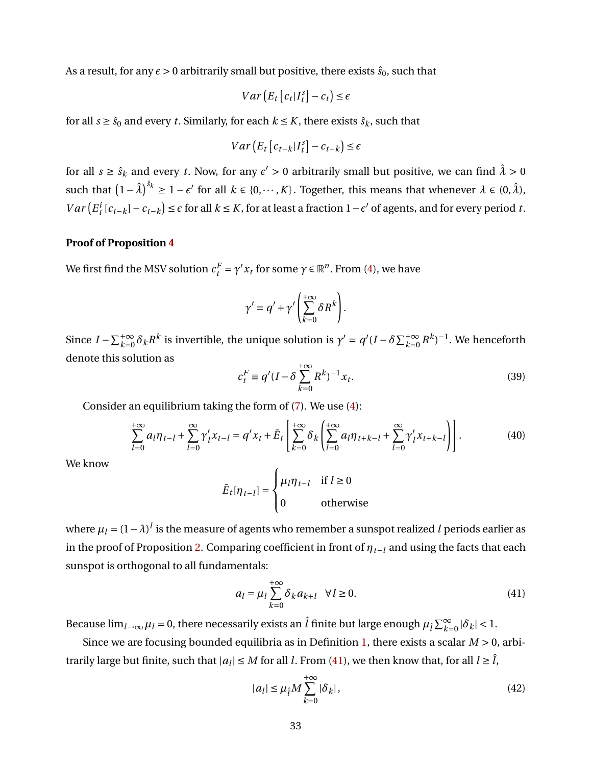As a result, for any $\epsilon > 0$ arbitrarily small but positive, there exists $\hat{s}_0$, such that

$$Var\left(E_t\left[c_t | I_t^s\right] - c_t\right) \leq \epsilon$$

for all $s \geq \hat{s}_0$ and every $t$. Similarly, for each $k \leq K$, there exists $\hat{s}_k$, such that

$$Var\left(E_t\left[c_{t-k} | I_t^s\right] - c_{t-k}\right) \leq \epsilon$$

for all $s \geq \hat{s}_k$ and every $t$. Now, for any $\epsilon' > 0$ arbitrarily small but positive, we can find $\hat{\lambda} > 0$ such that $\left(1 - \hat{\lambda}\right)^{\hat{s}_k} \geq 1 - \epsilon'$ for all $k \in \{0, \cdots, K\}$. Together, this means that whenever $\lambda \in (0, \hat{\lambda})$, $Var\left(E_t^i\left[c_{t-k}\right] - c_{t-k}\right) \leq \epsilon$ for all $k \leq K$, for at least a fraction $1 - \epsilon'$ of agents, and for every period $t$.

**Proof of Proposition 4**

We first find the MSV solution $c_t^F = \gamma' x_t$ for some $\gamma \in \mathbb{R}^n$. From (4), we have

$$\gamma' = q' + \gamma' \left(\sum_{k=0}^{+\infty} \delta R^k\right).$$

Since $I - \sum_{k=0}^{+\infty} \delta_k R^k$ is invertible, the unique solution is $\gamma' = q'(I - \delta \sum_{k=0}^{+\infty} R^k)^{-1}$. We henceforth denote this solution as

$$c_t^F \equiv q'(I - \delta \sum_{k=0}^{+\infty} R^k)^{-1} x_t. \tag{39}$$

Consider an equilibrium taking the form of (7). We use (4):

$$\sum_{l=0}^{+\infty} a_l \eta_{t-l} + \sum_{l=0}^{\infty} \gamma_l' x_{t-l} = q' x_t + \bar{E}_t \left[\sum_{k=0}^{+\infty} \delta_k \left(\sum_{l=0}^{+\infty} a_l \eta_{t+k-l} + \sum_{l=0}^{\infty} \gamma_l' x_{t+k-l}\right)\right]. \tag{40}$$

We know

$$\bar{E}_t[\eta_{t-l}] = \begin{cases} \mu_l \eta_{t-l} & \text{if } l \geq 0 \\ 0 & \text{otherwise} \end{cases}$$

where $\mu_l = (1 - \lambda)^l$ is the measure of agents who remember a sunspot realized $l$ periods earlier as in the proof of Proposition 2. Comparing coefficient in front of $\eta_{t-l}$ and using the facts that each sunspot is orthogonal to all fundamentals:

$$a_l = \mu_l \sum_{k=0}^{+\infty} \delta_k a_{k+l} \quad \forall l \geq 0. \tag{41}$$

Because $\lim_{l \to \infty} \mu_l = 0$, there necessarily exists an $\hat{l}$ finite but large enough $\mu_{\hat{l}} \sum_{k=0}^{\infty} |\delta_k| < 1$.

Since we are focusing bounded equilibria as in Definition 1, there exists a scalar $M > 0$, arbitrarily large but finite, such that $|a_l| \leq M$ for all $l$. From (41), we then know that, for all $l \geq \hat{l}$,

$$|a_l| \leq \mu_{\hat{l}} M \sum_{k=0}^{+\infty} |\delta_k|, \tag{42}$$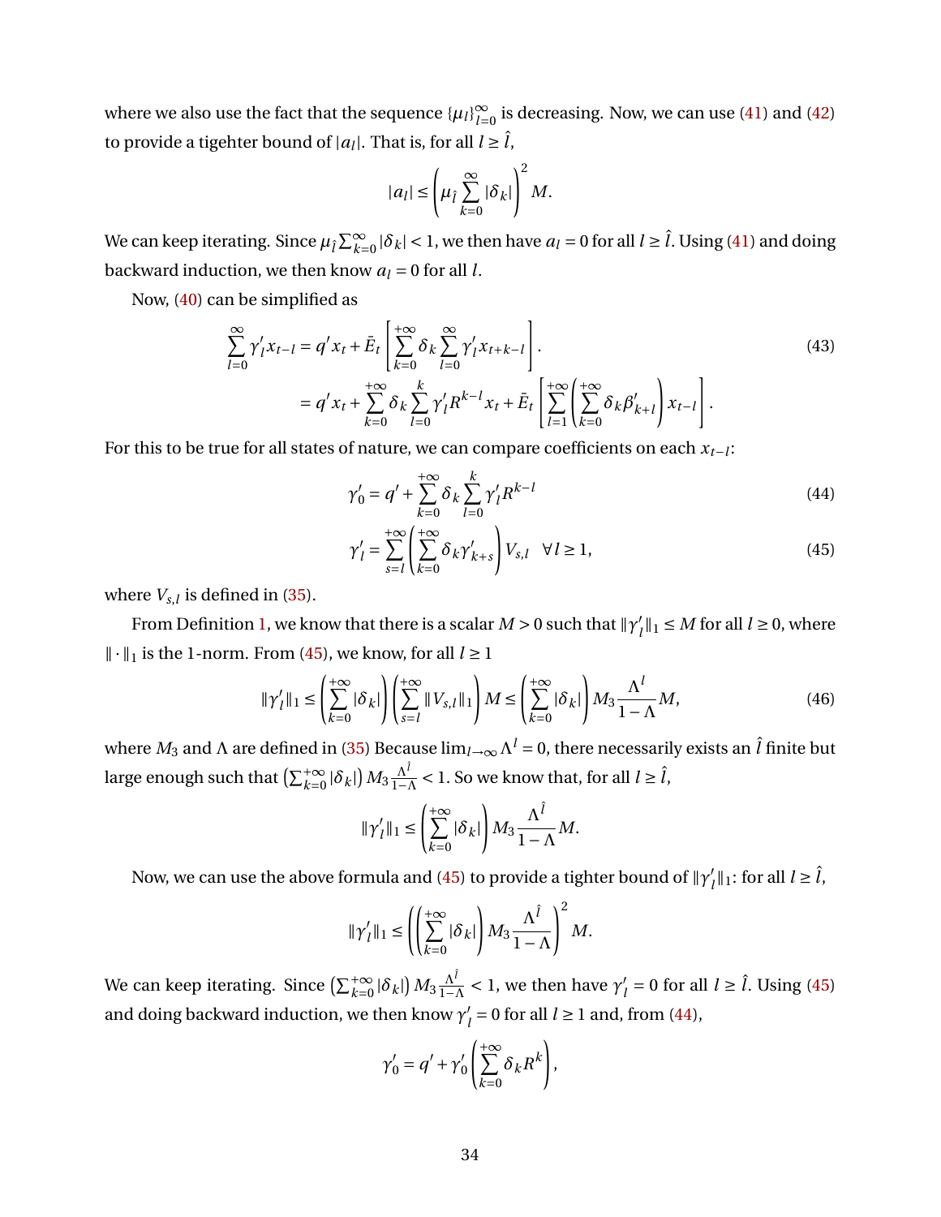where we also use the fact that the sequence $\{\mu_l\}_{l=0}^{\infty}$ is decreasing. Now, we can use (41) and (42) to provide a tigehter bound of $|a_l|$. That is, for all $l \geq \hat{l}$,

$$|a_l| \leq \left(\mu_{\hat{l}} \sum_{k=0}^{\infty} |\delta_k|\right)^2 M.$$

We can keep iterating. Since $\mu_{\hat{l}} \sum_{k=0}^{\infty} |\delta_k| < 1$, we then have $a_l = 0$ for all $l \geq \hat{l}$. Using (41) and doing backward induction, we then know $a_l = 0$ for all $l$.

Now, (40) can be simplified as

$$\begin{aligned}
\sum_{l=0}^{\infty} \gamma_l' x_{t-l} &= q' x_t + \bar{E}_t \left[\sum_{k=0}^{+\infty} \delta_k \sum_{l=0}^{\infty} \gamma_l' x_{t+k-l}\right]. \\
&= q' x_t + \sum_{k=0}^{+\infty} \delta_k \sum_{l=0}^{k} \gamma_l' R^{k-l} x_t + \bar{E}_t \left[\sum_{l=1}^{+\infty} \left(\sum_{k=0}^{+\infty} \delta_k \beta_{k+l}'\right) x_{t-l}\right].
\end{aligned} \tag{43}$$

For this to be true for all states of nature, we can compare coefficients on each $x_{t-l}$:

$$\gamma_0' = q' + \sum_{k=0}^{+\infty} \delta_k \sum_{l=0}^{k} \gamma_l' R^{k-l} \tag{44}$$

$$\gamma_l' = \sum_{s=l}^{+\infty} \left(\sum_{k=0}^{+\infty} \delta_k \gamma_{k+s}'\right) V_{s,l} \quad \forall l \geq 1, \tag{45}$$

where $V_{s,l}$ is defined in (35).

From Definition 1, we know that there is a scalar $M > 0$ such that $\|\gamma_l'\|_1 \leq M$ for all $l \geq 0$, where $\|\cdot\|_1$ is the 1-norm. From (45), we know, for all $l \geq 1$

$$\|\gamma_l'\|_1 \leq \left(\sum_{k=0}^{+\infty} |\delta_k|\right) \left(\sum_{s=l}^{+\infty} \|V_{s,l}\|_1\right) M \leq \left(\sum_{k=0}^{+\infty} |\delta_k|\right) M_3 \frac{\Lambda^l}{1-\Lambda} M, \tag{46}$$

where $M_3$ and $\Lambda$ are defined in (35) Because $\lim_{l\to\infty} \Lambda^l = 0$, there necessarily exists an $\hat{l}$ finite but large enough such that $\left(\sum_{k=0}^{+\infty} |\delta_k|\right) M_3 \frac{\Lambda^{\hat{l}}}{1-\Lambda} < 1$. So we know that, for all $l \geq \hat{l}$,

$$\|\gamma_l'\|_1 \leq \left(\sum_{k=0}^{+\infty} |\delta_k|\right) M_3 \frac{\Lambda^{\hat{l}}}{1-\Lambda} M.$$

Now, we can use the above formula and (45) to provide a tighter bound of $\|\gamma_l'\|_1$: for all $l \geq \hat{l}$,

$$\|\gamma_l'\|_1 \leq \left(\left(\sum_{k=0}^{+\infty} |\delta_k|\right) M_3 \frac{\Lambda^{\hat{l}}}{1-\Lambda}\right)^2 M.$$

We can keep iterating. Since $\left(\sum_{k=0}^{+\infty} |\delta_k|\right) M_3 \frac{\Lambda^{\hat{l}}}{1-\Lambda} < 1$, we then have $\gamma_l' = 0$ for all $l \geq \hat{l}$. Using (45) and doing backward induction, we then know $\gamma_l' = 0$ for all $l \geq 1$ and, from (44),

$$\gamma_0' = q' + \gamma_0' \left(\sum_{k=0}^{+\infty} \delta_k R^k\right),$$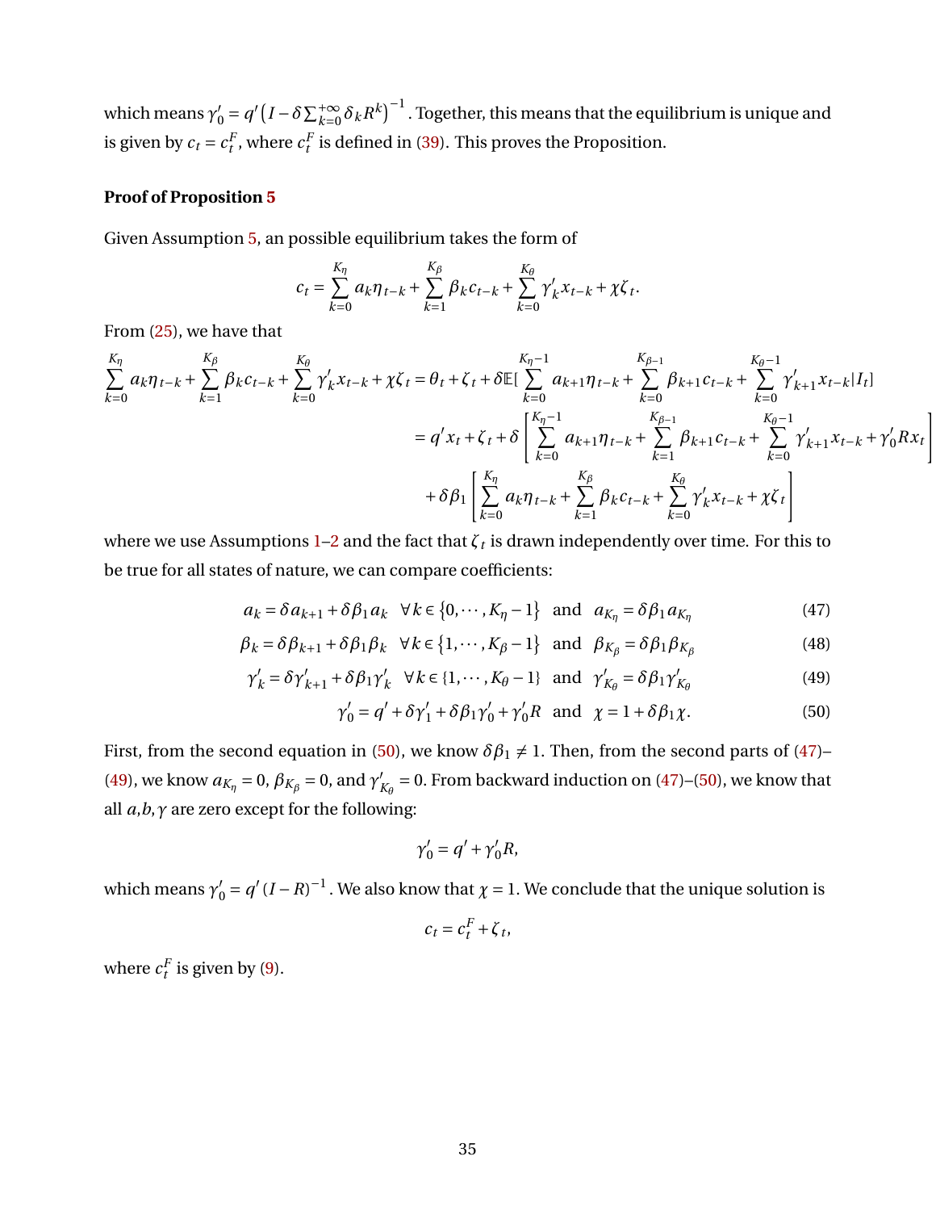which means $\gamma_0' = q'\left(I - \delta \sum_{k=0}^{+\infty} \delta_k R^k\right)^{-1}$. Together, this means that the equilibrium is unique and is given by $c_t = c_t^F$, where $c_t^F$ is defined in (39). This proves the Proposition.

**Proof of Proposition 5**

Given Assumption 5, an possible equilibrium takes the form of

$$c_t = \sum_{k=0}^{K_\eta} a_k \eta_{t-k} + \sum_{k=1}^{K_\beta} \beta_k c_{t-k} + \sum_{k=0}^{K_\theta} \gamma_k' x_{t-k} + \chi \zeta_t.$$

From (25), we have that

$$\begin{aligned}
\sum_{k=0}^{K_\eta} a_k \eta_{t-k} + \sum_{k=1}^{K_\beta} \beta_k c_{t-k} + \sum_{k=0}^{K_\theta} \gamma_k' x_{t-k} + \chi \zeta_t &= \theta_t + \zeta_t + \delta \mathbb{E}[\sum_{k=0}^{K_\eta - 1} a_{k+1} \eta_{t-k} + \sum_{k=0}^{K_{\beta-1}} \beta_{k+1} c_{t-k} + \sum_{k=0}^{K_\theta - 1} \gamma_{k+1}' x_{t-k} | I_t] \\
&= q' x_t + \zeta_t + \delta \left[ \sum_{k=0}^{K_\eta - 1} a_{k+1} \eta_{t-k} + \sum_{k=1}^{K_{\beta-1}} \beta_{k+1} c_{t-k} + \sum_{k=0}^{K_\theta - 1} \gamma_{k+1}' x_{t-k} + \gamma_0' R x_t \right] \\
&\quad + \delta \beta_1 \left[ \sum_{k=0}^{K_\eta} a_k \eta_{t-k} + \sum_{k=1}^{K_\beta} \beta_k c_{t-k} + \sum_{k=0}^{K_\theta} \gamma_k' x_{t-k} + \chi \zeta_t \right]
\end{aligned}$$

where we use Assumptions 1–2 and the fact that $\zeta_t$ is drawn independently over time. For this to be true for all states of nature, we can compare coefficients:

$$a_k = \delta a_{k+1} + \delta \beta_1 a_k \quad \forall k \in \{0, \cdots, K_\eta - 1\} \quad \text{and} \quad a_{K_\eta} = \delta \beta_1 a_{K_\eta} \tag{47}$$

$$\beta_k = \delta \beta_{k+1} + \delta \beta_1 \beta_k \quad \forall k \in \{1, \cdots, K_\beta - 1\} \quad \text{and} \quad \beta_{K_\beta} = \delta \beta_1 \beta_{K_\beta} \tag{48}$$

$$\gamma_k' = \delta \gamma_{k+1}' + \delta \beta_1 \gamma_k' \quad \forall k \in \{1, \cdots, K_\theta - 1\} \quad \text{and} \quad \gamma_{K_\theta}' = \delta \beta_1 \gamma_{K_\theta}' \tag{49}$$

$$\gamma_0' = q' + \delta \gamma_1' + \delta \beta_1 \gamma_0' + \gamma_0' R \quad \text{and} \quad \chi = 1 + \delta \beta_1 \chi. \tag{50}$$

First, from the second equation in (50), we know $\delta \beta_1 \neq 1$. Then, from the second parts of (47)–(49), we know $a_{K_\eta} = 0$, $\beta_{K_\beta} = 0$, and $\gamma_{K_\theta}' = 0$. From backward induction on (47)–(50), we know that all $a, b, \gamma$ are zero except for the following:

$$\gamma_0' = q' + \gamma_0' R,$$

which means $\gamma_0' = q' (I - R)^{-1}$. We also know that $\chi = 1$. We conclude that the unique solution is

$$c_t = c_t^F + \zeta_t,$$

where $c_t^F$ is given by (9).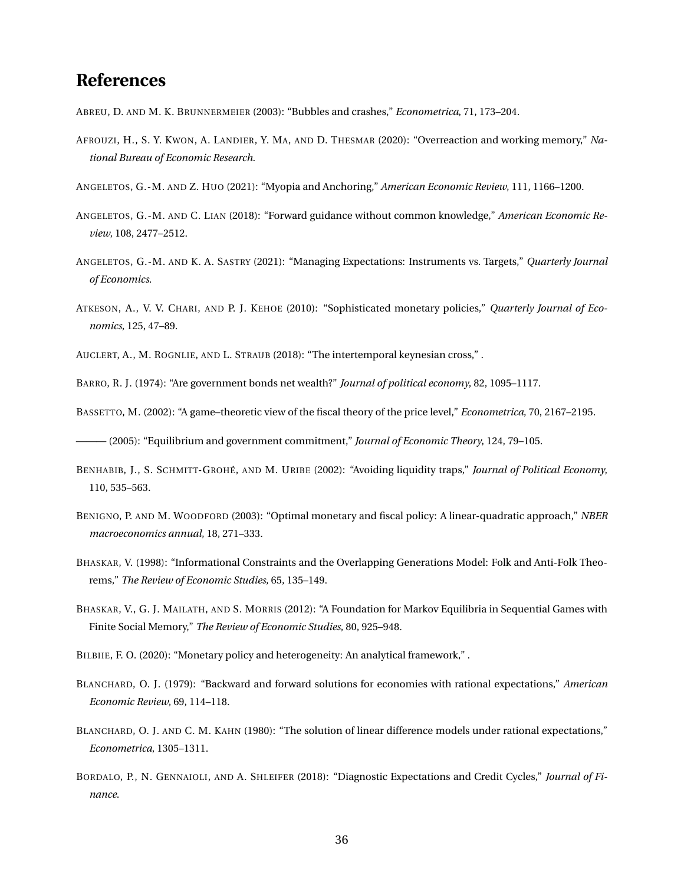# References

Abreu, D. and M. K. Brunnermeier (2003): "Bubbles and crashes," *Econometrica*, 71, 173–204.

Afrouzi, H., S. Y. Kwon, A. Landier, Y. Ma, and D. Thesmar (2020): "Overreaction and working memory," *National Bureau of Economic Research*.

Angeletos, G.-M. and Z. Huo (2021): "Myopia and Anchoring," *American Economic Review*, 111, 1166–1200.

Angeletos, G.-M. and C. Lian (2018): "Forward guidance without common knowledge," *American Economic Review*, 108, 2477–2512.

Angeletos, G.-M. and K. A. Sastry (2021): "Managing Expectations: Instruments vs. Targets," *Quarterly Journal of Economics*.

Atkeson, A., V. V. Chari, and P. J. Kehoe (2010): "Sophisticated monetary policies," *Quarterly Journal of Economics*, 125, 47–89.

Auclert, A., M. Rognlie, and L. Straub (2018): "The intertemporal keynesian cross," .

Barro, R. J. (1974): "Are government bonds net wealth?" *Journal of political economy*, 82, 1095–1117.

Bassetto, M. (2002): "A game–theoretic view of the fiscal theory of the price level," *Econometrica*, 70, 2167–2195.

——— (2005): "Equilibrium and government commitment," *Journal of Economic Theory*, 124, 79–105.

Benhabib, J., S. Schmitt-Grohé, and M. Uribe (2002): "Avoiding liquidity traps," *Journal of Political Economy*, 110, 535–563.

Benigno, P. and M. Woodford (2003): "Optimal monetary and fiscal policy: A linear-quadratic approach," *NBER macroeconomics annual*, 18, 271–333.

Bhaskar, V. (1998): "Informational Constraints and the Overlapping Generations Model: Folk and Anti-Folk Theorems," *The Review of Economic Studies*, 65, 135–149.

Bhaskar, V., G. J. Mailath, and S. Morris (2012): "A Foundation for Markov Equilibria in Sequential Games with Finite Social Memory," *The Review of Economic Studies*, 80, 925–948.

Bilbiie, F. O. (2020): "Monetary policy and heterogeneity: An analytical framework," .

Blanchard, O. J. (1979): "Backward and forward solutions for economies with rational expectations," *American Economic Review*, 69, 114–118.

Blanchard, O. J. and C. M. Kahn (1980): "The solution of linear difference models under rational expectations," *Econometrica*, 1305–1311.

Bordalo, P., N. Gennaioli, and A. Shleifer (2018): "Diagnostic Expectations and Credit Cycles," *Journal of Finance*.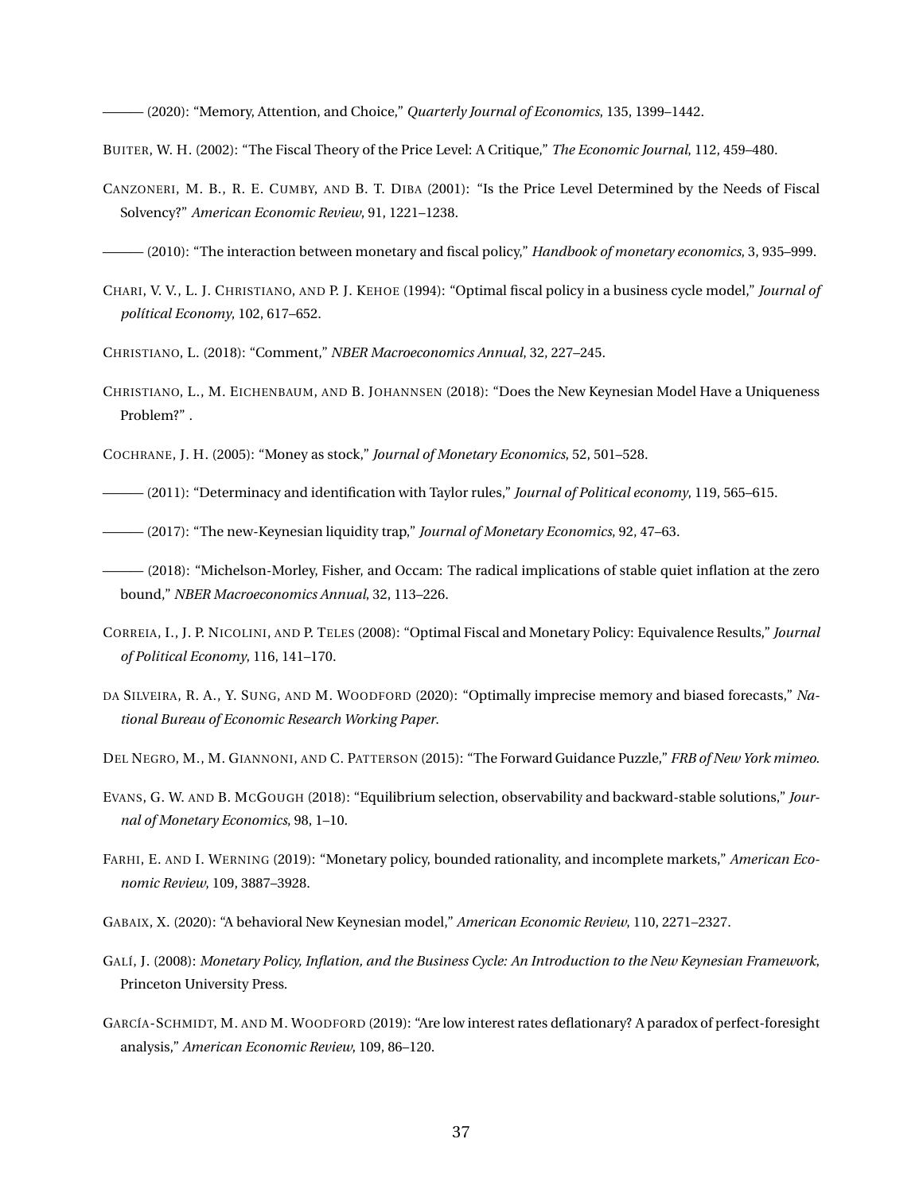——— (2020): "Memory, Attention, and Choice," *Quarterly Journal of Economics*, 135, 1399–1442.

BUITER, W. H. (2002): "The Fiscal Theory of the Price Level: A Critique," *The Economic Journal*, 112, 459–480.

CANZONERI, M. B., R. E. CUMBY, AND B. T. DIBA (2001): "Is the Price Level Determined by the Needs of Fiscal Solvency?" *American Economic Review*, 91, 1221–1238.

——— (2010): "The interaction between monetary and fiscal policy," *Handbook of monetary economics*, 3, 935–999.

CHARI, V. V., L. J. CHRISTIANO, AND P. J. KEHOE (1994): "Optimal fiscal policy in a business cycle model," *Journal of political Economy*, 102, 617–652.

CHRISTIANO, L. (2018): "Comment," *NBER Macroeconomics Annual*, 32, 227–245.

CHRISTIANO, L., M. EICHENBAUM, AND B. JOHANNSEN (2018): "Does the New Keynesian Model Have a Uniqueness Problem?" .

COCHRANE, J. H. (2005): "Money as stock," *Journal of Monetary Economics*, 52, 501–528.

——— (2011): "Determinacy and identification with Taylor rules," *Journal of Political economy*, 119, 565–615.

——— (2017): "The new-Keynesian liquidity trap," *Journal of Monetary Economics*, 92, 47–63.

——— (2018): "Michelson-Morley, Fisher, and Occam: The radical implications of stable quiet inflation at the zero bound," *NBER Macroeconomics Annual*, 32, 113–226.

CORREIA, I., J. P. NICOLINI, AND P. TELES (2008): "Optimal Fiscal and Monetary Policy: Equivalence Results," *Journal of Political Economy*, 116, 141–170.

DA SILVEIRA, R. A., Y. SUNG, AND M. WOODFORD (2020): "Optimally imprecise memory and biased forecasts," *National Bureau of Economic Research Working Paper*.

DEL NEGRO, M., M. GIANNONI, AND C. PATTERSON (2015): "The Forward Guidance Puzzle," *FRB of New York mimeo*.

EVANS, G. W. AND B. MCGOUGH (2018): "Equilibrium selection, observability and backward-stable solutions," *Journal of Monetary Economics*, 98, 1–10.

FARHI, E. AND I. WERNING (2019): "Monetary policy, bounded rationality, and incomplete markets," *American Economic Review*, 109, 3887–3928.

GABAIX, X. (2020): "A behavioral New Keynesian model," *American Economic Review*, 110, 2271–2327.

GALÍ, J. (2008): *Monetary Policy, Inflation, and the Business Cycle: An Introduction to the New Keynesian Framework*, Princeton University Press.

GARCÍA-SCHMIDT, M. AND M. WOODFORD (2019): "Are low interest rates deflationary? A paradox of perfect-foresight analysis," *American Economic Review*, 109, 86–120.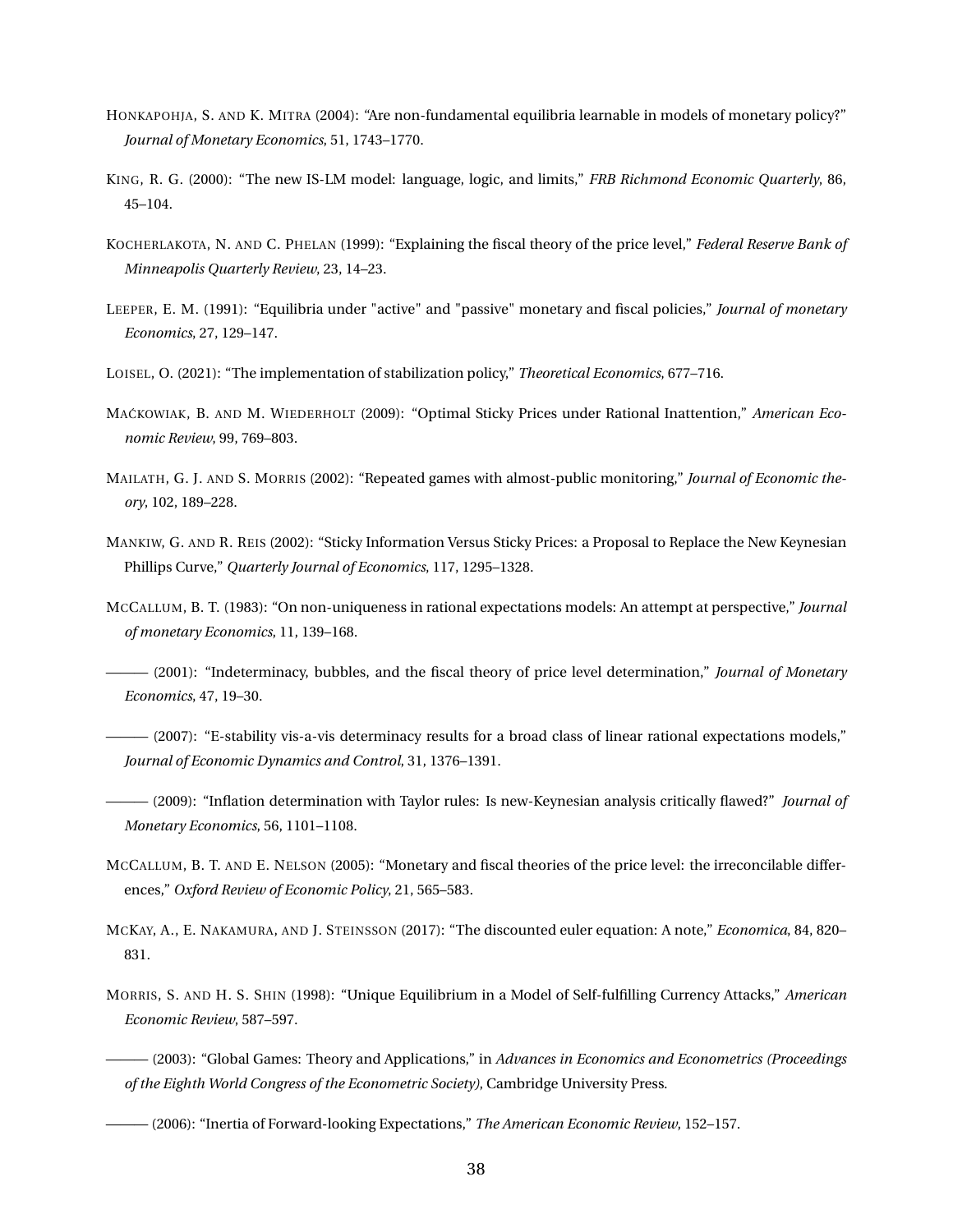HONKAPOHJA, S. AND K. MITRA (2004): "Are non-fundamental equilibria learnable in models of monetary policy?" *Journal of Monetary Economics*, 51, 1743–1770.

KING, R. G. (2000): "The new IS-LM model: language, logic, and limits," *FRB Richmond Economic Quarterly*, 86, 45–104.

KOCHERLAKOTA, N. AND C. PHELAN (1999): "Explaining the fiscal theory of the price level," *Federal Reserve Bank of Minneapolis Quarterly Review*, 23, 14–23.

LEEPER, E. M. (1991): "Equilibria under "active" and "passive" monetary and fiscal policies," *Journal of monetary Economics*, 27, 129–147.

LOISEL, O. (2021): "The implementation of stabilization policy," *Theoretical Economics*, 677–716.

MAĆKOWIAK, B. AND M. WIEDERHOLT (2009): "Optimal Sticky Prices under Rational Inattention," *American Economic Review*, 99, 769–803.

MAILATH, G. J. AND S. MORRIS (2002): "Repeated games with almost-public monitoring," *Journal of Economic theory*, 102, 189–228.

MANKIW, G. AND R. REIS (2002): "Sticky Information Versus Sticky Prices: a Proposal to Replace the New Keynesian Phillips Curve," *Quarterly Journal of Economics*, 117, 1295–1328.

MCCALLUM, B. T. (1983): "On non-uniqueness in rational expectations models: An attempt at perspective," *Journal of monetary Economics*, 11, 139–168.

——— (2001): "Indeterminacy, bubbles, and the fiscal theory of price level determination," *Journal of Monetary Economics*, 47, 19–30.

——— (2007): "E-stability vis-a-vis determinacy results for a broad class of linear rational expectations models," *Journal of Economic Dynamics and Control*, 31, 1376–1391.

——— (2009): "Inflation determination with Taylor rules: Is new-Keynesian analysis critically flawed?" *Journal of Monetary Economics*, 56, 1101–1108.

MCCALLUM, B. T. AND E. NELSON (2005): "Monetary and fiscal theories of the price level: the irreconcilable differences," *Oxford Review of Economic Policy*, 21, 565–583.

MCKAY, A., E. NAKAMURA, AND J. STEINSSON (2017): "The discounted euler equation: A note," *Economica*, 84, 820–831.

MORRIS, S. AND H. S. SHIN (1998): "Unique Equilibrium in a Model of Self-fulfilling Currency Attacks," *American Economic Review*, 587–597.

——— (2003): "Global Games: Theory and Applications," in *Advances in Economics and Econometrics (Proceedings of the Eighth World Congress of the Econometric Society)*, Cambridge University Press.

——— (2006): "Inertia of Forward-looking Expectations," *The American Economic Review*, 152–157.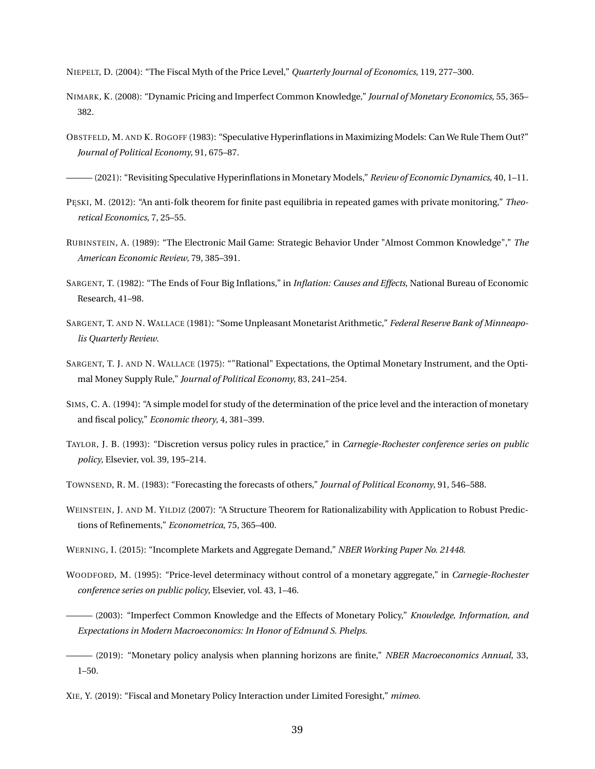NIEPELT, D. (2004): "The Fiscal Myth of the Price Level," *Quarterly Journal of Economics*, 119, 277–300.

NIMARK, K. (2008): "Dynamic Pricing and Imperfect Common Knowledge," *Journal of Monetary Economics*, 55, 365–382.

OBSTFELD, M. AND K. ROGOFF (1983): "Speculative Hyperinflations in Maximizing Models: Can We Rule Them Out?" *Journal of Political Economy*, 91, 675–87.

——— (2021): "Revisiting Speculative Hyperinflations in Monetary Models," *Review of Economic Dynamics*, 40, 1–11.

PĘSKI, M. (2012): "An anti-folk theorem for finite past equilibria in repeated games with private monitoring," *Theoretical Economics*, 7, 25–55.

RUBINSTEIN, A. (1989): "The Electronic Mail Game: Strategic Behavior Under "Almost Common Knowledge"," *The American Economic Review*, 79, 385–391.

SARGENT, T. (1982): "The Ends of Four Big Inflations," in *Inflation: Causes and Effects*, National Bureau of Economic Research, 41–98.

SARGENT, T. AND N. WALLACE (1981): "Some Unpleasant Monetarist Arithmetic," *Federal Reserve Bank of Minneapolis Quarterly Review*.

SARGENT, T. J. AND N. WALLACE (1975): ""Rational" Expectations, the Optimal Monetary Instrument, and the Optimal Money Supply Rule," *Journal of Political Economy*, 83, 241–254.

SIMS, C. A. (1994): "A simple model for study of the determination of the price level and the interaction of monetary and fiscal policy," *Economic theory*, 4, 381–399.

TAYLOR, J. B. (1993): "Discretion versus policy rules in practice," in *Carnegie-Rochester conference series on public policy*, Elsevier, vol. 39, 195–214.

TOWNSEND, R. M. (1983): "Forecasting the forecasts of others," *Journal of Political Economy*, 91, 546–588.

WEINSTEIN, J. AND M. YILDIZ (2007): "A Structure Theorem for Rationalizability with Application to Robust Predictions of Refinements," *Econometrica*, 75, 365–400.

WERNING, I. (2015): "Incomplete Markets and Aggregate Demand," *NBER Working Paper No. 21448*.

WOODFORD, M. (1995): "Price-level determinacy without control of a monetary aggregate," in *Carnegie-Rochester conference series on public policy*, Elsevier, vol. 43, 1–46.

——— (2003): "Imperfect Common Knowledge and the Effects of Monetary Policy," *Knowledge, Information, and Expectations in Modern Macroeconomics: In Honor of Edmund S. Phelps*.

——— (2019): "Monetary policy analysis when planning horizons are finite," *NBER Macroeconomics Annual*, 33, 1–50.

XIE, Y. (2019): "Fiscal and Monetary Policy Interaction under Limited Foresight," *mimeo*.